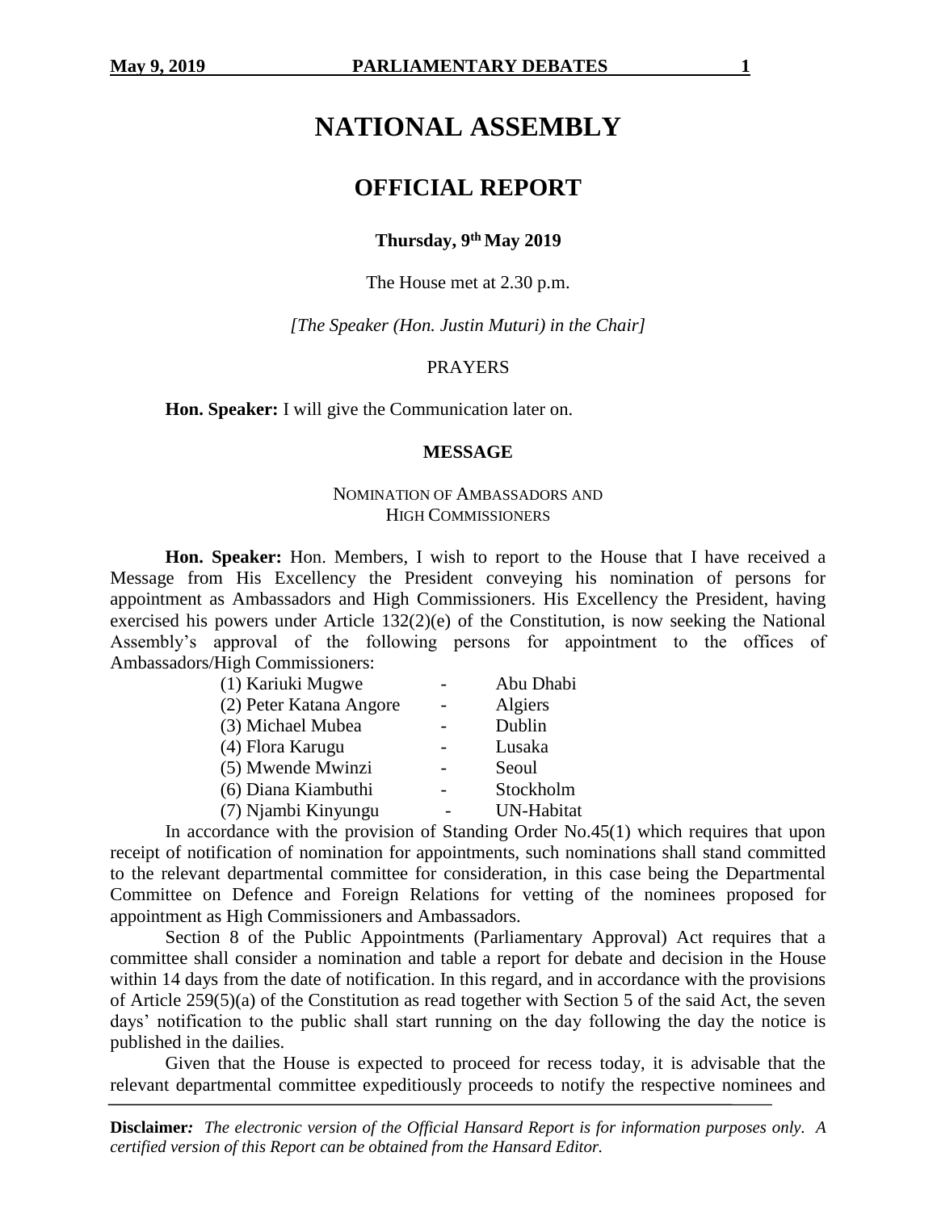# NATIONAL ASSEMBLY

## OFFICIAL REPORT

**Thursday, 9th May 2019**

The House met at 2.30 p.m.

*[The Speaker (Hon. Justin Muturi) in the Chair]*

PRAYERS

**Hon. Speaker:** I will give the Communication later on.

### MESSAGE

NOMINATION OF AMBASSADORS AND HIGH COMMISSIONERS

**Hon. Speaker:** Hon. Members, I wish to report to the House that I have received a Message from His Excellency the President conveying his nomination of persons for appointment as Ambassadors and High Commissioners. His Excellency the President, having exercised his powers under Article 132(2)(e) of the Constitution, is now seeking the National Assembly's approval of the following persons for appointment to the offices of Ambassadors/High Commissioners:

(1) Kariuki Mugwe - Abu Dhabi
(2) Peter Katana Angore - Algiers
(3) Michael Mubea - Dublin
(4) Flora Karugu - Lusaka
(5) Mwende Mwinzi - Seoul
(6) Diana Kiambuthi - Stockholm
(7) Njambi Kinyungu - UN-Habitat

In accordance with the provision of Standing Order No.45(1) which requires that upon receipt of notification of nomination for appointments, such nominations shall stand committed to the relevant departmental committee for consideration, in this case being the Departmental Committee on Defence and Foreign Relations for vetting of the nominees proposed for appointment as High Commissioners and Ambassadors.

Section 8 of the Public Appointments (Parliamentary Approval) Act requires that a committee shall consider a nomination and table a report for debate and decision in the House within 14 days from the date of notification. In this regard, and in accordance with the provisions of Article 259(5)(a) of the Constitution as read together with Section 5 of the said Act, the seven days' notification to the public shall start running on the day following the day the notice is published in the dailies.

Given that the House is expected to proceed for recess today, it is advisable that the relevant departmental committee expeditiously proceeds to notify the respective nominees and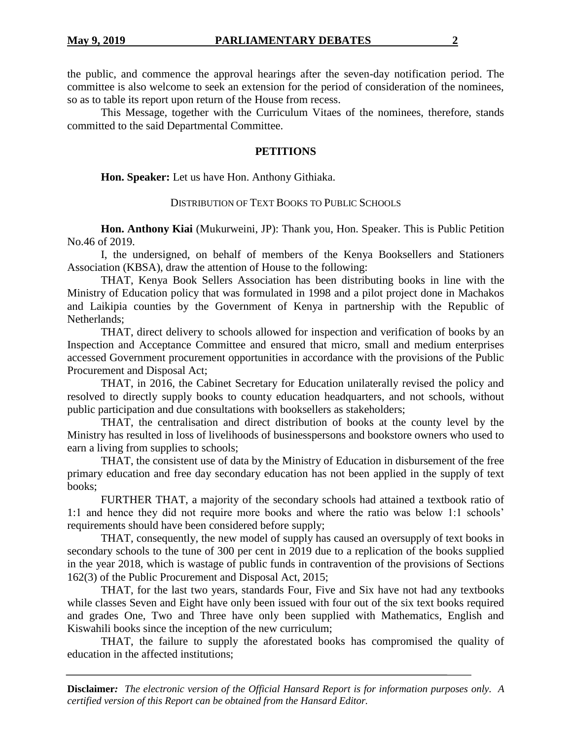the public, and commence the approval hearings after the seven-day notification period. The committee is also welcome to seek an extension for the period of consideration of the nominees, so as to table its report upon return of the House from recess.

This Message, together with the Curriculum Vitaes of the nominees, therefore, stands committed to the said Departmental Committee.

## PETITIONS

**Hon. Speaker:** Let us have Hon. Anthony Githiaka.

### DISTRIBUTION OF TEXT BOOKS TO PUBLIC SCHOOLS

**Hon. Anthony Kiai** (Mukurweini, JP): Thank you, Hon. Speaker. This is Public Petition No.46 of 2019.

I, the undersigned, on behalf of members of the Kenya Booksellers and Stationers Association (KBSA), draw the attention of House to the following:

THAT, Kenya Book Sellers Association has been distributing books in line with the Ministry of Education policy that was formulated in 1998 and a pilot project done in Machakos and Laikipia counties by the Government of Kenya in partnership with the Republic of Netherlands;

THAT, direct delivery to schools allowed for inspection and verification of books by an Inspection and Acceptance Committee and ensured that micro, small and medium enterprises accessed Government procurement opportunities in accordance with the provisions of the Public Procurement and Disposal Act;

THAT, in 2016, the Cabinet Secretary for Education unilaterally revised the policy and resolved to directly supply books to county education headquarters, and not schools, without public participation and due consultations with booksellers as stakeholders;

THAT, the centralisation and direct distribution of books at the county level by the Ministry has resulted in loss of livelihoods of businesspersons and bookstore owners who used to earn a living from supplies to schools;

THAT, the consistent use of data by the Ministry of Education in disbursement of the free primary education and free day secondary education has not been applied in the supply of text books;

FURTHER THAT, a majority of the secondary schools had attained a textbook ratio of 1:1 and hence they did not require more books and where the ratio was below 1:1 schools' requirements should have been considered before supply;

THAT, consequently, the new model of supply has caused an oversupply of text books in secondary schools to the tune of 300 per cent in 2019 due to a replication of the books supplied in the year 2018, which is wastage of public funds in contravention of the provisions of Sections 162(3) of the Public Procurement and Disposal Act, 2015;

THAT, for the last two years, standards Four, Five and Six have not had any textbooks while classes Seven and Eight have only been issued with four out of the six text books required and grades One, Two and Three have only been supplied with Mathematics, English and Kiswahili books since the inception of the new curriculum;

THAT, the failure to supply the aforestated books has compromised the quality of education in the affected institutions;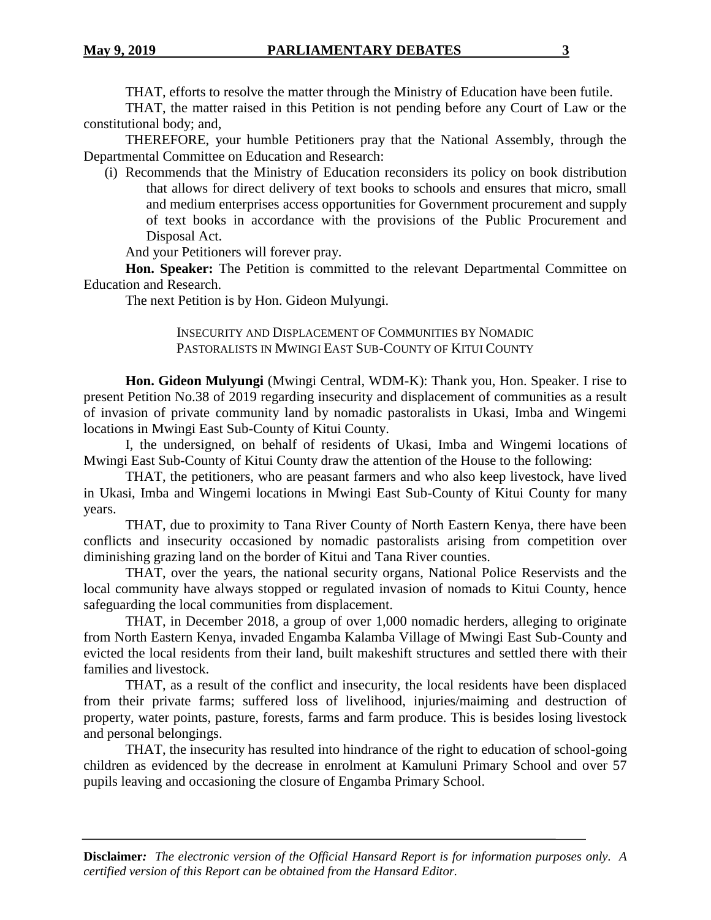THAT, efforts to resolve the matter through the Ministry of Education have been futile.

THAT, the matter raised in this Petition is not pending before any Court of Law or the constitutional body; and,

THEREFORE, your humble Petitioners pray that the National Assembly, through the Departmental Committee on Education and Research:

(i) Recommends that the Ministry of Education reconsiders its policy on book distribution that allows for direct delivery of text books to schools and ensures that micro, small and medium enterprises access opportunities for Government procurement and supply of text books in accordance with the provisions of the Public Procurement and Disposal Act.

And your Petitioners will forever pray.

**Hon. Speaker:** The Petition is committed to the relevant Departmental Committee on Education and Research.

The next Petition is by Hon. Gideon Mulyungi.

### INSECURITY AND DISPLACEMENT OF COMMUNITIES BY NOMADIC PASTORALISTS IN MWINGI EAST SUB-COUNTY OF KITUI COUNTY

**Hon. Gideon Mulyungi** (Mwingi Central, WDM-K): Thank you, Hon. Speaker. I rise to present Petition No.38 of 2019 regarding insecurity and displacement of communities as a result of invasion of private community land by nomadic pastoralists in Ukasi, Imba and Wingemi locations in Mwingi East Sub-County of Kitui County.

I, the undersigned, on behalf of residents of Ukasi, Imba and Wingemi locations of Mwingi East Sub-County of Kitui County draw the attention of the House to the following:

THAT, the petitioners, who are peasant farmers and who also keep livestock, have lived in Ukasi, Imba and Wingemi locations in Mwingi East Sub-County of Kitui County for many years.

THAT, due to proximity to Tana River County of North Eastern Kenya, there have been conflicts and insecurity occasioned by nomadic pastoralists arising from competition over diminishing grazing land on the border of Kitui and Tana River counties.

THAT, over the years, the national security organs, National Police Reservists and the local community have always stopped or regulated invasion of nomads to Kitui County, hence safeguarding the local communities from displacement.

THAT, in December 2018, a group of over 1,000 nomadic herders, alleging to originate from North Eastern Kenya, invaded Engamba Kalamba Village of Mwingi East Sub-County and evicted the local residents from their land, built makeshift structures and settled there with their families and livestock.

THAT, as a result of the conflict and insecurity, the local residents have been displaced from their private farms; suffered loss of livelihood, injuries/maiming and destruction of property, water points, pasture, forests, farms and farm produce. This is besides losing livestock and personal belongings.

THAT, the insecurity has resulted into hindrance of the right to education of school-going children as evidenced by the decrease in enrolment at Kamuluni Primary School and over 57 pupils leaving and occasioning the closure of Engamba Primary School.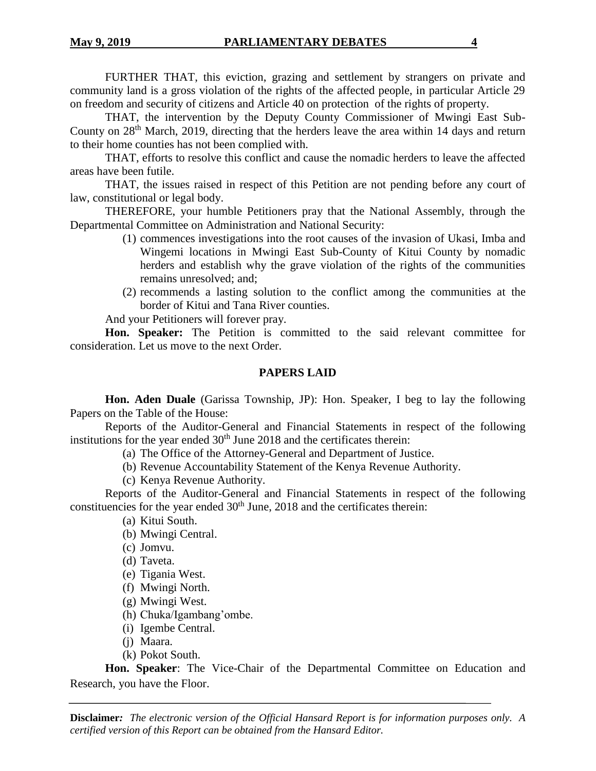FURTHER THAT, this eviction, grazing and settlement by strangers on private and community land is a gross violation of the rights of the affected people, in particular Article 29 on freedom and security of citizens and Article 40 on protection of the rights of property.

THAT, the intervention by the Deputy County Commissioner of Mwingi East Sub-County on 28th March, 2019, directing that the herders leave the area within 14 days and return to their home counties has not been complied with.

THAT, efforts to resolve this conflict and cause the nomadic herders to leave the affected areas have been futile.

THAT, the issues raised in respect of this Petition are not pending before any court of law, constitutional or legal body.

THEREFORE, your humble Petitioners pray that the National Assembly, through the Departmental Committee on Administration and National Security:

(1) commences investigations into the root causes of the invasion of Ukasi, Imba and Wingemi locations in Mwingi East Sub-County of Kitui County by nomadic herders and establish why the grave violation of the rights of the communities remains unresolved; and;

(2) recommends a lasting solution to the conflict among the communities at the border of Kitui and Tana River counties.

And your Petitioners will forever pray.

**Hon. Speaker:** The Petition is committed to the said relevant committee for consideration. Let us move to the next Order.

## PAPERS LAID

**Hon. Aden Duale** (Garissa Township, JP): Hon. Speaker, I beg to lay the following Papers on the Table of the House:

Reports of the Auditor-General and Financial Statements in respect of the following institutions for the year ended 30th June 2018 and the certificates therein:

(a) The Office of the Attorney-General and Department of Justice.

(b) Revenue Accountability Statement of the Kenya Revenue Authority.

(c) Kenya Revenue Authority.

Reports of the Auditor-General and Financial Statements in respect of the following constituencies for the year ended 30th June, 2018 and the certificates therein:

(a) Kitui South.

(b) Mwingi Central.

(c) Jomvu.

(d) Taveta.

(e) Tigania West.

(f) Mwingi North.

(g) Mwingi West.

(h) Chuka/Igambang'ombe.

(i) Igembe Central.

(j) Maara.

(k) Pokot South.

**Hon. Speaker**: The Vice-Chair of the Departmental Committee on Education and Research, you have the Floor.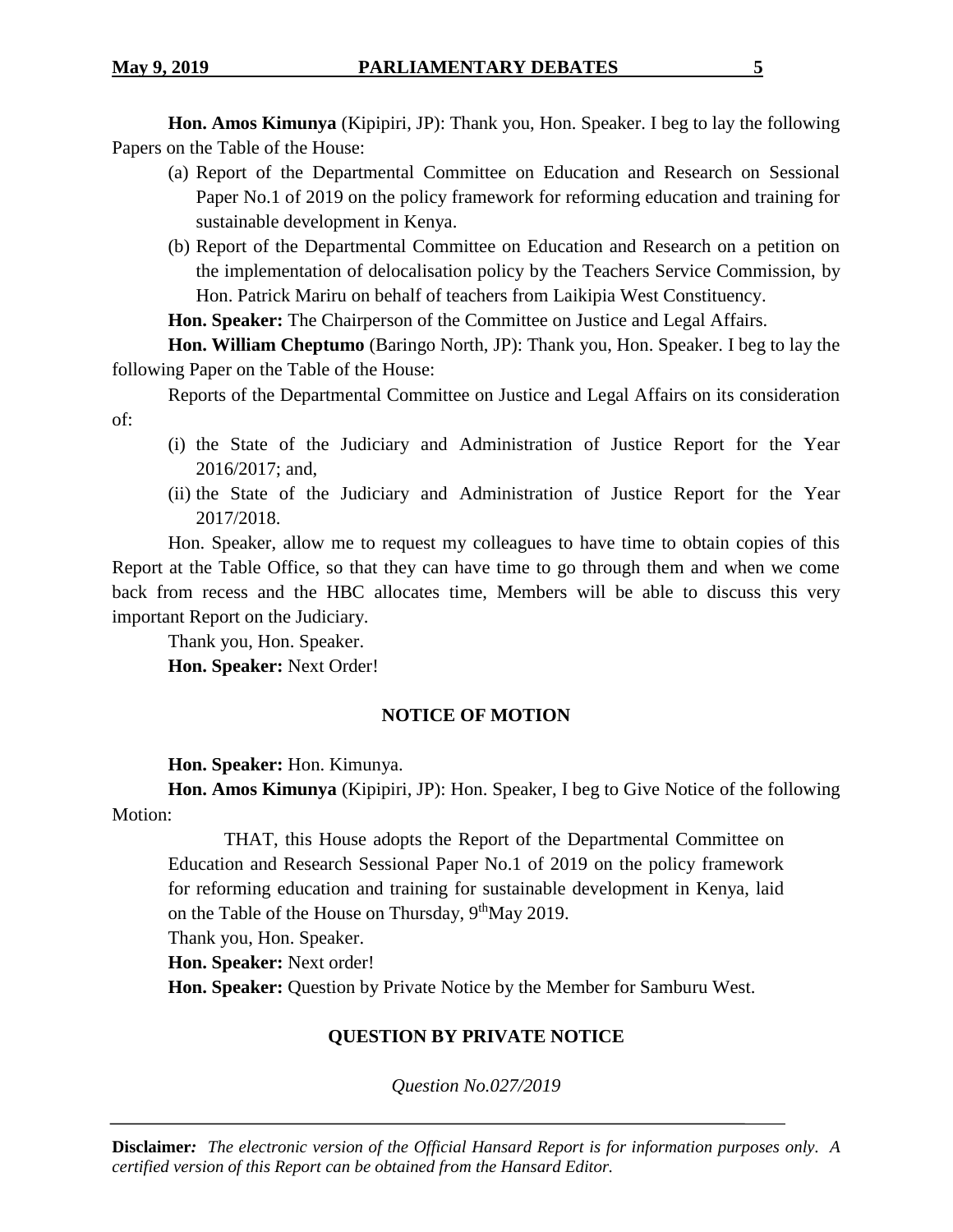**Hon. Amos Kimunya** (Kipipiri, JP): Thank you, Hon. Speaker. I beg to lay the following Papers on the Table of the House:

(a) Report of the Departmental Committee on Education and Research on Sessional Paper No.1 of 2019 on the policy framework for reforming education and training for sustainable development in Kenya.

(b) Report of the Departmental Committee on Education and Research on a petition on the implementation of delocalisation policy by the Teachers Service Commission, by Hon. Patrick Mariru on behalf of teachers from Laikipia West Constituency.

**Hon. Speaker:** The Chairperson of the Committee on Justice and Legal Affairs.

**Hon. William Cheptumo** (Baringo North, JP): Thank you, Hon. Speaker. I beg to lay the following Paper on the Table of the House:

Reports of the Departmental Committee on Justice and Legal Affairs on its consideration of:

(i) the State of the Judiciary and Administration of Justice Report for the Year 2016/2017; and,

(ii) the State of the Judiciary and Administration of Justice Report for the Year 2017/2018.

Hon. Speaker, allow me to request my colleagues to have time to obtain copies of this Report at the Table Office, so that they can have time to go through them and when we come back from recess and the HBC allocates time, Members will be able to discuss this very important Report on the Judiciary.

Thank you, Hon. Speaker.

**Hon. Speaker:** Next Order!

## NOTICE OF MOTION

**Hon. Speaker:** Hon. Kimunya.

**Hon. Amos Kimunya** (Kipipiri, JP): Hon. Speaker, I beg to Give Notice of the following Motion:

> THAT, this House adopts the Report of the Departmental Committee on Education and Research Sessional Paper No.1 of 2019 on the policy framework for reforming education and training for sustainable development in Kenya, laid on the Table of the House on Thursday, 9th May 2019.

Thank you, Hon. Speaker.

**Hon. Speaker:** Next order!

**Hon. Speaker:** Question by Private Notice by the Member for Samburu West.

## QUESTION BY PRIVATE NOTICE

*Question No.027/2019*

**Disclaimer***:* *The electronic version of the Official Hansard Report is for information purposes only. A certified version of this Report can be obtained from the Hansard Editor.*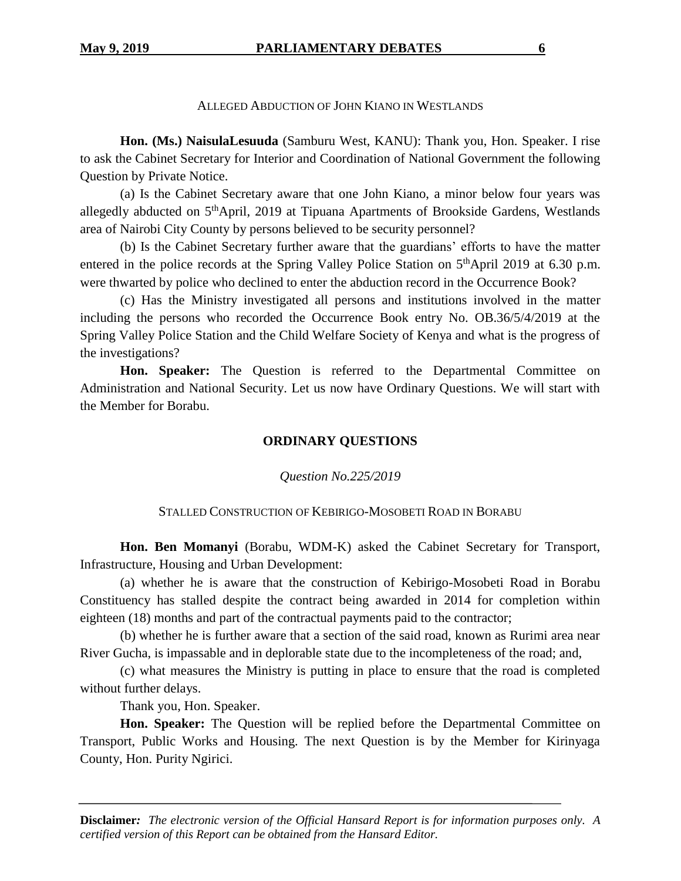ALLEGED ABDUCTION OF JOHN KIANO IN WESTLANDS

**Hon. (Ms.) NaisulaLesuuda** (Samburu West, KANU): Thank you, Hon. Speaker. I rise to ask the Cabinet Secretary for Interior and Coordination of National Government the following Question by Private Notice.

(a) Is the Cabinet Secretary aware that one John Kiano, a minor below four years was allegedly abducted on 5th April, 2019 at Tipuana Apartments of Brookside Gardens, Westlands area of Nairobi City County by persons believed to be security personnel?

(b) Is the Cabinet Secretary further aware that the guardians' efforts to have the matter entered in the police records at the Spring Valley Police Station on 5th April 2019 at 6.30 p.m. were thwarted by police who declined to enter the abduction record in the Occurrence Book?

(c) Has the Ministry investigated all persons and institutions involved in the matter including the persons who recorded the Occurrence Book entry No. OB.36/5/4/2019 at the Spring Valley Police Station and the Child Welfare Society of Kenya and what is the progress of the investigations?

**Hon. Speaker:** The Question is referred to the Departmental Committee on Administration and National Security. Let us now have Ordinary Questions. We will start with the Member for Borabu.

## ORDINARY QUESTIONS

*Question No.225/2019*

STALLED CONSTRUCTION OF KEBIRIGO-MOSOBETI ROAD IN BORABU

**Hon. Ben Momanyi** (Borabu, WDM-K) asked the Cabinet Secretary for Transport, Infrastructure, Housing and Urban Development:

(a) whether he is aware that the construction of Kebirigo-Mosobeti Road in Borabu Constituency has stalled despite the contract being awarded in 2014 for completion within eighteen (18) months and part of the contractual payments paid to the contractor;

(b) whether he is further aware that a section of the said road, known as Rurimi area near River Gucha, is impassable and in deplorable state due to the incompleteness of the road; and,

(c) what measures the Ministry is putting in place to ensure that the road is completed without further delays.

Thank you, Hon. Speaker.

**Hon. Speaker:** The Question will be replied before the Departmental Committee on Transport, Public Works and Housing. The next Question is by the Member for Kirinyaga County, Hon. Purity Ngirici.

**Disclaimer***:* *The electronic version of the Official Hansard Report is for information purposes only. A certified version of this Report can be obtained from the Hansard Editor.*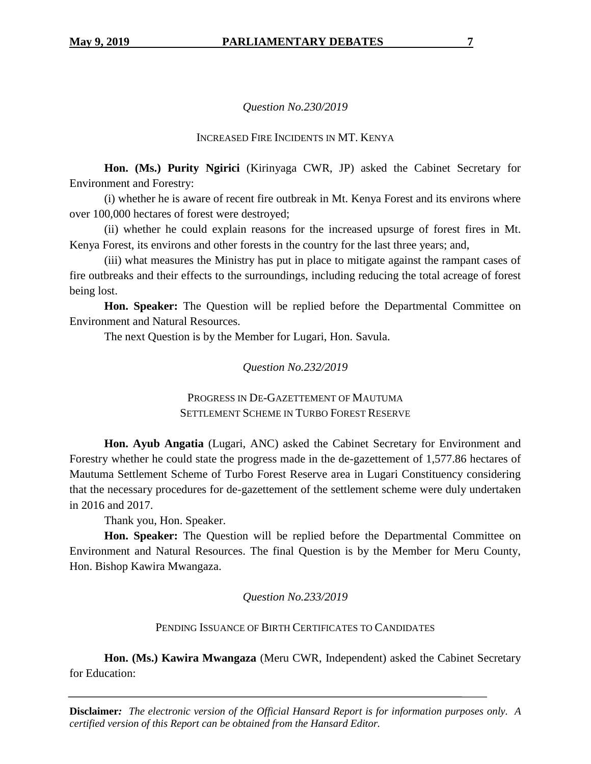*Question No.230/2019*

INCREASED FIRE INCIDENTS IN MT. KENYA

**Hon. (Ms.) Purity Ngirici** (Kirinyaga CWR, JP) asked the Cabinet Secretary for Environment and Forestry:

(i) whether he is aware of recent fire outbreak in Mt. Kenya Forest and its environs where over 100,000 hectares of forest were destroyed;

(ii) whether he could explain reasons for the increased upsurge of forest fires in Mt. Kenya Forest, its environs and other forests in the country for the last three years; and,

(iii) what measures the Ministry has put in place to mitigate against the rampant cases of fire outbreaks and their effects to the surroundings, including reducing the total acreage of forest being lost.

**Hon. Speaker:** The Question will be replied before the Departmental Committee on Environment and Natural Resources.

The next Question is by the Member for Lugari, Hon. Savula.

*Question No.232/2019*

PROGRESS IN DE-GAZETTEMENT OF MAUTUMA SETTLEMENT SCHEME IN TURBO FOREST RESERVE

**Hon. Ayub Angatia** (Lugari, ANC) asked the Cabinet Secretary for Environment and Forestry whether he could state the progress made in the de-gazettement of 1,577.86 hectares of Mautuma Settlement Scheme of Turbo Forest Reserve area in Lugari Constituency considering that the necessary procedures for de-gazettement of the settlement scheme were duly undertaken in 2016 and 2017.

Thank you, Hon. Speaker.

**Hon. Speaker:** The Question will be replied before the Departmental Committee on Environment and Natural Resources. The final Question is by the Member for Meru County, Hon. Bishop Kawira Mwangaza.

*Question No.233/2019*

PENDING ISSUANCE OF BIRTH CERTIFICATES TO CANDIDATES

**Hon. (Ms.) Kawira Mwangaza** (Meru CWR, Independent) asked the Cabinet Secretary for Education: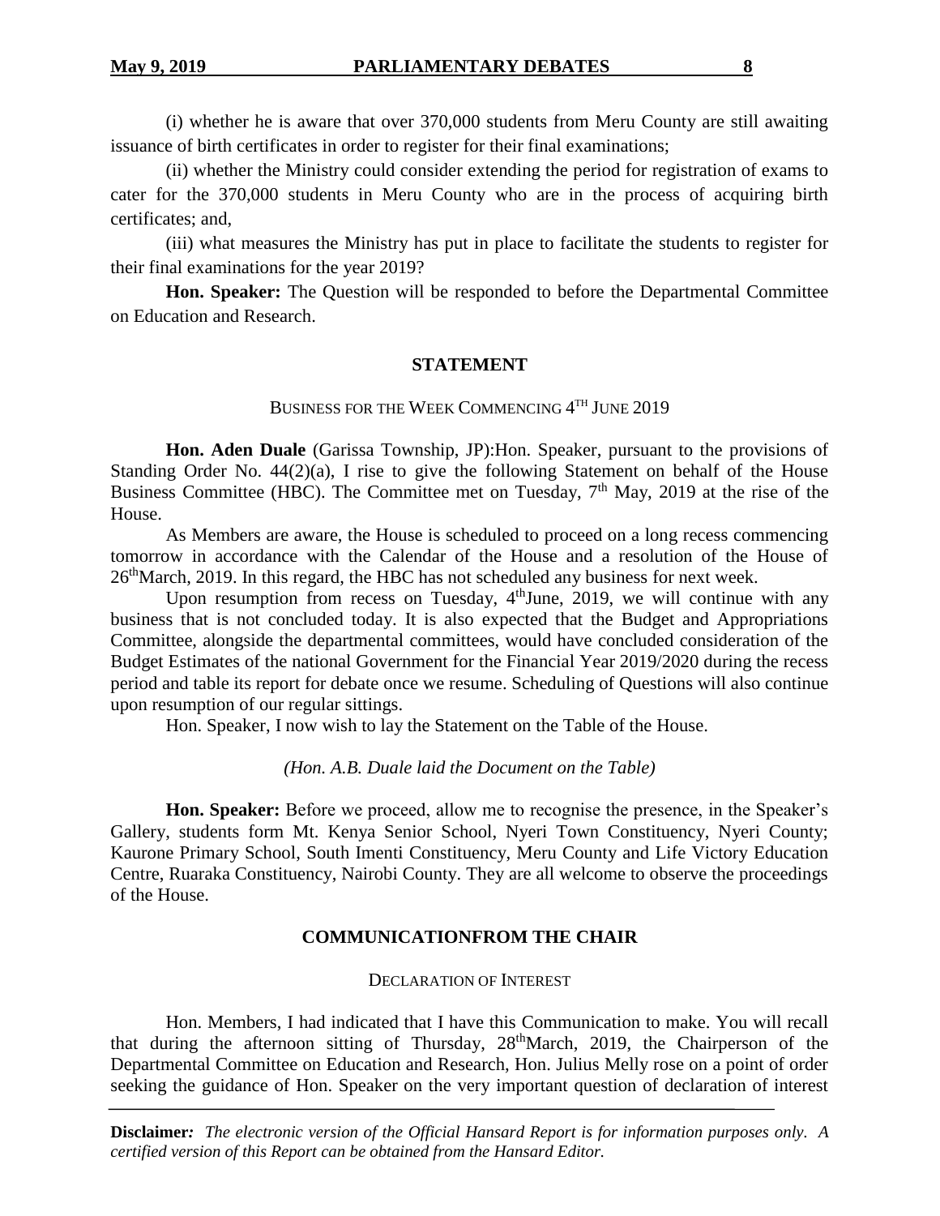(i) whether he is aware that over 370,000 students from Meru County are still awaiting issuance of birth certificates in order to register for their final examinations;

(ii) whether the Ministry could consider extending the period for registration of exams to cater for the 370,000 students in Meru County who are in the process of acquiring birth certificates; and,

(iii) what measures the Ministry has put in place to facilitate the students to register for their final examinations for the year 2019?

**Hon. Speaker:** The Question will be responded to before the Departmental Committee on Education and Research.

## STATEMENT

### BUSINESS FOR THE WEEK COMMENCING 4TH JUNE 2019

**Hon. Aden Duale** (Garissa Township, JP):Hon. Speaker, pursuant to the provisions of Standing Order No. 44(2)(a), I rise to give the following Statement on behalf of the House Business Committee (HBC). The Committee met on Tuesday, 7th May, 2019 at the rise of the House.

As Members are aware, the House is scheduled to proceed on a long recess commencing tomorrow in accordance with the Calendar of the House and a resolution of the House of 26thMarch, 2019. In this regard, the HBC has not scheduled any business for next week.

Upon resumption from recess on Tuesday, 4thJune, 2019, we will continue with any business that is not concluded today. It is also expected that the Budget and Appropriations Committee, alongside the departmental committees, would have concluded consideration of the Budget Estimates of the national Government for the Financial Year 2019/2020 during the recess period and table its report for debate once we resume. Scheduling of Questions will also continue upon resumption of our regular sittings.

Hon. Speaker, I now wish to lay the Statement on the Table of the House.

*(Hon. A.B. Duale laid the Document on the Table)*

**Hon. Speaker:** Before we proceed, allow me to recognise the presence, in the Speaker's Gallery, students form Mt. Kenya Senior School, Nyeri Town Constituency, Nyeri County; Kaurone Primary School, South Imenti Constituency, Meru County and Life Victory Education Centre, Ruaraka Constituency, Nairobi County. They are all welcome to observe the proceedings of the House.

## COMMUNICATIONFROM THE CHAIR

### DECLARATION OF INTEREST

Hon. Members, I had indicated that I have this Communication to make. You will recall that during the afternoon sitting of Thursday, 28thMarch, 2019, the Chairperson of the Departmental Committee on Education and Research, Hon. Julius Melly rose on a point of order seeking the guidance of Hon. Speaker on the very important question of declaration of interest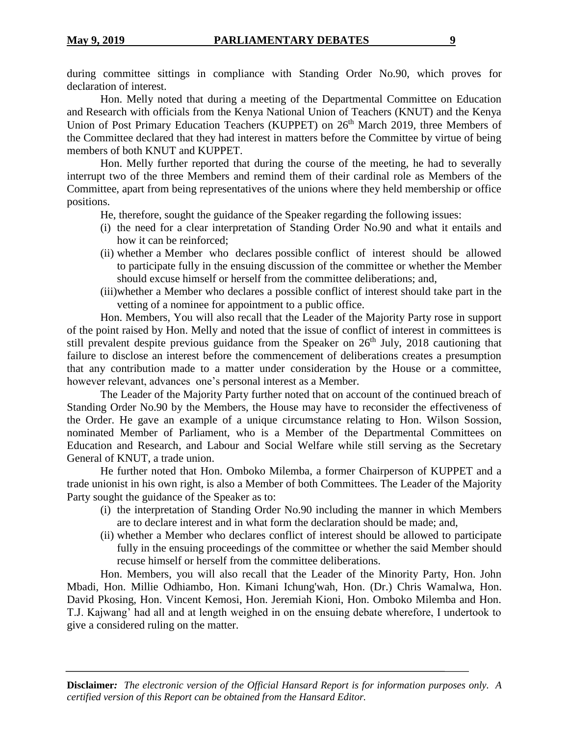during committee sittings in compliance with Standing Order No.90, which proves for declaration of interest.

Hon. Melly noted that during a meeting of the Departmental Committee on Education and Research with officials from the Kenya National Union of Teachers (KNUT) and the Kenya Union of Post Primary Education Teachers (KUPPET) on 26th March 2019, three Members of the Committee declared that they had interest in matters before the Committee by virtue of being members of both KNUT and KUPPET.

Hon. Melly further reported that during the course of the meeting, he had to severally interrupt two of the three Members and remind them of their cardinal role as Members of the Committee, apart from being representatives of the unions where they held membership or office positions.

He, therefore, sought the guidance of the Speaker regarding the following issues:

(i) the need for a clear interpretation of Standing Order No.90 and what it entails and how it can be reinforced;

(ii) whether a Member who declares possible conflict of interest should be allowed to participate fully in the ensuing discussion of the committee or whether the Member should excuse himself or herself from the committee deliberations; and,

(iii) whether a Member who declares a possible conflict of interest should take part in the vetting of a nominee for appointment to a public office.

Hon. Members, You will also recall that the Leader of the Majority Party rose in support of the point raised by Hon. Melly and noted that the issue of conflict of interest in committees is still prevalent despite previous guidance from the Speaker on 26th July, 2018 cautioning that failure to disclose an interest before the commencement of deliberations creates a presumption that any contribution made to a matter under consideration by the House or a committee, however relevant, advances one's personal interest as a Member.

The Leader of the Majority Party further noted that on account of the continued breach of Standing Order No.90 by the Members, the House may have to reconsider the effectiveness of the Order. He gave an example of a unique circumstance relating to Hon. Wilson Sossion, nominated Member of Parliament, who is a Member of the Departmental Committees on Education and Research, and Labour and Social Welfare while still serving as the Secretary General of KNUT, a trade union.

He further noted that Hon. Omboko Milemba, a former Chairperson of KUPPET and a trade unionist in his own right, is also a Member of both Committees. The Leader of the Majority Party sought the guidance of the Speaker as to:

(i) the interpretation of Standing Order No.90 including the manner in which Members are to declare interest and in what form the declaration should be made; and,

(ii) whether a Member who declares conflict of interest should be allowed to participate fully in the ensuing proceedings of the committee or whether the said Member should recuse himself or herself from the committee deliberations.

Hon. Members, you will also recall that the Leader of the Minority Party, Hon. John Mbadi, Hon. Millie Odhiambo, Hon. Kimani Ichung'wah, Hon. (Dr.) Chris Wamalwa, Hon. David Pkosing, Hon. Vincent Kemosi, Hon. Jeremiah Kioni, Hon. Omboko Milemba and Hon. T.J. Kajwang' had all and at length weighed in on the ensuing debate wherefore, I undertook to give a considered ruling on the matter.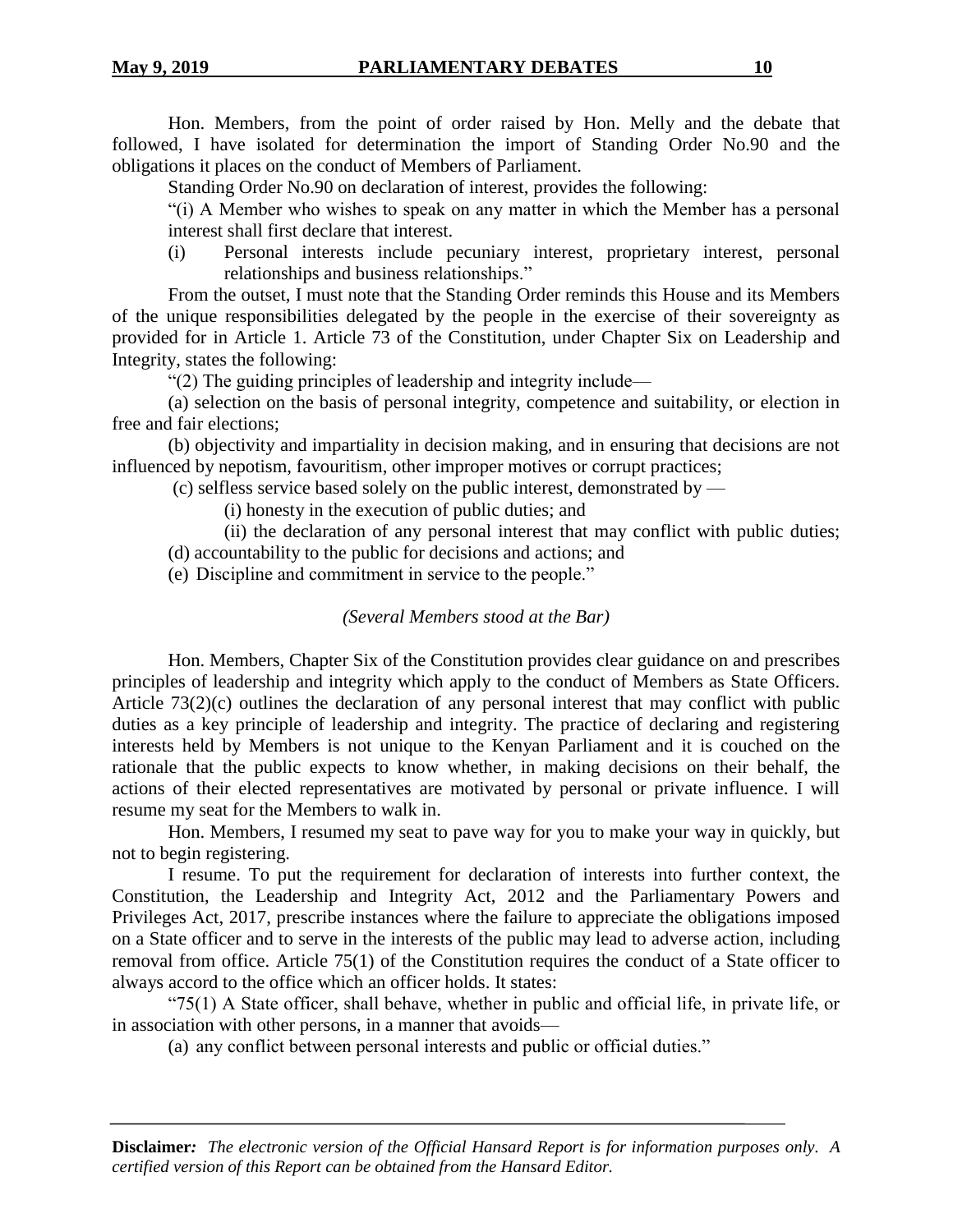Hon. Members, from the point of order raised by Hon. Melly and the debate that followed, I have isolated for determination the import of Standing Order No.90 and the obligations it places on the conduct of Members of Parliament.

Standing Order No.90 on declaration of interest, provides the following:

"(i) A Member who wishes to speak on any matter in which the Member has a personal interest shall first declare that interest.

(i) Personal interests include pecuniary interest, proprietary interest, personal relationships and business relationships."

From the outset, I must note that the Standing Order reminds this House and its Members of the unique responsibilities delegated by the people in the exercise of their sovereignty as provided for in Article 1. Article 73 of the Constitution, under Chapter Six on Leadership and Integrity, states the following:

"(2) The guiding principles of leadership and integrity include—

(a) selection on the basis of personal integrity, competence and suitability, or election in free and fair elections;

(b) objectivity and impartiality in decision making, and in ensuring that decisions are not influenced by nepotism, favouritism, other improper motives or corrupt practices;

(c) selfless service based solely on the public interest, demonstrated by —

(i) honesty in the execution of public duties; and

(ii) the declaration of any personal interest that may conflict with public duties;

(d) accountability to the public for decisions and actions; and

(e) Discipline and commitment in service to the people."

*(Several Members stood at the Bar)*

Hon. Members, Chapter Six of the Constitution provides clear guidance on and prescribes principles of leadership and integrity which apply to the conduct of Members as State Officers. Article 73(2)(c) outlines the declaration of any personal interest that may conflict with public duties as a key principle of leadership and integrity. The practice of declaring and registering interests held by Members is not unique to the Kenyan Parliament and it is couched on the rationale that the public expects to know whether, in making decisions on their behalf, the actions of their elected representatives are motivated by personal or private influence. I will resume my seat for the Members to walk in.

Hon. Members, I resumed my seat to pave way for you to make your way in quickly, but not to begin registering.

I resume. To put the requirement for declaration of interests into further context, the Constitution, the Leadership and Integrity Act, 2012 and the Parliamentary Powers and Privileges Act, 2017, prescribe instances where the failure to appreciate the obligations imposed on a State officer and to serve in the interests of the public may lead to adverse action, including removal from office. Article 75(1) of the Constitution requires the conduct of a State officer to always accord to the office which an officer holds. It states:

"75(1) A State officer, shall behave, whether in public and official life, in private life, or in association with other persons, in a manner that avoids—

(a) any conflict between personal interests and public or official duties."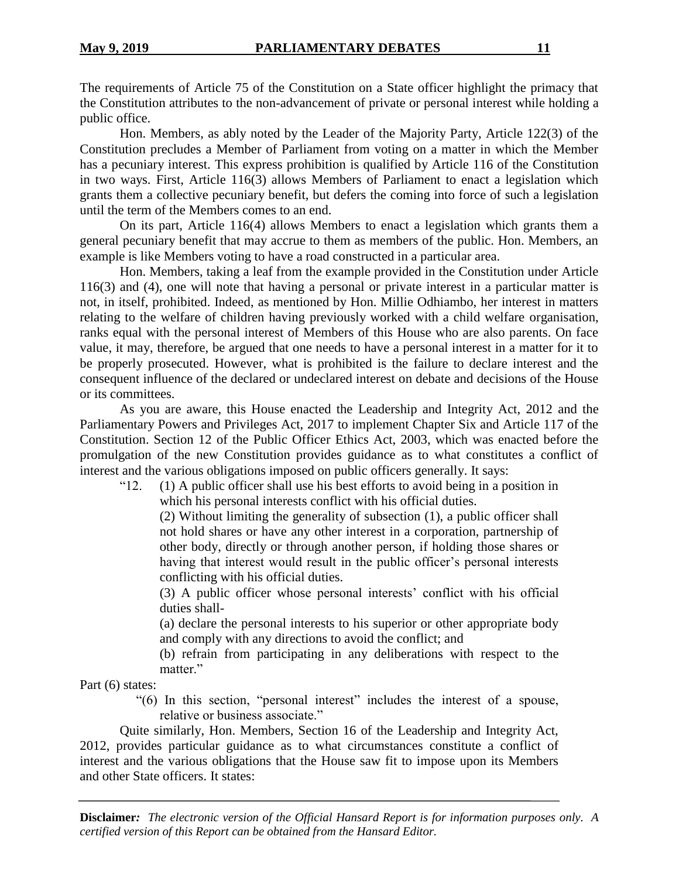The requirements of Article 75 of the Constitution on a State officer highlight the primacy that the Constitution attributes to the non-advancement of private or personal interest while holding a public office.

Hon. Members, as ably noted by the Leader of the Majority Party, Article 122(3) of the Constitution precludes a Member of Parliament from voting on a matter in which the Member has a pecuniary interest. This express prohibition is qualified by Article 116 of the Constitution in two ways. First, Article 116(3) allows Members of Parliament to enact a legislation which grants them a collective pecuniary benefit, but defers the coming into force of such a legislation until the term of the Members comes to an end.

On its part, Article 116(4) allows Members to enact a legislation which grants them a general pecuniary benefit that may accrue to them as members of the public. Hon. Members, an example is like Members voting to have a road constructed in a particular area.

Hon. Members, taking a leaf from the example provided in the Constitution under Article 116(3) and (4), one will note that having a personal or private interest in a particular matter is not, in itself, prohibited. Indeed, as mentioned by Hon. Millie Odhiambo, her interest in matters relating to the welfare of children having previously worked with a child welfare organisation, ranks equal with the personal interest of Members of this House who are also parents. On face value, it may, therefore, be argued that one needs to have a personal interest in a matter for it to be properly prosecuted. However, what is prohibited is the failure to declare interest and the consequent influence of the declared or undeclared interest on debate and decisions of the House or its committees.

As you are aware, this House enacted the Leadership and Integrity Act, 2012 and the Parliamentary Powers and Privileges Act, 2017 to implement Chapter Six and Article 117 of the Constitution. Section 12 of the Public Officer Ethics Act, 2003, which was enacted before the promulgation of the new Constitution provides guidance as to what constitutes a conflict of interest and the various obligations imposed on public officers generally. It says:

> "12. (1) A public officer shall use his best efforts to avoid being in a position in which his personal interests conflict with his official duties.
>
> (2) Without limiting the generality of subsection (1), a public officer shall not hold shares or have any other interest in a corporation, partnership of other body, directly or through another person, if holding those shares or having that interest would result in the public officer's personal interests conflicting with his official duties.
>
> (3) A public officer whose personal interests' conflict with his official duties shall-
>
> (a) declare the personal interests to his superior or other appropriate body and comply with any directions to avoid the conflict; and
>
> (b) refrain from participating in any deliberations with respect to the matter."

Part (6) states:

> "(6) In this section, "personal interest" includes the interest of a spouse, relative or business associate."

Quite similarly, Hon. Members, Section 16 of the Leadership and Integrity Act, 2012, provides particular guidance as to what circumstances constitute a conflict of interest and the various obligations that the House saw fit to impose upon its Members and other State officers. It states: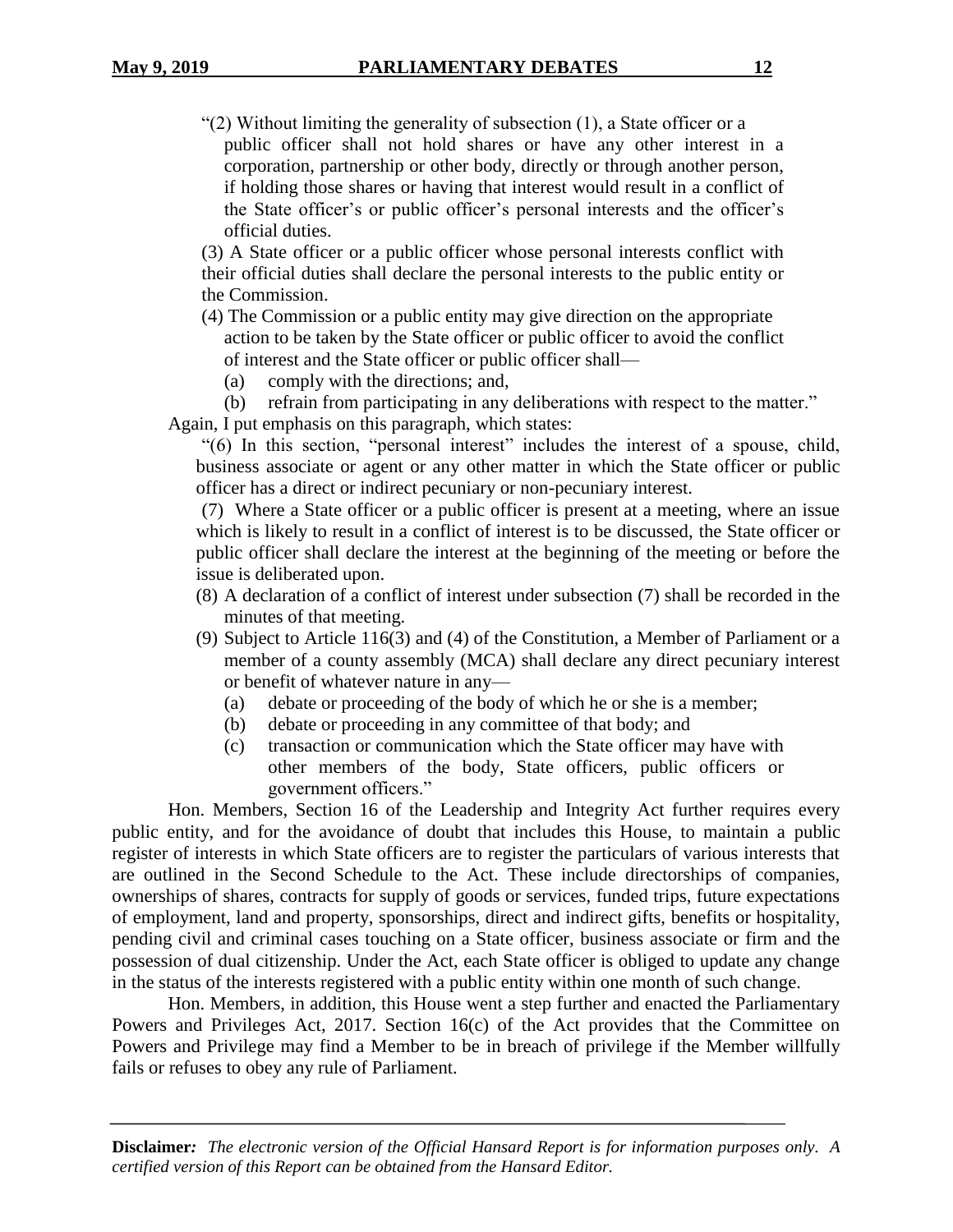"(2) Without limiting the generality of subsection (1), a State officer or a public officer shall not hold shares or have any other interest in a corporation, partnership or other body, directly or through another person, if holding those shares or having that interest would result in a conflict of the State officer's or public officer's personal interests and the officer's official duties.

(3) A State officer or a public officer whose personal interests conflict with their official duties shall declare the personal interests to the public entity or the Commission.

(4) The Commission or a public entity may give direction on the appropriate action to be taken by the State officer or public officer to avoid the conflict of interest and the State officer or public officer shall—

(a) comply with the directions; and,

(b) refrain from participating in any deliberations with respect to the matter."

Again, I put emphasis on this paragraph, which states:

"(6) In this section, "personal interest" includes the interest of a spouse, child, business associate or agent or any other matter in which the State officer or public officer has a direct or indirect pecuniary or non-pecuniary interest.

(7) Where a State officer or a public officer is present at a meeting, where an issue which is likely to result in a conflict of interest is to be discussed, the State officer or public officer shall declare the interest at the beginning of the meeting or before the issue is deliberated upon.

(8) A declaration of a conflict of interest under subsection (7) shall be recorded in the minutes of that meeting.

(9) Subject to Article 116(3) and (4) of the Constitution, a Member of Parliament or a member of a county assembly (MCA) shall declare any direct pecuniary interest or benefit of whatever nature in any—

(a) debate or proceeding of the body of which he or she is a member;

(b) debate or proceeding in any committee of that body; and

(c) transaction or communication which the State officer may have with other members of the body, State officers, public officers or government officers."

Hon. Members, Section 16 of the Leadership and Integrity Act further requires every public entity, and for the avoidance of doubt that includes this House, to maintain a public register of interests in which State officers are to register the particulars of various interests that are outlined in the Second Schedule to the Act. These include directorships of companies, ownerships of shares, contracts for supply of goods or services, funded trips, future expectations of employment, land and property, sponsorships, direct and indirect gifts, benefits or hospitality, pending civil and criminal cases touching on a State officer, business associate or firm and the possession of dual citizenship. Under the Act, each State officer is obliged to update any change in the status of the interests registered with a public entity within one month of such change.

Hon. Members, in addition, this House went a step further and enacted the Parliamentary Powers and Privileges Act, 2017. Section 16(c) of the Act provides that the Committee on Powers and Privilege may find a Member to be in breach of privilege if the Member willfully fails or refuses to obey any rule of Parliament.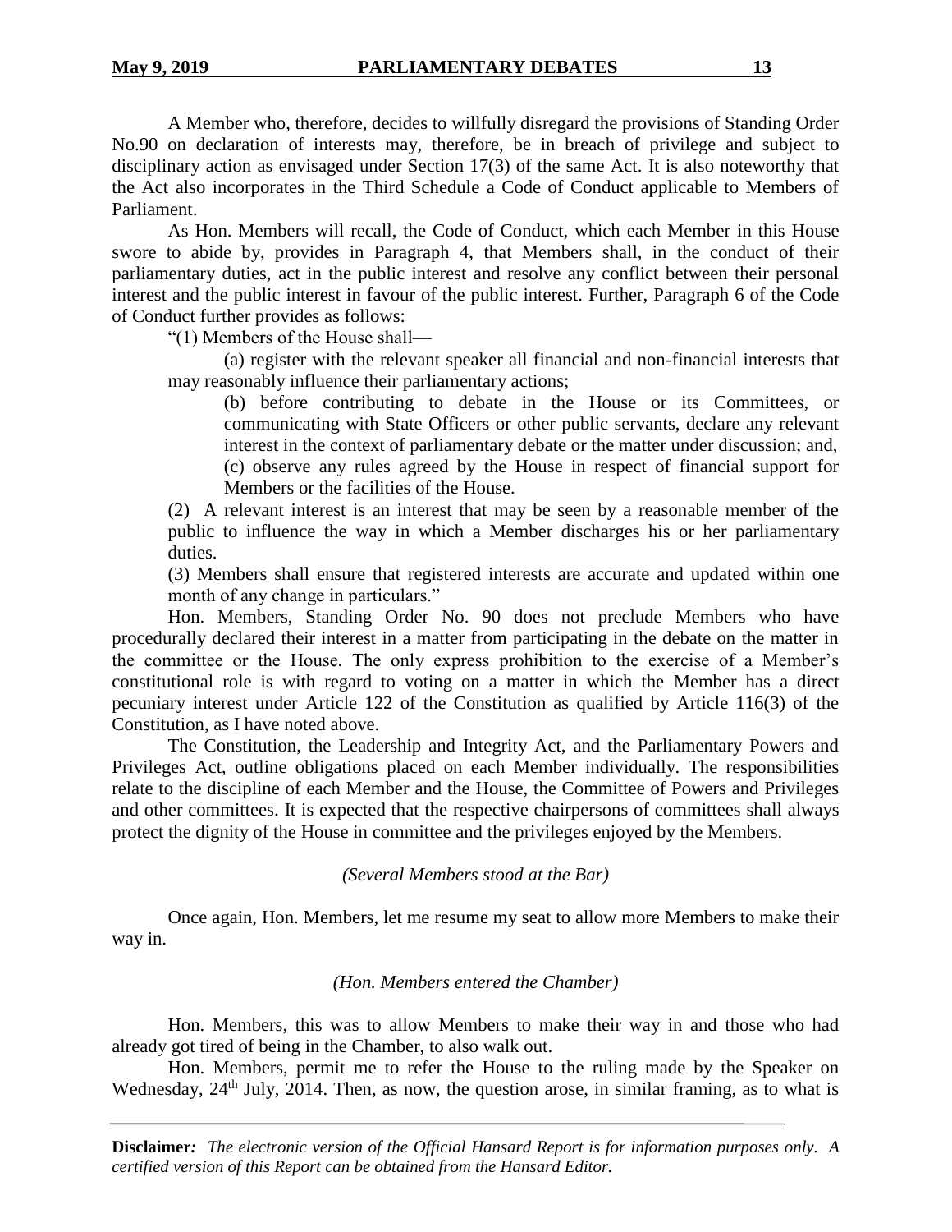A Member who, therefore, decides to willfully disregard the provisions of Standing Order No.90 on declaration of interests may, therefore, be in breach of privilege and subject to disciplinary action as envisaged under Section 17(3) of the same Act. It is also noteworthy that the Act also incorporates in the Third Schedule a Code of Conduct applicable to Members of Parliament.

As Hon. Members will recall, the Code of Conduct, which each Member in this House swore to abide by, provides in Paragraph 4, that Members shall, in the conduct of their parliamentary duties, act in the public interest and resolve any conflict between their personal interest and the public interest in favour of the public interest. Further, Paragraph 6 of the Code of Conduct further provides as follows:

"(1) Members of the House shall—

(a) register with the relevant speaker all financial and non-financial interests that may reasonably influence their parliamentary actions;

(b) before contributing to debate in the House or its Committees, or communicating with State Officers or other public servants, declare any relevant interest in the context of parliamentary debate or the matter under discussion; and,

(c) observe any rules agreed by the House in respect of financial support for Members or the facilities of the House.

(2) A relevant interest is an interest that may be seen by a reasonable member of the public to influence the way in which a Member discharges his or her parliamentary duties.

(3) Members shall ensure that registered interests are accurate and updated within one month of any change in particulars."

Hon. Members, Standing Order No. 90 does not preclude Members who have procedurally declared their interest in a matter from participating in the debate on the matter in the committee or the House. The only express prohibition to the exercise of a Member's constitutional role is with regard to voting on a matter in which the Member has a direct pecuniary interest under Article 122 of the Constitution as qualified by Article 116(3) of the Constitution, as I have noted above.

The Constitution, the Leadership and Integrity Act, and the Parliamentary Powers and Privileges Act, outline obligations placed on each Member individually. The responsibilities relate to the discipline of each Member and the House, the Committee of Powers and Privileges and other committees. It is expected that the respective chairpersons of committees shall always protect the dignity of the House in committee and the privileges enjoyed by the Members.

*(Several Members stood at the Bar)*

Once again, Hon. Members, let me resume my seat to allow more Members to make their way in.

*(Hon. Members entered the Chamber)*

Hon. Members, this was to allow Members to make their way in and those who had already got tired of being in the Chamber, to also walk out.

Hon. Members, permit me to refer the House to the ruling made by the Speaker on Wednesday, 24th July, 2014. Then, as now, the question arose, in similar framing, as to what is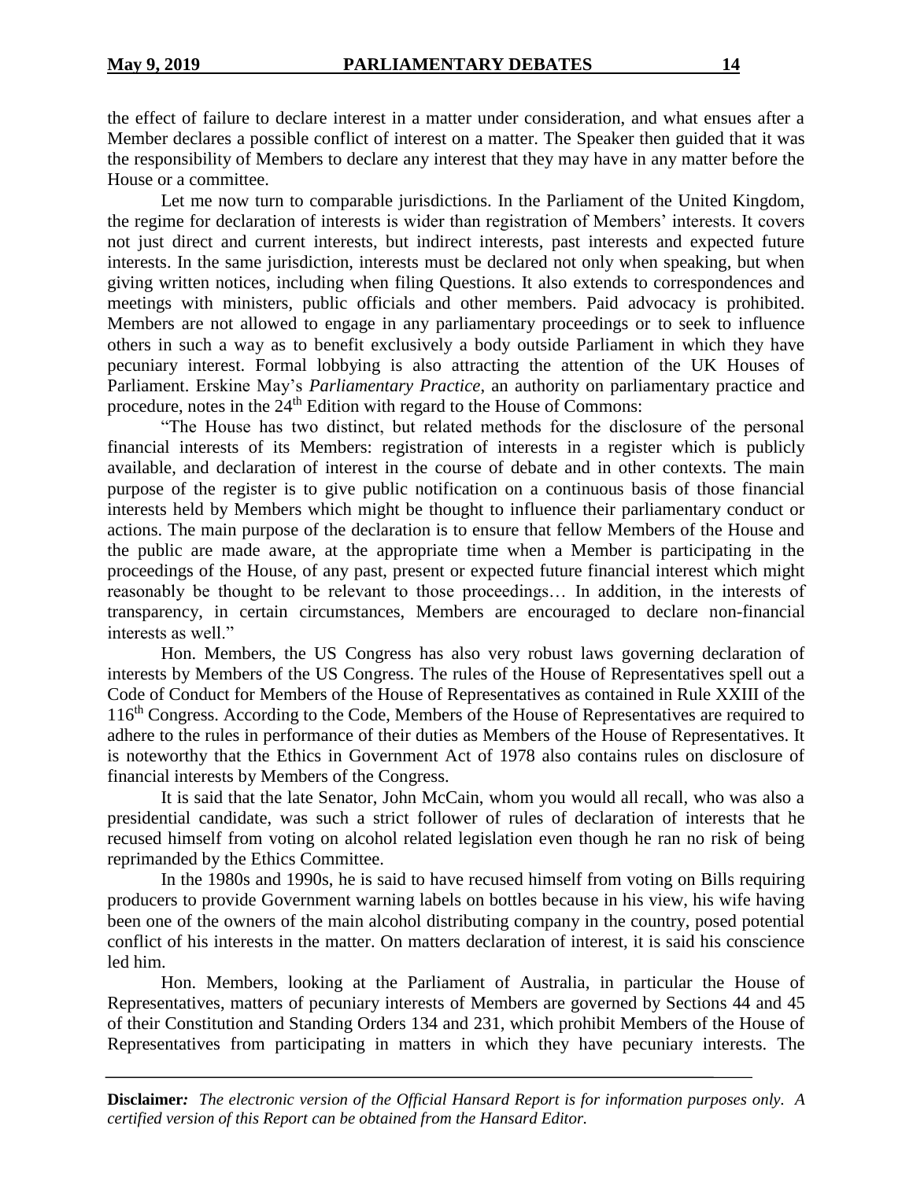the effect of failure to declare interest in a matter under consideration, and what ensues after a Member declares a possible conflict of interest on a matter. The Speaker then guided that it was the responsibility of Members to declare any interest that they may have in any matter before the House or a committee.

Let me now turn to comparable jurisdictions. In the Parliament of the United Kingdom, the regime for declaration of interests is wider than registration of Members' interests. It covers not just direct and current interests, but indirect interests, past interests and expected future interests. In the same jurisdiction, interests must be declared not only when speaking, but when giving written notices, including when filing Questions. It also extends to correspondences and meetings with ministers, public officials and other members. Paid advocacy is prohibited. Members are not allowed to engage in any parliamentary proceedings or to seek to influence others in such a way as to benefit exclusively a body outside Parliament in which they have pecuniary interest. Formal lobbying is also attracting the attention of the UK Houses of Parliament. Erskine May's *Parliamentary Practice*, an authority on parliamentary practice and procedure, notes in the 24th Edition with regard to the House of Commons:

"The House has two distinct, but related methods for the disclosure of the personal financial interests of its Members: registration of interests in a register which is publicly available, and declaration of interest in the course of debate and in other contexts. The main purpose of the register is to give public notification on a continuous basis of those financial interests held by Members which might be thought to influence their parliamentary conduct or actions. The main purpose of the declaration is to ensure that fellow Members of the House and the public are made aware, at the appropriate time when a Member is participating in the proceedings of the House, of any past, present or expected future financial interest which might reasonably be thought to be relevant to those proceedings… In addition, in the interests of transparency, in certain circumstances, Members are encouraged to declare non-financial interests as well."

Hon. Members, the US Congress has also very robust laws governing declaration of interests by Members of the US Congress. The rules of the House of Representatives spell out a Code of Conduct for Members of the House of Representatives as contained in Rule XXIII of the 116th Congress. According to the Code, Members of the House of Representatives are required to adhere to the rules in performance of their duties as Members of the House of Representatives. It is noteworthy that the Ethics in Government Act of 1978 also contains rules on disclosure of financial interests by Members of the Congress.

It is said that the late Senator, John McCain, whom you would all recall, who was also a presidential candidate, was such a strict follower of rules of declaration of interests that he recused himself from voting on alcohol related legislation even though he ran no risk of being reprimanded by the Ethics Committee.

In the 1980s and 1990s, he is said to have recused himself from voting on Bills requiring producers to provide Government warning labels on bottles because in his view, his wife having been one of the owners of the main alcohol distributing company in the country, posed potential conflict of his interests in the matter. On matters declaration of interest, it is said his conscience led him.

Hon. Members, looking at the Parliament of Australia, in particular the House of Representatives, matters of pecuniary interests of Members are governed by Sections 44 and 45 of their Constitution and Standing Orders 134 and 231, which prohibit Members of the House of Representatives from participating in matters in which they have pecuniary interests. The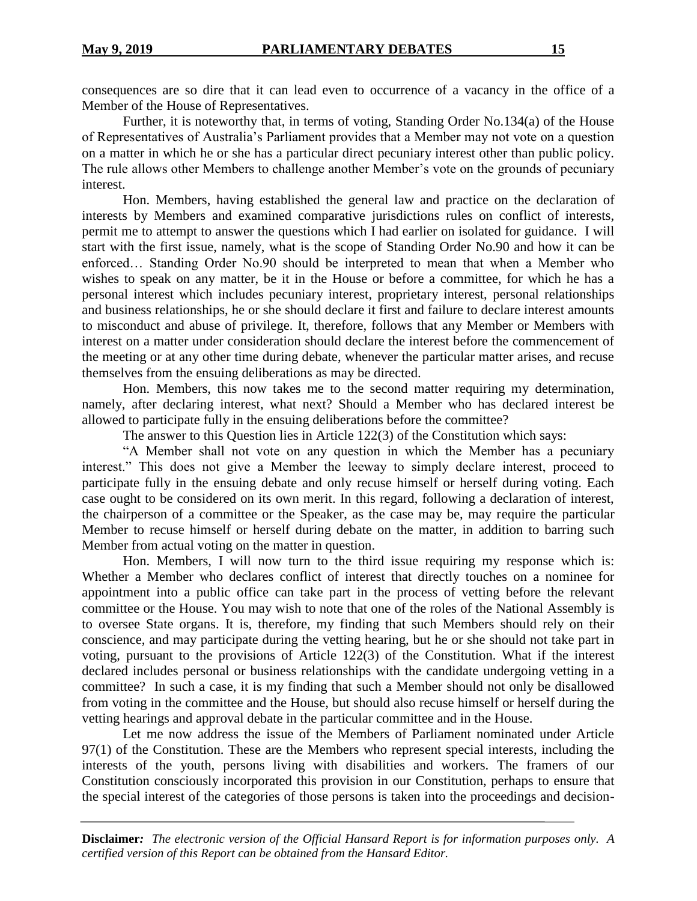consequences are so dire that it can lead even to occurrence of a vacancy in the office of a Member of the House of Representatives.

Further, it is noteworthy that, in terms of voting, Standing Order No.134(a) of the House of Representatives of Australia's Parliament provides that a Member may not vote on a question on a matter in which he or she has a particular direct pecuniary interest other than public policy. The rule allows other Members to challenge another Member's vote on the grounds of pecuniary interest.

Hon. Members, having established the general law and practice on the declaration of interests by Members and examined comparative jurisdictions rules on conflict of interests, permit me to attempt to answer the questions which I had earlier on isolated for guidance. I will start with the first issue, namely, what is the scope of Standing Order No.90 and how it can be enforced… Standing Order No.90 should be interpreted to mean that when a Member who wishes to speak on any matter, be it in the House or before a committee, for which he has a personal interest which includes pecuniary interest, proprietary interest, personal relationships and business relationships, he or she should declare it first and failure to declare interest amounts to misconduct and abuse of privilege. It, therefore, follows that any Member or Members with interest on a matter under consideration should declare the interest before the commencement of the meeting or at any other time during debate, whenever the particular matter arises, and recuse themselves from the ensuing deliberations as may be directed.

Hon. Members, this now takes me to the second matter requiring my determination, namely, after declaring interest, what next? Should a Member who has declared interest be allowed to participate fully in the ensuing deliberations before the committee?

The answer to this Question lies in Article 122(3) of the Constitution which says:

"A Member shall not vote on any question in which the Member has a pecuniary interest." This does not give a Member the leeway to simply declare interest, proceed to participate fully in the ensuing debate and only recuse himself or herself during voting. Each case ought to be considered on its own merit. In this regard, following a declaration of interest, the chairperson of a committee or the Speaker, as the case may be, may require the particular Member to recuse himself or herself during debate on the matter, in addition to barring such Member from actual voting on the matter in question.

Hon. Members, I will now turn to the third issue requiring my response which is: Whether a Member who declares conflict of interest that directly touches on a nominee for appointment into a public office can take part in the process of vetting before the relevant committee or the House. You may wish to note that one of the roles of the National Assembly is to oversee State organs. It is, therefore, my finding that such Members should rely on their conscience, and may participate during the vetting hearing, but he or she should not take part in voting, pursuant to the provisions of Article 122(3) of the Constitution. What if the interest declared includes personal or business relationships with the candidate undergoing vetting in a committee? In such a case, it is my finding that such a Member should not only be disallowed from voting in the committee and the House, but should also recuse himself or herself during the vetting hearings and approval debate in the particular committee and in the House.

Let me now address the issue of the Members of Parliament nominated under Article 97(1) of the Constitution. These are the Members who represent special interests, including the interests of the youth, persons living with disabilities and workers. The framers of our Constitution consciously incorporated this provision in our Constitution, perhaps to ensure that the special interest of the categories of those persons is taken into the proceedings and decision-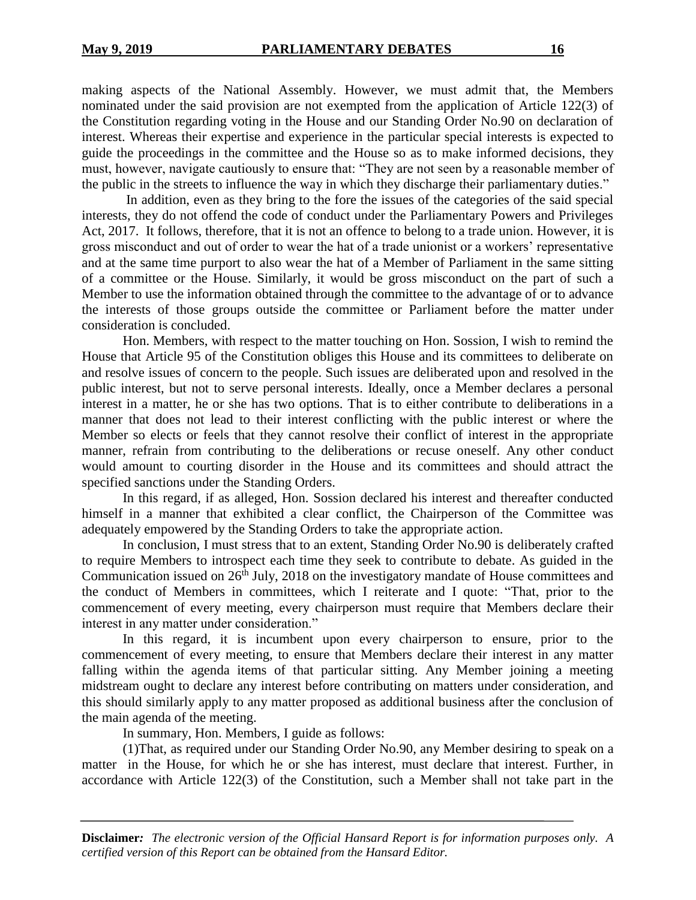making aspects of the National Assembly. However, we must admit that, the Members nominated under the said provision are not exempted from the application of Article 122(3) of the Constitution regarding voting in the House and our Standing Order No.90 on declaration of interest. Whereas their expertise and experience in the particular special interests is expected to guide the proceedings in the committee and the House so as to make informed decisions, they must, however, navigate cautiously to ensure that: "They are not seen by a reasonable member of the public in the streets to influence the way in which they discharge their parliamentary duties."

In addition, even as they bring to the fore the issues of the categories of the said special interests, they do not offend the code of conduct under the Parliamentary Powers and Privileges Act, 2017. It follows, therefore, that it is not an offence to belong to a trade union. However, it is gross misconduct and out of order to wear the hat of a trade unionist or a workers' representative and at the same time purport to also wear the hat of a Member of Parliament in the same sitting of a committee or the House. Similarly, it would be gross misconduct on the part of such a Member to use the information obtained through the committee to the advantage of or to advance the interests of those groups outside the committee or Parliament before the matter under consideration is concluded.

Hon. Members, with respect to the matter touching on Hon. Sossion, I wish to remind the House that Article 95 of the Constitution obliges this House and its committees to deliberate on and resolve issues of concern to the people. Such issues are deliberated upon and resolved in the public interest, but not to serve personal interests. Ideally, once a Member declares a personal interest in a matter, he or she has two options. That is to either contribute to deliberations in a manner that does not lead to their interest conflicting with the public interest or where the Member so elects or feels that they cannot resolve their conflict of interest in the appropriate manner, refrain from contributing to the deliberations or recuse oneself. Any other conduct would amount to courting disorder in the House and its committees and should attract the specified sanctions under the Standing Orders.

In this regard, if as alleged, Hon. Sossion declared his interest and thereafter conducted himself in a manner that exhibited a clear conflict, the Chairperson of the Committee was adequately empowered by the Standing Orders to take the appropriate action.

In conclusion, I must stress that to an extent, Standing Order No.90 is deliberately crafted to require Members to introspect each time they seek to contribute to debate. As guided in the Communication issued on 26th July, 2018 on the investigatory mandate of House committees and the conduct of Members in committees, which I reiterate and I quote: "That, prior to the commencement of every meeting, every chairperson must require that Members declare their interest in any matter under consideration."

In this regard, it is incumbent upon every chairperson to ensure, prior to the commencement of every meeting, to ensure that Members declare their interest in any matter falling within the agenda items of that particular sitting. Any Member joining a meeting midstream ought to declare any interest before contributing on matters under consideration, and this should similarly apply to any matter proposed as additional business after the conclusion of the main agenda of the meeting.

In summary, Hon. Members, I guide as follows:

(1)That, as required under our Standing Order No.90, any Member desiring to speak on a matter in the House, for which he or she has interest, must declare that interest. Further, in accordance with Article 122(3) of the Constitution, such a Member shall not take part in the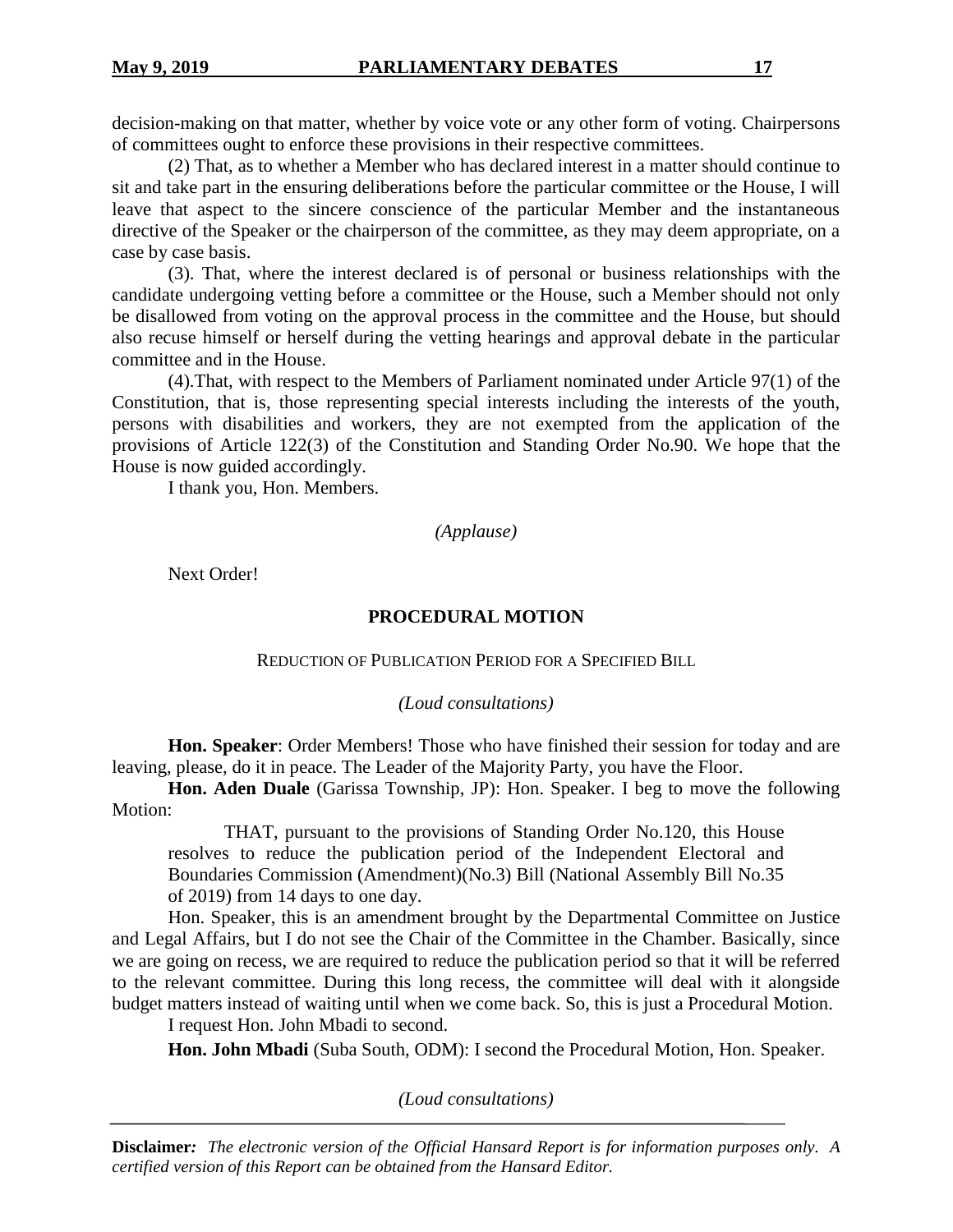decision-making on that matter, whether by voice vote or any other form of voting. Chairpersons of committees ought to enforce these provisions in their respective committees.

(2) That, as to whether a Member who has declared interest in a matter should continue to sit and take part in the ensuring deliberations before the particular committee or the House, I will leave that aspect to the sincere conscience of the particular Member and the instantaneous directive of the Speaker or the chairperson of the committee, as they may deem appropriate, on a case by case basis.

(3). That, where the interest declared is of personal or business relationships with the candidate undergoing vetting before a committee or the House, such a Member should not only be disallowed from voting on the approval process in the committee and the House, but should also recuse himself or herself during the vetting hearings and approval debate in the particular committee and in the House.

(4).That, with respect to the Members of Parliament nominated under Article 97(1) of the Constitution, that is, those representing special interests including the interests of the youth, persons with disabilities and workers, they are not exempted from the application of the provisions of Article 122(3) of the Constitution and Standing Order No.90. We hope that the House is now guided accordingly.

I thank you, Hon. Members.

*(Applause)*

Next Order!

## PROCEDURAL MOTION

### REDUCTION OF PUBLICATION PERIOD FOR A SPECIFIED BILL

*(Loud consultations)*

**Hon. Speaker**: Order Members! Those who have finished their session for today and are leaving, please, do it in peace. The Leader of the Majority Party, you have the Floor.

**Hon. Aden Duale** (Garissa Township, JP): Hon. Speaker. I beg to move the following Motion:

> THAT, pursuant to the provisions of Standing Order No.120, this House resolves to reduce the publication period of the Independent Electoral and Boundaries Commission (Amendment)(No.3) Bill (National Assembly Bill No.35 of 2019) from 14 days to one day.

Hon. Speaker, this is an amendment brought by the Departmental Committee on Justice and Legal Affairs, but I do not see the Chair of the Committee in the Chamber. Basically, since we are going on recess, we are required to reduce the publication period so that it will be referred to the relevant committee. During this long recess, the committee will deal with it alongside budget matters instead of waiting until when we come back. So, this is just a Procedural Motion.

I request Hon. John Mbadi to second.

**Hon. John Mbadi** (Suba South, ODM): I second the Procedural Motion, Hon. Speaker.

*(Loud consultations)*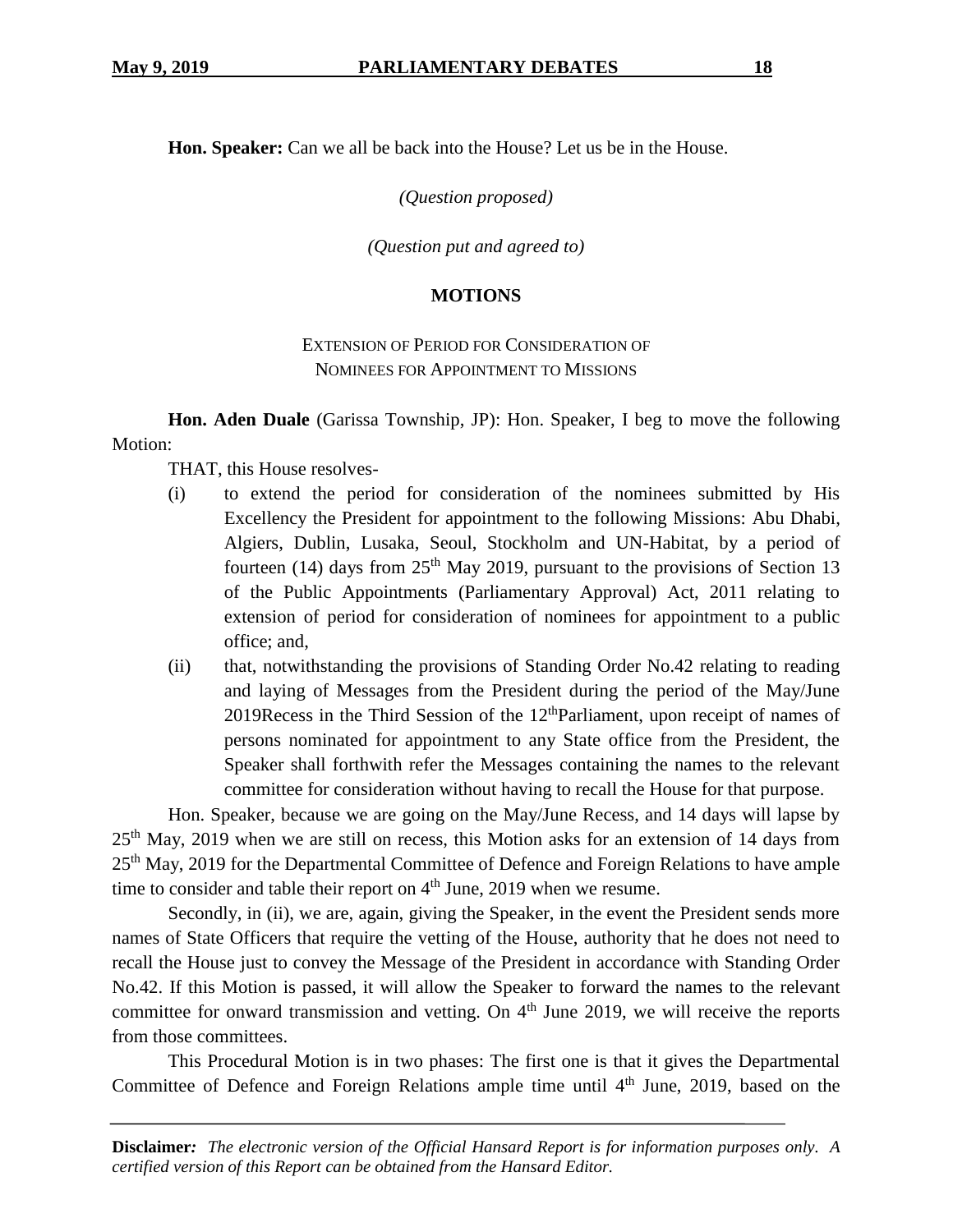**Hon. Speaker:** Can we all be back into the House? Let us be in the House.

*(Question proposed)*

*(Question put and agreed to)*

## MOTIONS

### EXTENSION OF PERIOD FOR CONSIDERATION OF NOMINEES FOR APPOINTMENT TO MISSIONS

**Hon. Aden Duale** (Garissa Township, JP): Hon. Speaker, I beg to move the following Motion:

THAT, this House resolves-

(i) to extend the period for consideration of the nominees submitted by His Excellency the President for appointment to the following Missions: Abu Dhabi, Algiers, Dublin, Lusaka, Seoul, Stockholm and UN-Habitat, by a period of fourteen (14) days from 25th May 2019, pursuant to the provisions of Section 13 of the Public Appointments (Parliamentary Approval) Act, 2011 relating to extension of period for consideration of nominees for appointment to a public office; and,

(ii) that, notwithstanding the provisions of Standing Order No.42 relating to reading and laying of Messages from the President during the period of the May/June 2019Recess in the Third Session of the 12thParliament, upon receipt of names of persons nominated for appointment to any State office from the President, the Speaker shall forthwith refer the Messages containing the names to the relevant committee for consideration without having to recall the House for that purpose.

Hon. Speaker, because we are going on the May/June Recess, and 14 days will lapse by 25th May, 2019 when we are still on recess, this Motion asks for an extension of 14 days from 25th May, 2019 for the Departmental Committee of Defence and Foreign Relations to have ample time to consider and table their report on 4th June, 2019 when we resume.

Secondly, in (ii), we are, again, giving the Speaker, in the event the President sends more names of State Officers that require the vetting of the House, authority that he does not need to recall the House just to convey the Message of the President in accordance with Standing Order No.42. If this Motion is passed, it will allow the Speaker to forward the names to the relevant committee for onward transmission and vetting. On 4th June 2019, we will receive the reports from those committees.

This Procedural Motion is in two phases: The first one is that it gives the Departmental Committee of Defence and Foreign Relations ample time until 4th June, 2019, based on the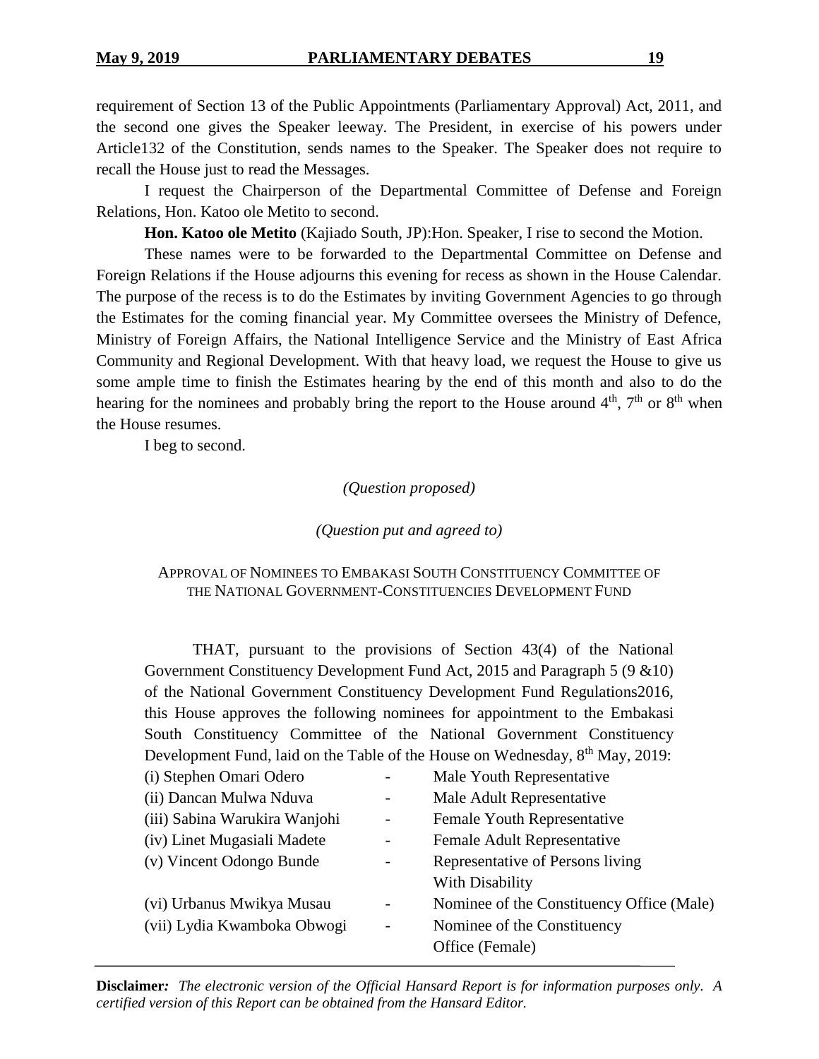requirement of Section 13 of the Public Appointments (Parliamentary Approval) Act, 2011, and the second one gives the Speaker leeway. The President, in exercise of his powers under Article132 of the Constitution, sends names to the Speaker. The Speaker does not require to recall the House just to read the Messages.

I request the Chairperson of the Departmental Committee of Defense and Foreign Relations, Hon. Katoo ole Metito to second.

**Hon. Katoo ole Metito** (Kajiado South, JP):Hon. Speaker, I rise to second the Motion.

These names were to be forwarded to the Departmental Committee on Defense and Foreign Relations if the House adjourns this evening for recess as shown in the House Calendar. The purpose of the recess is to do the Estimates by inviting Government Agencies to go through the Estimates for the coming financial year. My Committee oversees the Ministry of Defence, Ministry of Foreign Affairs, the National Intelligence Service and the Ministry of East Africa Community and Regional Development. With that heavy load, we request the House to give us some ample time to finish the Estimates hearing by the end of this month and also to do the hearing for the nominees and probably bring the report to the House around 4th, 7th or 8th when the House resumes.

I beg to second.

*(Question proposed)*

*(Question put and agreed to)*

APPROVAL OF NOMINEES TO EMBAKASI SOUTH CONSTITUENCY COMMITTEE OF THE NATIONAL GOVERNMENT-CONSTITUENCIES DEVELOPMENT FUND

THAT, pursuant to the provisions of Section 43(4) of the National Government Constituency Development Fund Act, 2015 and Paragraph 5 (9 &10) of the National Government Constituency Development Fund Regulations2016, this House approves the following nominees for appointment to the Embakasi South Constituency Committee of the National Government Constituency Development Fund, laid on the Table of the House on Wednesday, 8th May, 2019:

| | | |
|---|---|---|
| (i) Stephen Omari Odero | - | Male Youth Representative |
| (ii) Dancan Mulwa Nduva | - | Male Adult Representative |
| (iii) Sabina Warukira Wanjohi | - | Female Youth Representative |
| (iv) Linet Mugasiali Madete | - | Female Adult Representative |
| (v) Vincent Odongo Bunde | - | Representative of Persons living With Disability |
| (vi) Urbanus Mwikya Musau | - | Nominee of the Constituency Office (Male) |
| (vii) Lydia Kwamboka Obwogi | - | Nominee of the Constituency Office (Female) |

**Disclaimer:** *The electronic version of the Official Hansard Report is for information purposes only. A certified version of this Report can be obtained from the Hansard Editor.*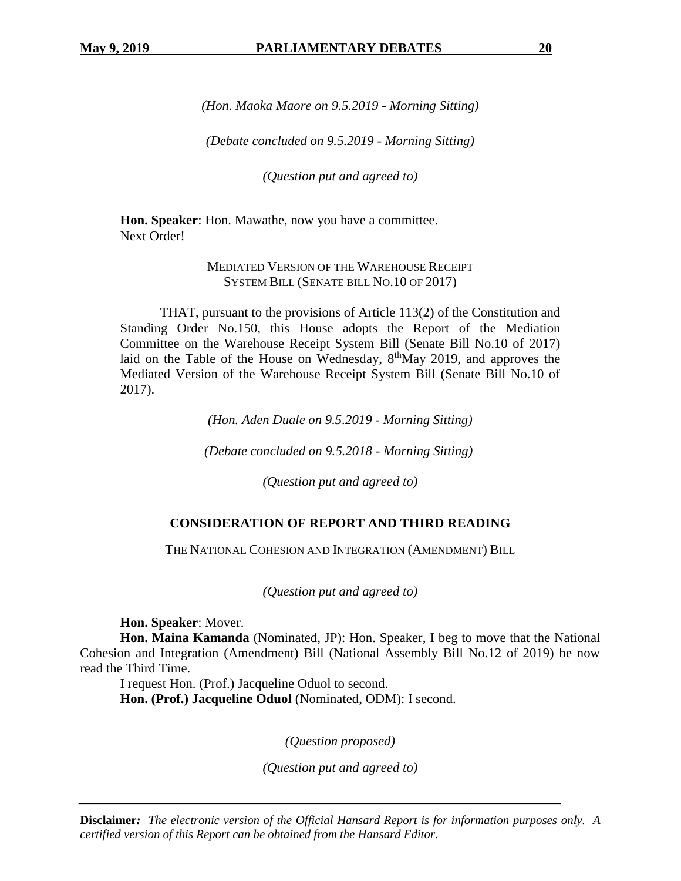*(Hon. Maoka Maore on 9.5.2019 - Morning Sitting)*

*(Debate concluded on 9.5.2019 - Morning Sitting)*

*(Question put and agreed to)*

**Hon. Speaker**: Hon. Mawathe, now you have a committee.
Next Order!

MEDIATED VERSION OF THE WAREHOUSE RECEIPT SYSTEM BILL (SENATE BILL NO.10 OF 2017)

THAT, pursuant to the provisions of Article 113(2) of the Constitution and Standing Order No.150, this House adopts the Report of the Mediation Committee on the Warehouse Receipt System Bill (Senate Bill No.10 of 2017) laid on the Table of the House on Wednesday, 8th May 2019, and approves the Mediated Version of the Warehouse Receipt System Bill (Senate Bill No.10 of 2017).

*(Hon. Aden Duale on 9.5.2019 - Morning Sitting)*

*(Debate concluded on 9.5.2018 - Morning Sitting)*

*(Question put and agreed to)*

## CONSIDERATION OF REPORT AND THIRD READING

THE NATIONAL COHESION AND INTEGRATION (AMENDMENT) BILL

*(Question put and agreed to)*

**Hon. Speaker**: Mover.

**Hon. Maina Kamanda** (Nominated, JP): Hon. Speaker, I beg to move that the National Cohesion and Integration (Amendment) Bill (National Assembly Bill No.12 of 2019) be now read the Third Time.

I request Hon. (Prof.) Jacqueline Oduol to second.

**Hon. (Prof.) Jacqueline Oduol** (Nominated, ODM): I second.

*(Question proposed)*

*(Question put and agreed to)*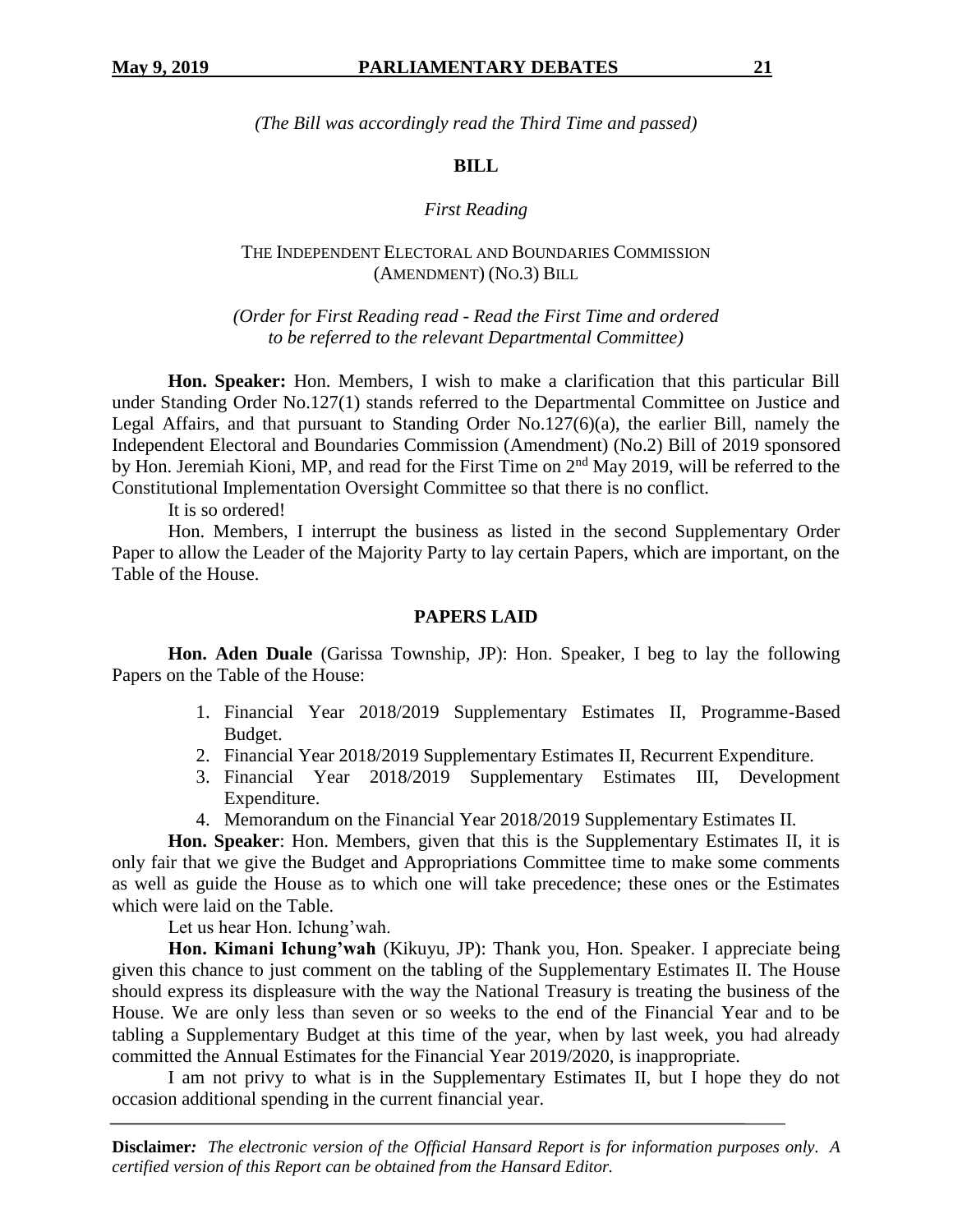*(The Bill was accordingly read the Third Time and passed)*

## BILL

*First Reading*

THE INDEPENDENT ELECTORAL AND BOUNDARIES COMMISSION (AMENDMENT) (NO.3) BILL

*(Order for First Reading read - Read the First Time and ordered to be referred to the relevant Departmental Committee)*

**Hon. Speaker:** Hon. Members, I wish to make a clarification that this particular Bill under Standing Order No.127(1) stands referred to the Departmental Committee on Justice and Legal Affairs, and that pursuant to Standing Order No.127(6)(a), the earlier Bill, namely the Independent Electoral and Boundaries Commission (Amendment) (No.2) Bill of 2019 sponsored by Hon. Jeremiah Kioni, MP, and read for the First Time on 2nd May 2019, will be referred to the Constitutional Implementation Oversight Committee so that there is no conflict.

It is so ordered!

Hon. Members, I interrupt the business as listed in the second Supplementary Order Paper to allow the Leader of the Majority Party to lay certain Papers, which are important, on the Table of the House.

## PAPERS LAID

**Hon. Aden Duale** (Garissa Township, JP): Hon. Speaker, I beg to lay the following Papers on the Table of the House:

1. Financial Year 2018/2019 Supplementary Estimates II, Programme-Based Budget.
2. Financial Year 2018/2019 Supplementary Estimates II, Recurrent Expenditure.
3. Financial Year 2018/2019 Supplementary Estimates III, Development Expenditure.
4. Memorandum on the Financial Year 2018/2019 Supplementary Estimates II.

**Hon. Speaker**: Hon. Members, given that this is the Supplementary Estimates II, it is only fair that we give the Budget and Appropriations Committee time to make some comments as well as guide the House as to which one will take precedence; these ones or the Estimates which were laid on the Table.

Let us hear Hon. Ichung'wah.

**Hon. Kimani Ichung'wah** (Kikuyu, JP): Thank you, Hon. Speaker. I appreciate being given this chance to just comment on the tabling of the Supplementary Estimates II. The House should express its displeasure with the way the National Treasury is treating the business of the House. We are only less than seven or so weeks to the end of the Financial Year and to be tabling a Supplementary Budget at this time of the year, when by last week, you had already committed the Annual Estimates for the Financial Year 2019/2020, is inappropriate.

I am not privy to what is in the Supplementary Estimates II, but I hope they do not occasion additional spending in the current financial year.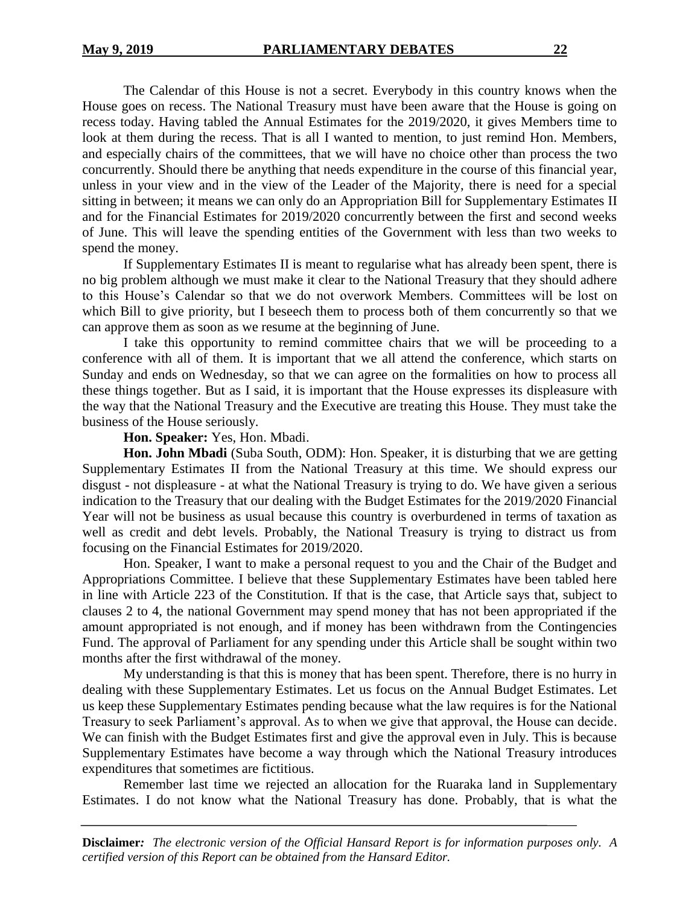The Calendar of this House is not a secret. Everybody in this country knows when the House goes on recess. The National Treasury must have been aware that the House is going on recess today. Having tabled the Annual Estimates for the 2019/2020, it gives Members time to look at them during the recess. That is all I wanted to mention, to just remind Hon. Members, and especially chairs of the committees, that we will have no choice other than process the two concurrently. Should there be anything that needs expenditure in the course of this financial year, unless in your view and in the view of the Leader of the Majority, there is need for a special sitting in between; it means we can only do an Appropriation Bill for Supplementary Estimates II and for the Financial Estimates for 2019/2020 concurrently between the first and second weeks of June. This will leave the spending entities of the Government with less than two weeks to spend the money.

If Supplementary Estimates II is meant to regularise what has already been spent, there is no big problem although we must make it clear to the National Treasury that they should adhere to this House's Calendar so that we do not overwork Members. Committees will be lost on which Bill to give priority, but I beseech them to process both of them concurrently so that we can approve them as soon as we resume at the beginning of June.

I take this opportunity to remind committee chairs that we will be proceeding to a conference with all of them. It is important that we all attend the conference, which starts on Sunday and ends on Wednesday, so that we can agree on the formalities on how to process all these things together. But as I said, it is important that the House expresses its displeasure with the way that the National Treasury and the Executive are treating this House. They must take the business of the House seriously.

**Hon. Speaker:** Yes, Hon. Mbadi.

**Hon. John Mbadi** (Suba South, ODM): Hon. Speaker, it is disturbing that we are getting Supplementary Estimates II from the National Treasury at this time. We should express our disgust - not displeasure - at what the National Treasury is trying to do. We have given a serious indication to the Treasury that our dealing with the Budget Estimates for the 2019/2020 Financial Year will not be business as usual because this country is overburdened in terms of taxation as well as credit and debt levels. Probably, the National Treasury is trying to distract us from focusing on the Financial Estimates for 2019/2020.

Hon. Speaker, I want to make a personal request to you and the Chair of the Budget and Appropriations Committee. I believe that these Supplementary Estimates have been tabled here in line with Article 223 of the Constitution. If that is the case, that Article says that, subject to clauses 2 to 4, the national Government may spend money that has not been appropriated if the amount appropriated is not enough, and if money has been withdrawn from the Contingencies Fund. The approval of Parliament for any spending under this Article shall be sought within two months after the first withdrawal of the money.

My understanding is that this is money that has been spent. Therefore, there is no hurry in dealing with these Supplementary Estimates. Let us focus on the Annual Budget Estimates. Let us keep these Supplementary Estimates pending because what the law requires is for the National Treasury to seek Parliament's approval. As to when we give that approval, the House can decide. We can finish with the Budget Estimates first and give the approval even in July. This is because Supplementary Estimates have become a way through which the National Treasury introduces expenditures that sometimes are fictitious.

Remember last time we rejected an allocation for the Ruaraka land in Supplementary Estimates. I do not know what the National Treasury has done. Probably, that is what the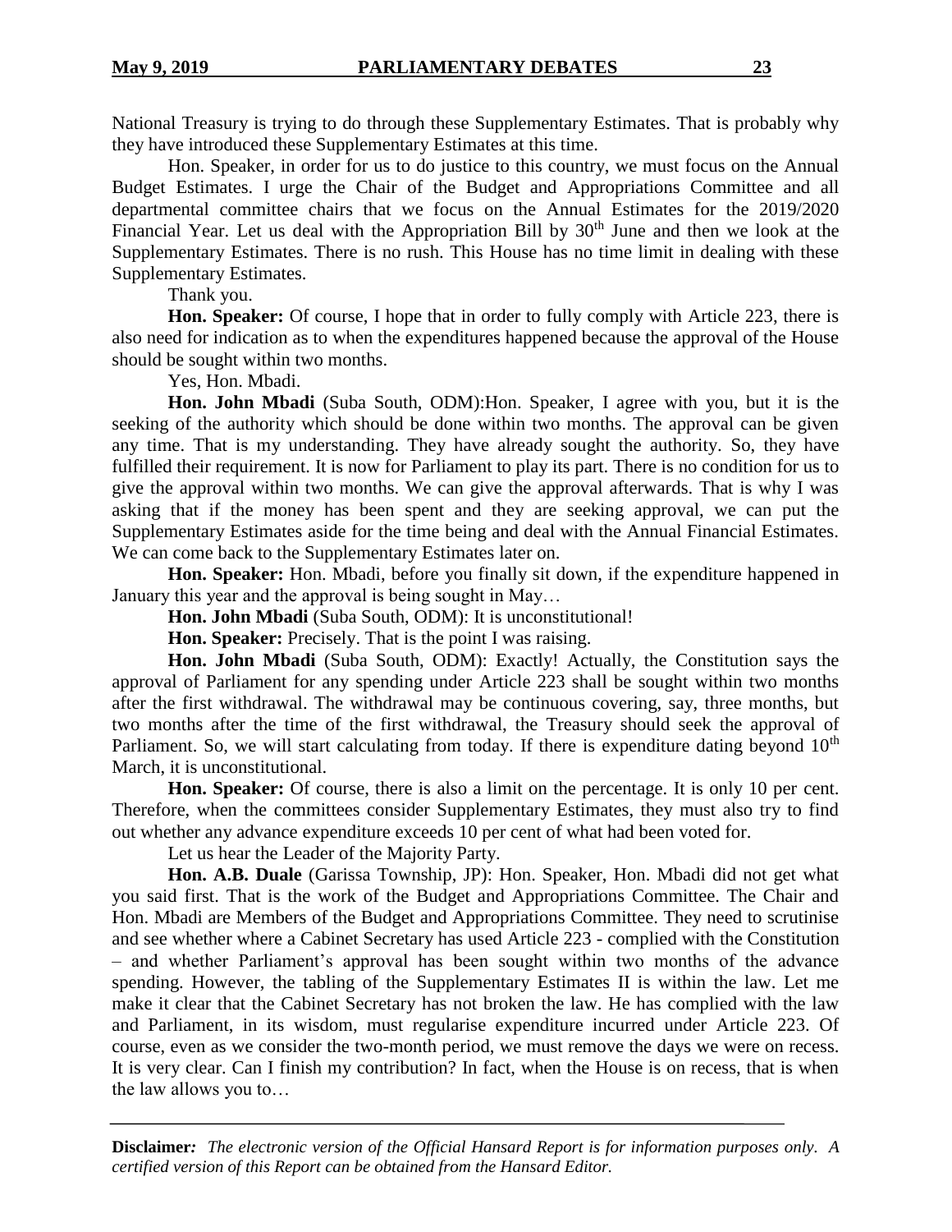National Treasury is trying to do through these Supplementary Estimates. That is probably why they have introduced these Supplementary Estimates at this time.

Hon. Speaker, in order for us to do justice to this country, we must focus on the Annual Budget Estimates. I urge the Chair of the Budget and Appropriations Committee and all departmental committee chairs that we focus on the Annual Estimates for the 2019/2020 Financial Year. Let us deal with the Appropriation Bill by 30th June and then we look at the Supplementary Estimates. There is no rush. This House has no time limit in dealing with these Supplementary Estimates.

Thank you.

**Hon. Speaker:** Of course, I hope that in order to fully comply with Article 223, there is also need for indication as to when the expenditures happened because the approval of the House should be sought within two months.

Yes, Hon. Mbadi.

**Hon. John Mbadi** (Suba South, ODM):Hon. Speaker, I agree with you, but it is the seeking of the authority which should be done within two months. The approval can be given any time. That is my understanding. They have already sought the authority. So, they have fulfilled their requirement. It is now for Parliament to play its part. There is no condition for us to give the approval within two months. We can give the approval afterwards. That is why I was asking that if the money has been spent and they are seeking approval, we can put the Supplementary Estimates aside for the time being and deal with the Annual Financial Estimates. We can come back to the Supplementary Estimates later on.

**Hon. Speaker:** Hon. Mbadi, before you finally sit down, if the expenditure happened in January this year and the approval is being sought in May…

**Hon. John Mbadi** (Suba South, ODM): It is unconstitutional!

**Hon. Speaker:** Precisely. That is the point I was raising.

**Hon. John Mbadi** (Suba South, ODM): Exactly! Actually, the Constitution says the approval of Parliament for any spending under Article 223 shall be sought within two months after the first withdrawal. The withdrawal may be continuous covering, say, three months, but two months after the time of the first withdrawal, the Treasury should seek the approval of Parliament. So, we will start calculating from today. If there is expenditure dating beyond 10th March, it is unconstitutional.

**Hon. Speaker:** Of course, there is also a limit on the percentage. It is only 10 per cent. Therefore, when the committees consider Supplementary Estimates, they must also try to find out whether any advance expenditure exceeds 10 per cent of what had been voted for.

Let us hear the Leader of the Majority Party.

**Hon. A.B. Duale** (Garissa Township, JP): Hon. Speaker, Hon. Mbadi did not get what you said first. That is the work of the Budget and Appropriations Committee. The Chair and Hon. Mbadi are Members of the Budget and Appropriations Committee. They need to scrutinise and see whether where a Cabinet Secretary has used Article 223 - complied with the Constitution – and whether Parliament's approval has been sought within two months of the advance spending. However, the tabling of the Supplementary Estimates II is within the law. Let me make it clear that the Cabinet Secretary has not broken the law. He has complied with the law and Parliament, in its wisdom, must regularise expenditure incurred under Article 223. Of course, even as we consider the two-month period, we must remove the days we were on recess. It is very clear. Can I finish my contribution? In fact, when the House is on recess, that is when the law allows you to…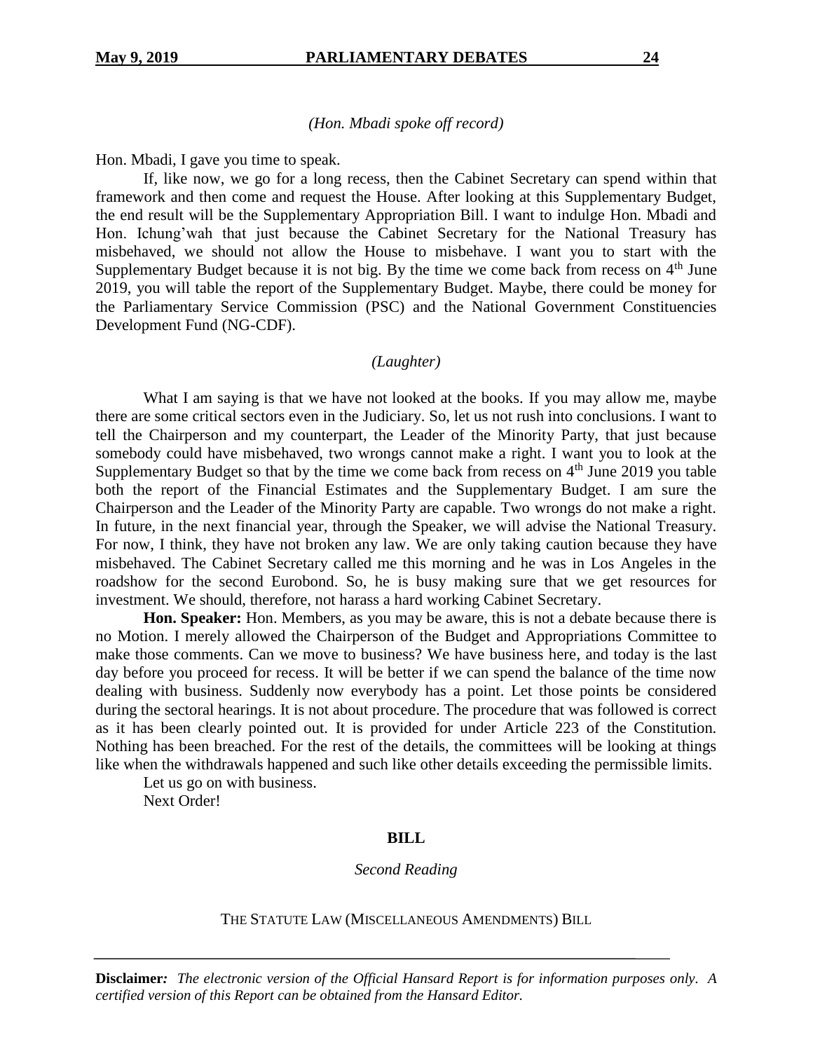*(Hon. Mbadi spoke off record)*

Hon. Mbadi, I gave you time to speak.

If, like now, we go for a long recess, then the Cabinet Secretary can spend within that framework and then come and request the House. After looking at this Supplementary Budget, the end result will be the Supplementary Appropriation Bill. I want to indulge Hon. Mbadi and Hon. Ichung'wah that just because the Cabinet Secretary for the National Treasury has misbehaved, we should not allow the House to misbehave. I want you to start with the Supplementary Budget because it is not big. By the time we come back from recess on 4th June 2019, you will table the report of the Supplementary Budget. Maybe, there could be money for the Parliamentary Service Commission (PSC) and the National Government Constituencies Development Fund (NG-CDF).

*(Laughter)*

What I am saying is that we have not looked at the books. If you may allow me, maybe there are some critical sectors even in the Judiciary. So, let us not rush into conclusions. I want to tell the Chairperson and my counterpart, the Leader of the Minority Party, that just because somebody could have misbehaved, two wrongs cannot make a right. I want you to look at the Supplementary Budget so that by the time we come back from recess on 4th June 2019 you table both the report of the Financial Estimates and the Supplementary Budget. I am sure the Chairperson and the Leader of the Minority Party are capable. Two wrongs do not make a right. In future, in the next financial year, through the Speaker, we will advise the National Treasury. For now, I think, they have not broken any law. We are only taking caution because they have misbehaved. The Cabinet Secretary called me this morning and he was in Los Angeles in the roadshow for the second Eurobond. So, he is busy making sure that we get resources for investment. We should, therefore, not harass a hard working Cabinet Secretary.

**Hon. Speaker:** Hon. Members, as you may be aware, this is not a debate because there is no Motion. I merely allowed the Chairperson of the Budget and Appropriations Committee to make those comments. Can we move to business? We have business here, and today is the last day before you proceed for recess. It will be better if we can spend the balance of the time now dealing with business. Suddenly now everybody has a point. Let those points be considered during the sectoral hearings. It is not about procedure. The procedure that was followed is correct as it has been clearly pointed out. It is provided for under Article 223 of the Constitution. Nothing has been breached. For the rest of the details, the committees will be looking at things like when the withdrawals happened and such like other details exceeding the permissible limits.

Let us go on with business.

Next Order!

## BILL

*Second Reading*

THE STATUTE LAW (MISCELLANEOUS AMENDMENTS) BILL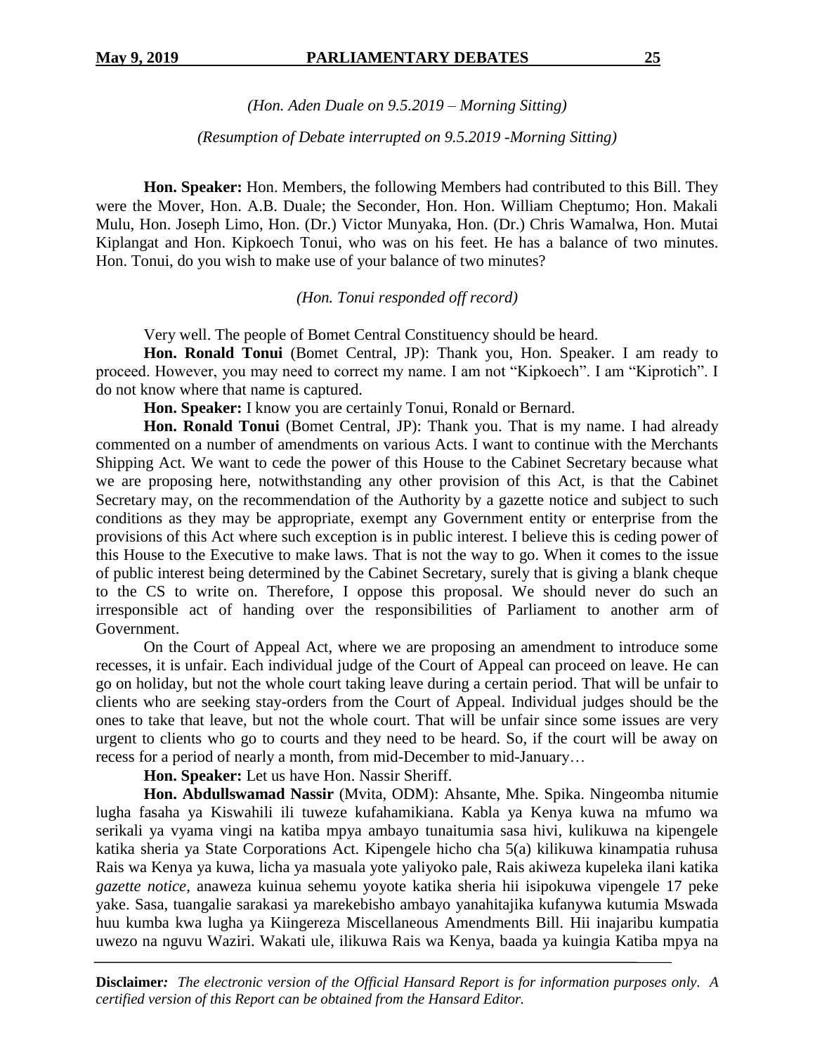*(Hon. Aden Duale on 9.5.2019 – Morning Sitting)*

*(Resumption of Debate interrupted on 9.5.2019 -Morning Sitting)*

**Hon. Speaker:** Hon. Members, the following Members had contributed to this Bill. They were the Mover, Hon. A.B. Duale; the Seconder, Hon. Hon. William Cheptumo; Hon. Makali Mulu, Hon. Joseph Limo, Hon. (Dr.) Victor Munyaka, Hon. (Dr.) Chris Wamalwa, Hon. Mutai Kiplangat and Hon. Kipkoech Tonui, who was on his feet. He has a balance of two minutes. Hon. Tonui, do you wish to make use of your balance of two minutes?

*(Hon. Tonui responded off record)*

Very well. The people of Bomet Central Constituency should be heard.

**Hon. Ronald Tonui** (Bomet Central, JP): Thank you, Hon. Speaker. I am ready to proceed. However, you may need to correct my name. I am not "Kipkoech". I am "Kiprotich". I do not know where that name is captured.

**Hon. Speaker:** I know you are certainly Tonui, Ronald or Bernard.

**Hon. Ronald Tonui** (Bomet Central, JP): Thank you. That is my name. I had already commented on a number of amendments on various Acts. I want to continue with the Merchants Shipping Act. We want to cede the power of this House to the Cabinet Secretary because what we are proposing here, notwithstanding any other provision of this Act, is that the Cabinet Secretary may, on the recommendation of the Authority by a gazette notice and subject to such conditions as they may be appropriate, exempt any Government entity or enterprise from the provisions of this Act where such exception is in public interest. I believe this is ceding power of this House to the Executive to make laws. That is not the way to go. When it comes to the issue of public interest being determined by the Cabinet Secretary, surely that is giving a blank cheque to the CS to write on. Therefore, I oppose this proposal. We should never do such an irresponsible act of handing over the responsibilities of Parliament to another arm of Government.

On the Court of Appeal Act, where we are proposing an amendment to introduce some recesses, it is unfair. Each individual judge of the Court of Appeal can proceed on leave. He can go on holiday, but not the whole court taking leave during a certain period. That will be unfair to clients who are seeking stay-orders from the Court of Appeal. Individual judges should be the ones to take that leave, but not the whole court. That will be unfair since some issues are very urgent to clients who go to courts and they need to be heard. So, if the court will be away on recess for a period of nearly a month, from mid-December to mid-January…

**Hon. Speaker:** Let us have Hon. Nassir Sheriff.

**Hon. Abdullswamad Nassir** (Mvita, ODM): Ahsante, Mhe. Spika. Ningeomba nitumie lugha fasaha ya Kiswahili ili tuweze kufahamikiana. Kabla ya Kenya kuwa na mfumo wa serikali ya vyama vingi na katiba mpya ambayo tunaitumia sasa hivi, kulikuwa na kipengele katika sheria ya State Corporations Act. Kipengele hicho cha 5(a) kilikuwa kinampatia ruhusa Rais wa Kenya ya kuwa, licha ya masuala yote yaliyoko pale, Rais akiweza kupeleka ilani katika *gazette notice*, anaweza kuinua sehemu yoyote katika sheria hii isipokuwa vipengele 17 peke yake. Sasa, tuangalie sarakasi ya marekebisho ambayo yanahitajika kufanywa kutumia Mswada huu kumba kwa lugha ya Kiingereza Miscellaneous Amendments Bill. Hii inajaribu kumpatia uwezo na nguvu Waziri. Wakati ule, ilikuwa Rais wa Kenya, baada ya kuingia Katiba mpya na

**Disclaimer:** *The electronic version of the Official Hansard Report is for information purposes only. A certified version of this Report can be obtained from the Hansard Editor.*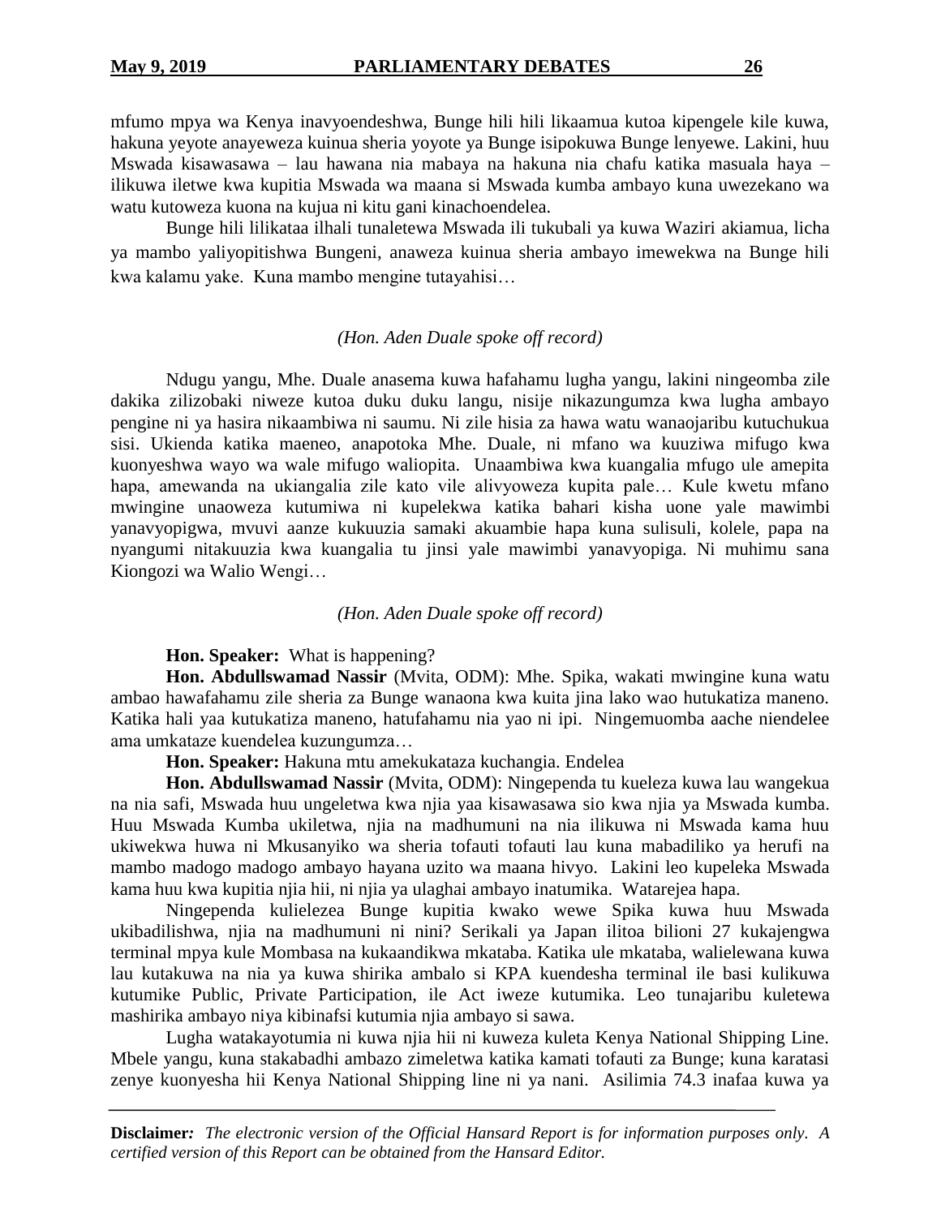mfumo mpya wa Kenya inavyoendeshwa, Bunge hili hili likaamua kutoa kipengele kile kuwa, hakuna yeyote anayeweza kuinua sheria yoyote ya Bunge isipokuwa Bunge lenyewe. Lakini, huu Mswada kisawasawa – lau hawana nia mabaya na hakuna nia chafu katika masuala haya – ilikuwa iletwe kwa kupitia Mswada wa maana si Mswada kumba ambayo kuna uwezekano wa watu kutoweza kuona na kujua ni kitu gani kinachoendelea.

Bunge hili lilikataa ilhali tunaletewa Mswada ili tukubali ya kuwa Waziri akiamua, licha ya mambo yaliyopitishwa Bungeni, anaweza kuinua sheria ambayo imewekwa na Bunge hili kwa kalamu yake. Kuna mambo mengine tutayahisi…

*(Hon. Aden Duale spoke off record)*

Ndugu yangu, Mhe. Duale anasema kuwa hafahamu lugha yangu, lakini ningeomba zile dakika zilizobaki niweze kutoa duku duku langu, nisije nikazungumza kwa lugha ambayo pengine ni ya hasira nikaambiwa ni saumu. Ni zile hisia za hawa watu wanaojaribu kutuchukua sisi. Ukienda katika maeneo, anapotoka Mhe. Duale, ni mfano wa kuuziwa mifugo kwa kuonyeshwa wayo wa wale mifugo waliopita. Unaambiwa kwa kuangalia mfugo ule amepita hapa, amewanda na ukiangalia zile kato vile alivyoweza kupita pale… Kule kwetu mfano mwingine unaoweza kutumiwa ni kupelekwa katika bahari kisha uone yale mawimbi yanavyopigwa, mvuvi aanze kukuuzia samaki akuambie hapa kuna sulisuli, kolele, papa na nyangumi nitakuuzia kwa kuangalia tu jinsi yale mawimbi yanavyopiga. Ni muhimu sana Kiongozi wa Walio Wengi…

*(Hon. Aden Duale spoke off record)*

**Hon. Speaker:** What is happening?

**Hon. Abdullswamad Nassir** (Mvita, ODM): Mhe. Spika, wakati mwingine kuna watu ambao hawafahamu zile sheria za Bunge wanaona kwa kuita jina lako wao hutukatiza maneno. Katika hali yaa kutukatiza maneno, hatufahamu nia yao ni ipi. Ningemuomba aache niendelee ama umkataze kuendelea kuzungumza…

**Hon. Speaker:** Hakuna mtu amekukataza kuchangia. Endelea

**Hon. Abdullswamad Nassir** (Mvita, ODM): Ningependa tu kueleza kuwa lau wangekua na nia safi, Mswada huu ungeletwa kwa njia yaa kisawasawa sio kwa njia ya Mswada kumba. Huu Mswada Kumba ukiletwa, njia na madhumuni na nia ilikuwa ni Mswada kama huu ukiwekwa huwa ni Mkusanyiko wa sheria tofauti tofauti lau kuna mabadiliko ya herufi na mambo madogo madogo ambayo hayana uzito wa maana hivyo. Lakini leo kupeleka Mswada kama huu kwa kupitia njia hii, ni njia ya ulaghai ambayo inatumika. Watarejea hapa.

Ningependa kulielezea Bunge kupitia kwako wewe Spika kuwa huu Mswada ukibadilishwa, njia na madhumuni ni nini? Serikali ya Japan ilitoa bilioni 27 kukajengwa terminal mpya kule Mombasa na kukaandikwa mkataba. Katika ule mkataba, walielewana kuwa lau kutakuwa na nia ya kuwa shirika ambalo si KPA kuendesha terminal ile basi kulikuwa kutumike Public, Private Participation, ile Act iweze kutumika. Leo tunajaribu kuletewa mashirika ambayo niya kibinafsi kutumia njia ambayo si sawa.

Lugha watakayotumia ni kuwa njia hii ni kuweza kuleta Kenya National Shipping Line. Mbele yangu, kuna stakabadhi ambazo zimeletwa katika kamati tofauti za Bunge; kuna karatasi zenye kuonyesha hii Kenya National Shipping line ni ya nani. Asilimia 74.3 inafaa kuwa ya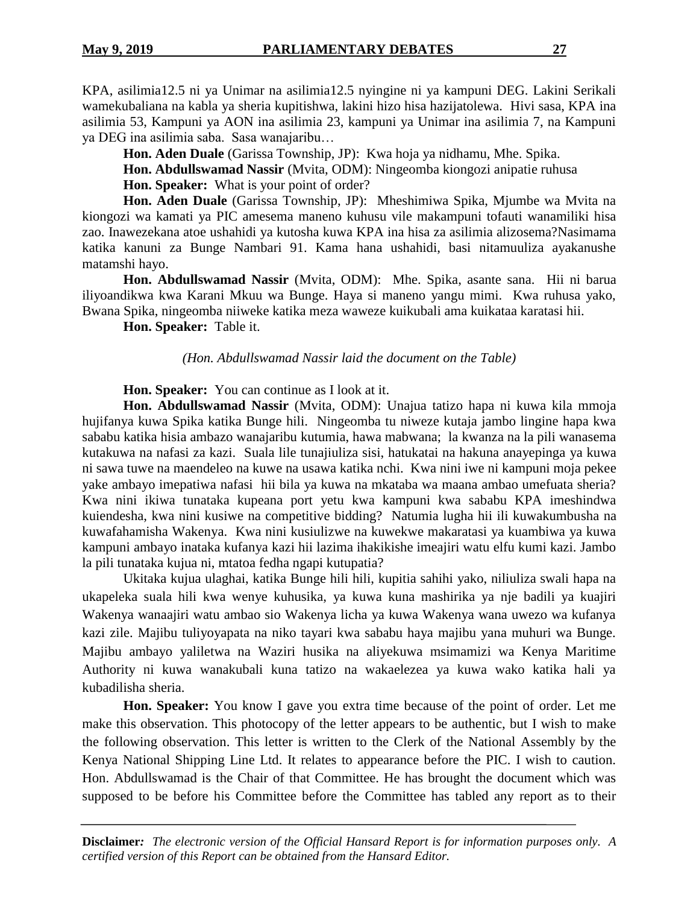KPA, asilimia12.5 ni ya Unimar na asilimia12.5 nyingine ni ya kampuni DEG. Lakini Serikali wamekubaliana na kabla ya sheria kupitishwa, lakini hizo hisa hazijatolewa. Hivi sasa, KPA ina asilimia 53, Kampuni ya AON ina asilimia 23, kampuni ya Unimar ina asilimia 7, na Kampuni ya DEG ina asilimia saba. Sasa wanajaribu…

**Hon. Aden Duale** (Garissa Township, JP): Kwa hoja ya nidhamu, Mhe. Spika.

**Hon. Abdullswamad Nassir** (Mvita, ODM): Ningeomba kiongozi anipatie ruhusa

**Hon. Speaker:** What is your point of order?

**Hon. Aden Duale** (Garissa Township, JP): Mheshimiwa Spika, Mjumbe wa Mvita na kiongozi wa kamati ya PIC amesema maneno kuhusu vile makampuni tofauti wanamiliki hisa zao. Inawezekana atoe ushahidi ya kutosha kuwa KPA ina hisa za asilimia alizosema?Nasimama katika kanuni za Bunge Nambari 91. Kama hana ushahidi, basi nitamuuliza ayakanushe matamshi hayo.

**Hon. Abdullswamad Nassir** (Mvita, ODM): Mhe. Spika, asante sana. Hii ni barua iliyoandikwa kwa Karani Mkuu wa Bunge. Haya si maneno yangu mimi. Kwa ruhusa yako, Bwana Spika, ningeomba niiweke katika meza waweze kuikubali ama kuikataa karatasi hii.

**Hon. Speaker:** Table it.

*(Hon. Abdullswamad Nassir laid the document on the Table)*

**Hon. Speaker:** You can continue as I look at it.

**Hon. Abdullswamad Nassir** (Mvita, ODM): Unajua tatizo hapa ni kuwa kila mmoja hujifanya kuwa Spika katika Bunge hili. Ningeomba tu niweze kutaja jambo lingine hapa kwa sababu katika hisia ambazo wanajaribu kutumia, hawa mabwana; la kwanza na la pili wanasema kutakuwa na nafasi za kazi. Suala lile tunajiuliza sisi, hatukatai na hakuna anayepinga ya kuwa ni sawa tuwe na maendeleo na kuwe na usawa katika nchi. Kwa nini iwe ni kampuni moja pekee yake ambayo imepatiwa nafasi hii bila ya kuwa na mkataba wa maana ambao umefuata sheria? Kwa nini ikiwa tunataka kupeana port yetu kwa kampuni kwa sababu KPA imeshindwa kuiendesha, kwa nini kusiwe na competitive bidding? Natumia lugha hii ili kuwakumbusha na kuwafahamisha Wakenya. Kwa nini kusiulizwe na kuwekwe makaratasi ya kuambiwa ya kuwa kampuni ambayo inataka kufanya kazi hii lazima ihakikishe imeajiri watu elfu kumi kazi. Jambo la pili tunataka kujua ni, mtatoa fedha ngapi kutupatia?

Ukitaka kujua ulaghai, katika Bunge hili hili, kupitia sahihi yako, niliuliza swali hapa na ukapeleka suala hili kwa wenye kuhusika, ya kuwa kuna mashirika ya nje badili ya kuajiri Wakenya wanaajiri watu ambao sio Wakenya licha ya kuwa Wakenya wana uwezo wa kufanya kazi zile. Majibu tuliyoyapata na niko tayari kwa sababu haya majibu yana muhuri wa Bunge. Majibu ambayo yaliletwa na Waziri husika na aliyekuwa msimamizi wa Kenya Maritime Authority ni kuwa wanakubali kuna tatizo na wakaelezea ya kuwa wako katika hali ya kubadilisha sheria.

**Hon. Speaker:** You know I gave you extra time because of the point of order. Let me make this observation. This photocopy of the letter appears to be authentic, but I wish to make the following observation. This letter is written to the Clerk of the National Assembly by the Kenya National Shipping Line Ltd. It relates to appearance before the PIC. I wish to caution. Hon. Abdullswamad is the Chair of that Committee. He has brought the document which was supposed to be before his Committee before the Committee has tabled any report as to their

**Disclaimer***:* *The electronic version of the Official Hansard Report is for information purposes only. A certified version of this Report can be obtained from the Hansard Editor.*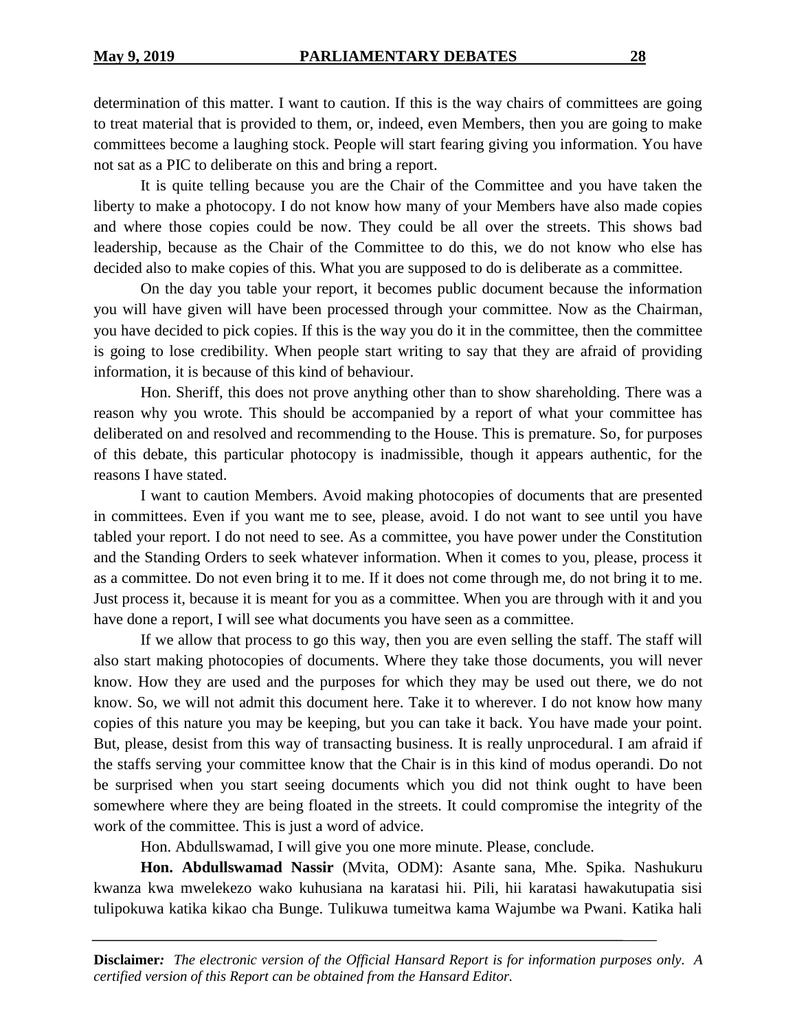determination of this matter. I want to caution. If this is the way chairs of committees are going to treat material that is provided to them, or, indeed, even Members, then you are going to make committees become a laughing stock. People will start fearing giving you information. You have not sat as a PIC to deliberate on this and bring a report.

It is quite telling because you are the Chair of the Committee and you have taken the liberty to make a photocopy. I do not know how many of your Members have also made copies and where those copies could be now. They could be all over the streets. This shows bad leadership, because as the Chair of the Committee to do this, we do not know who else has decided also to make copies of this. What you are supposed to do is deliberate as a committee.

On the day you table your report, it becomes public document because the information you will have given will have been processed through your committee. Now as the Chairman, you have decided to pick copies. If this is the way you do it in the committee, then the committee is going to lose credibility. When people start writing to say that they are afraid of providing information, it is because of this kind of behaviour.

Hon. Sheriff, this does not prove anything other than to show shareholding. There was a reason why you wrote. This should be accompanied by a report of what your committee has deliberated on and resolved and recommending to the House. This is premature. So, for purposes of this debate, this particular photocopy is inadmissible, though it appears authentic, for the reasons I have stated.

I want to caution Members. Avoid making photocopies of documents that are presented in committees. Even if you want me to see, please, avoid. I do not want to see until you have tabled your report. I do not need to see. As a committee, you have power under the Constitution and the Standing Orders to seek whatever information. When it comes to you, please, process it as a committee. Do not even bring it to me. If it does not come through me, do not bring it to me. Just process it, because it is meant for you as a committee. When you are through with it and you have done a report, I will see what documents you have seen as a committee.

If we allow that process to go this way, then you are even selling the staff. The staff will also start making photocopies of documents. Where they take those documents, you will never know. How they are used and the purposes for which they may be used out there, we do not know. So, we will not admit this document here. Take it to wherever. I do not know how many copies of this nature you may be keeping, but you can take it back. You have made your point. But, please, desist from this way of transacting business. It is really unprocedural. I am afraid if the staffs serving your committee know that the Chair is in this kind of modus operandi. Do not be surprised when you start seeing documents which you did not think ought to have been somewhere where they are being floated in the streets. It could compromise the integrity of the work of the committee. This is just a word of advice.

Hon. Abdullswamad, I will give you one more minute. Please, conclude.

**Hon. Abdullswamad Nassir** (Mvita, ODM): Asante sana, Mhe. Spika. Nashukuru kwanza kwa mwelekezo wako kuhusiana na karatasi hii. Pili, hii karatasi hawakutupatia sisi tulipokuwa katika kikao cha Bunge. Tulikuwa tumeitwa kama Wajumbe wa Pwani. Katika hali

**Disclaimer:** *The electronic version of the Official Hansard Report is for information purposes only. A certified version of this Report can be obtained from the Hansard Editor.*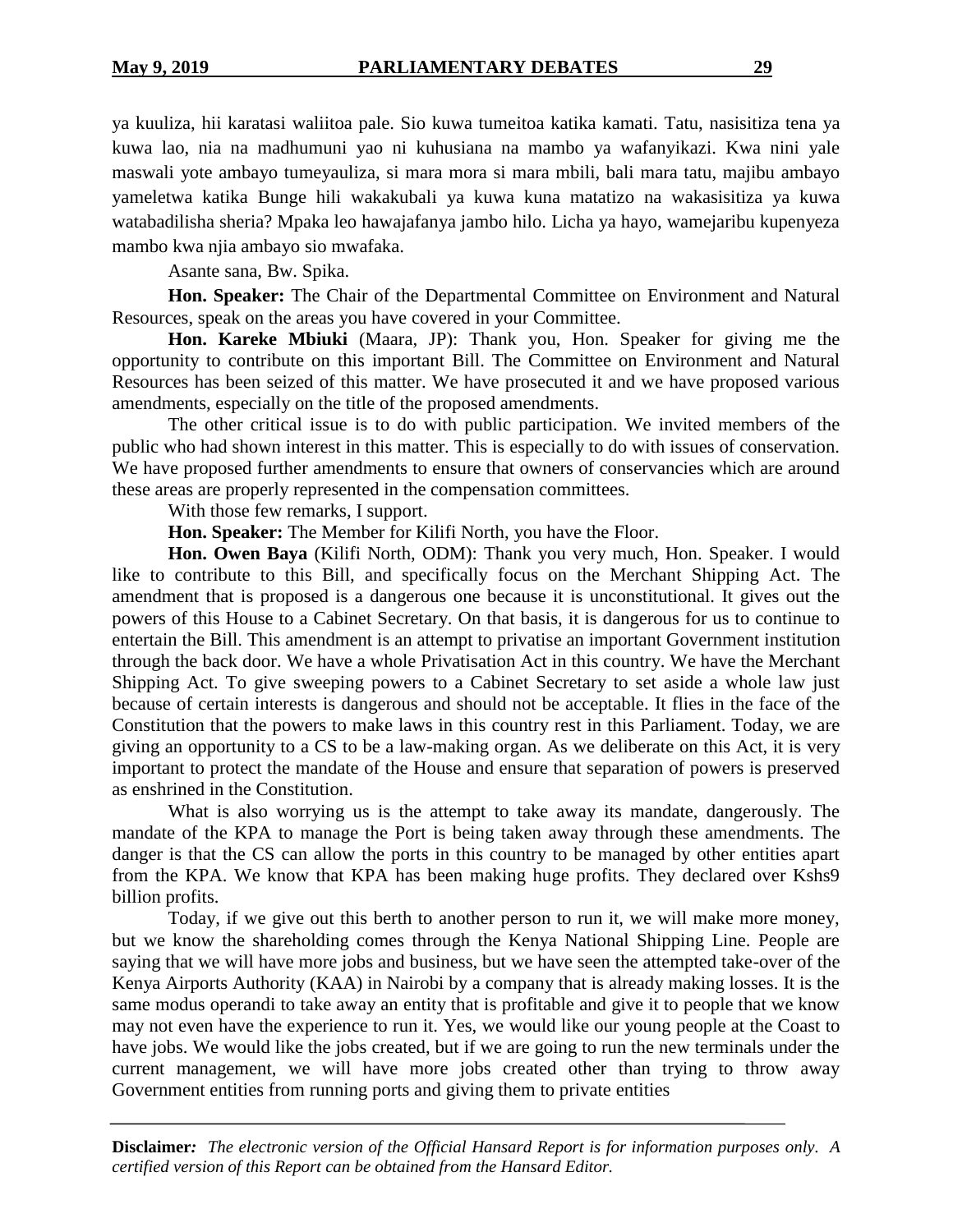ya kuuliza, hii karatasi waliitoa pale. Sio kuwa tumeitoa katika kamati. Tatu, nasisitiza tena ya kuwa lao, nia na madhumuni yao ni kuhusiana na mambo ya wafanyikazi. Kwa nini yale maswali yote ambayo tumeyauliza, si mara mora si mara mbili, bali mara tatu, majibu ambayo yameletwa katika Bunge hili wakakubali ya kuwa kuna matatizo na wakasisitiza ya kuwa watabadilisha sheria? Mpaka leo hawajafanya jambo hilo. Licha ya hayo, wamejaribu kupenyeza mambo kwa njia ambayo sio mwafaka.

Asante sana, Bw. Spika.

**Hon. Speaker:** The Chair of the Departmental Committee on Environment and Natural Resources, speak on the areas you have covered in your Committee.

**Hon. Kareke Mbiuki** (Maara, JP): Thank you, Hon. Speaker for giving me the opportunity to contribute on this important Bill. The Committee on Environment and Natural Resources has been seized of this matter. We have prosecuted it and we have proposed various amendments, especially on the title of the proposed amendments.

The other critical issue is to do with public participation. We invited members of the public who had shown interest in this matter. This is especially to do with issues of conservation. We have proposed further amendments to ensure that owners of conservancies which are around these areas are properly represented in the compensation committees.

With those few remarks, I support.

**Hon. Speaker:** The Member for Kilifi North, you have the Floor.

**Hon. Owen Baya** (Kilifi North, ODM): Thank you very much, Hon. Speaker. I would like to contribute to this Bill, and specifically focus on the Merchant Shipping Act. The amendment that is proposed is a dangerous one because it is unconstitutional. It gives out the powers of this House to a Cabinet Secretary. On that basis, it is dangerous for us to continue to entertain the Bill. This amendment is an attempt to privatise an important Government institution through the back door. We have a whole Privatisation Act in this country. We have the Merchant Shipping Act. To give sweeping powers to a Cabinet Secretary to set aside a whole law just because of certain interests is dangerous and should not be acceptable. It flies in the face of the Constitution that the powers to make laws in this country rest in this Parliament. Today, we are giving an opportunity to a CS to be a law-making organ. As we deliberate on this Act, it is very important to protect the mandate of the House and ensure that separation of powers is preserved as enshrined in the Constitution.

What is also worrying us is the attempt to take away its mandate, dangerously. The mandate of the KPA to manage the Port is being taken away through these amendments. The danger is that the CS can allow the ports in this country to be managed by other entities apart from the KPA. We know that KPA has been making huge profits. They declared over Kshs9 billion profits.

Today, if we give out this berth to another person to run it, we will make more money, but we know the shareholding comes through the Kenya National Shipping Line. People are saying that we will have more jobs and business, but we have seen the attempted take-over of the Kenya Airports Authority (KAA) in Nairobi by a company that is already making losses. It is the same modus operandi to take away an entity that is profitable and give it to people that we know may not even have the experience to run it. Yes, we would like our young people at the Coast to have jobs. We would like the jobs created, but if we are going to run the new terminals under the current management, we will have more jobs created other than trying to throw away Government entities from running ports and giving them to private entities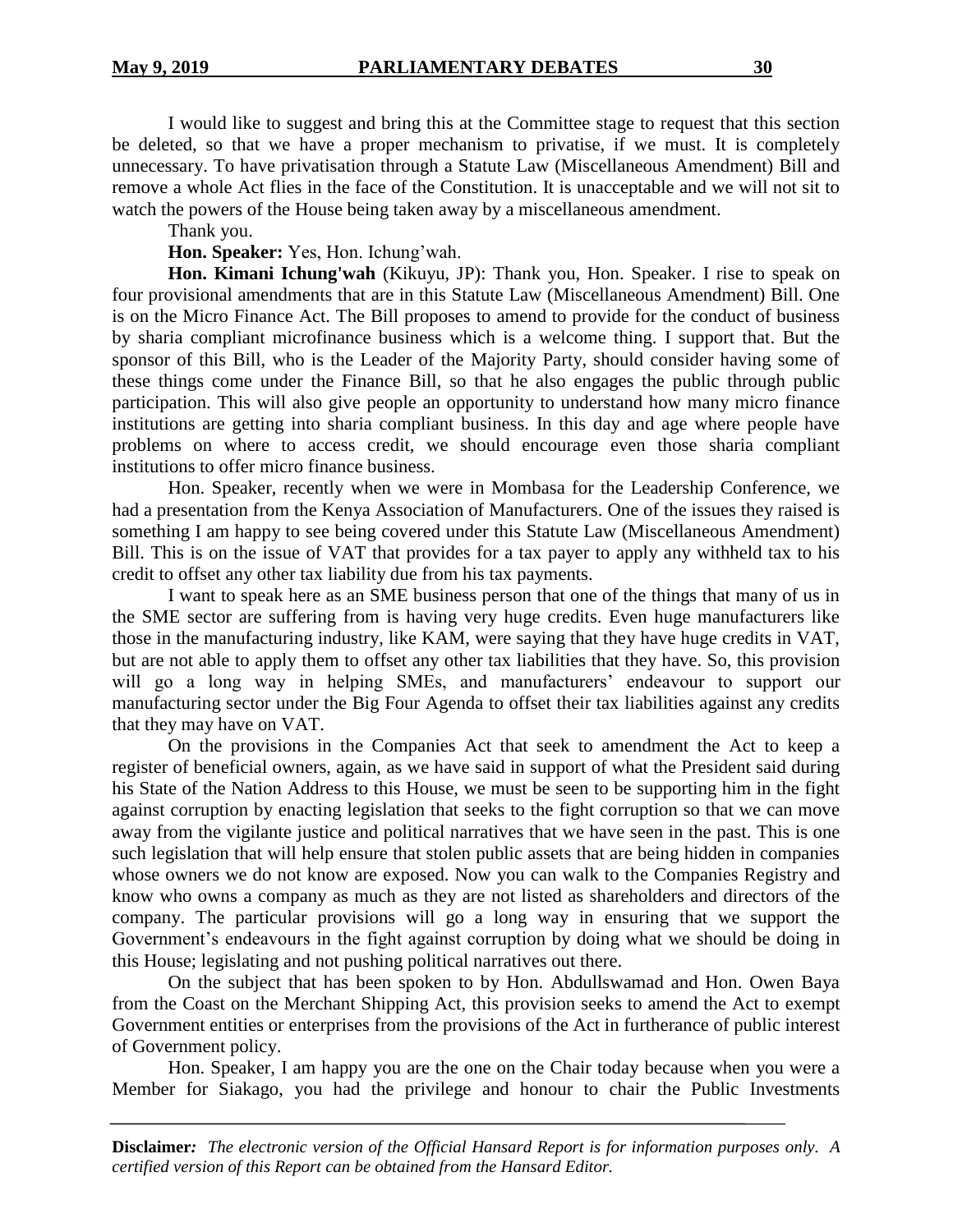I would like to suggest and bring this at the Committee stage to request that this section be deleted, so that we have a proper mechanism to privatise, if we must. It is completely unnecessary. To have privatisation through a Statute Law (Miscellaneous Amendment) Bill and remove a whole Act flies in the face of the Constitution. It is unacceptable and we will not sit to watch the powers of the House being taken away by a miscellaneous amendment.

Thank you.

**Hon. Speaker:** Yes, Hon. Ichung'wah.

**Hon. Kimani Ichung'wah** (Kikuyu, JP): Thank you, Hon. Speaker. I rise to speak on four provisional amendments that are in this Statute Law (Miscellaneous Amendment) Bill. One is on the Micro Finance Act. The Bill proposes to amend to provide for the conduct of business by sharia compliant microfinance business which is a welcome thing. I support that. But the sponsor of this Bill, who is the Leader of the Majority Party, should consider having some of these things come under the Finance Bill, so that he also engages the public through public participation. This will also give people an opportunity to understand how many micro finance institutions are getting into sharia compliant business. In this day and age where people have problems on where to access credit, we should encourage even those sharia compliant institutions to offer micro finance business.

Hon. Speaker, recently when we were in Mombasa for the Leadership Conference, we had a presentation from the Kenya Association of Manufacturers. One of the issues they raised is something I am happy to see being covered under this Statute Law (Miscellaneous Amendment) Bill. This is on the issue of VAT that provides for a tax payer to apply any withheld tax to his credit to offset any other tax liability due from his tax payments.

I want to speak here as an SME business person that one of the things that many of us in the SME sector are suffering from is having very huge credits. Even huge manufacturers like those in the manufacturing industry, like KAM, were saying that they have huge credits in VAT, but are not able to apply them to offset any other tax liabilities that they have. So, this provision will go a long way in helping SMEs, and manufacturers' endeavour to support our manufacturing sector under the Big Four Agenda to offset their tax liabilities against any credits that they may have on VAT.

On the provisions in the Companies Act that seek to amendment the Act to keep a register of beneficial owners, again, as we have said in support of what the President said during his State of the Nation Address to this House, we must be seen to be supporting him in the fight against corruption by enacting legislation that seeks to the fight corruption so that we can move away from the vigilante justice and political narratives that we have seen in the past. This is one such legislation that will help ensure that stolen public assets that are being hidden in companies whose owners we do not know are exposed. Now you can walk to the Companies Registry and know who owns a company as much as they are not listed as shareholders and directors of the company. The particular provisions will go a long way in ensuring that we support the Government's endeavours in the fight against corruption by doing what we should be doing in this House; legislating and not pushing political narratives out there.

On the subject that has been spoken to by Hon. Abdullswamad and Hon. Owen Baya from the Coast on the Merchant Shipping Act, this provision seeks to amend the Act to exempt Government entities or enterprises from the provisions of the Act in furtherance of public interest of Government policy.

Hon. Speaker, I am happy you are the one on the Chair today because when you were a Member for Siakago, you had the privilege and honour to chair the Public Investments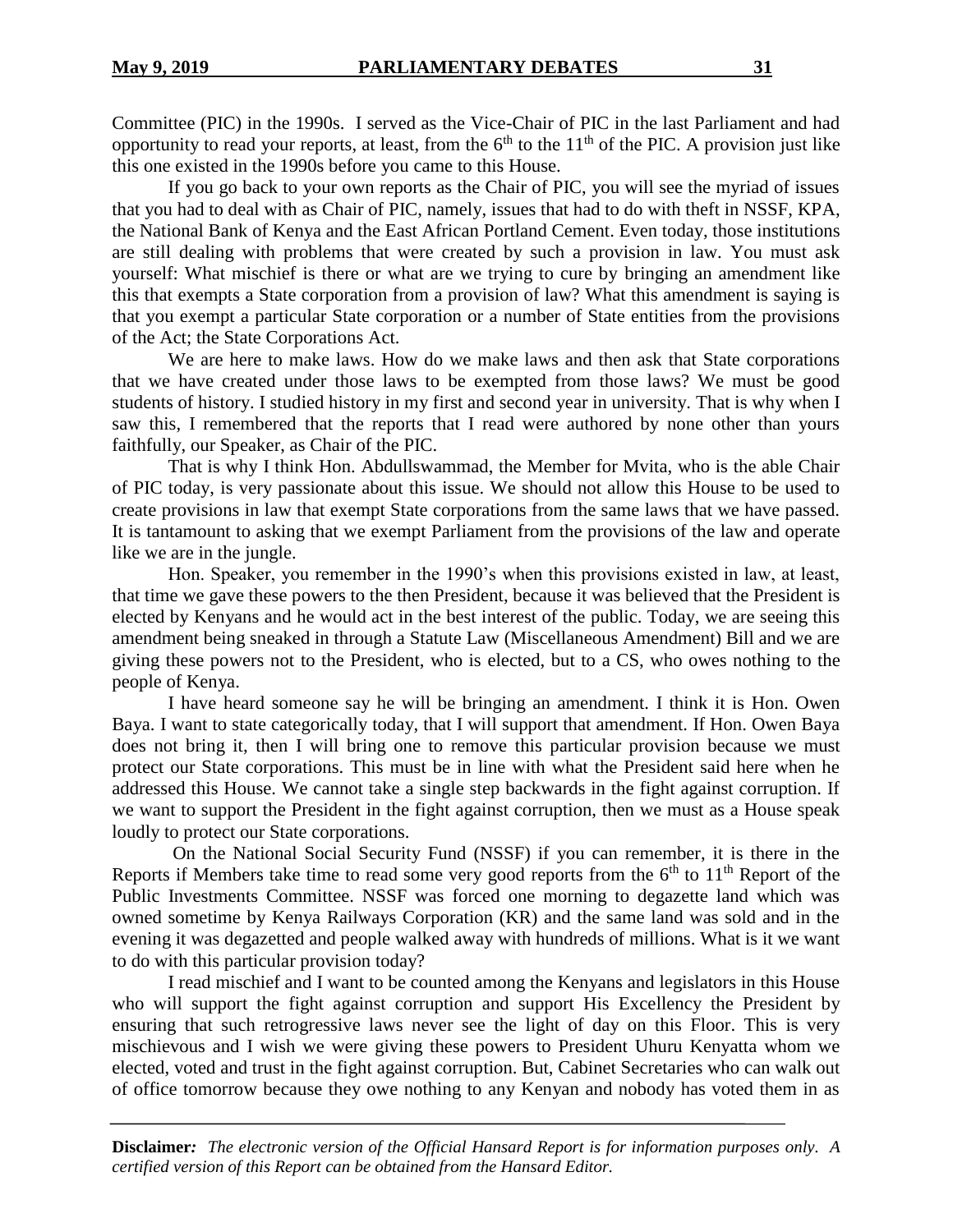Committee (PIC) in the 1990s. I served as the Vice-Chair of PIC in the last Parliament and had opportunity to read your reports, at least, from the 6th to the 11th of the PIC. A provision just like this one existed in the 1990s before you came to this House.

If you go back to your own reports as the Chair of PIC, you will see the myriad of issues that you had to deal with as Chair of PIC, namely, issues that had to do with theft in NSSF, KPA, the National Bank of Kenya and the East African Portland Cement. Even today, those institutions are still dealing with problems that were created by such a provision in law. You must ask yourself: What mischief is there or what are we trying to cure by bringing an amendment like this that exempts a State corporation from a provision of law? What this amendment is saying is that you exempt a particular State corporation or a number of State entities from the provisions of the Act; the State Corporations Act.

We are here to make laws. How do we make laws and then ask that State corporations that we have created under those laws to be exempted from those laws? We must be good students of history. I studied history in my first and second year in university. That is why when I saw this, I remembered that the reports that I read were authored by none other than yours faithfully, our Speaker, as Chair of the PIC.

That is why I think Hon. Abdullswammad, the Member for Mvita, who is the able Chair of PIC today, is very passionate about this issue. We should not allow this House to be used to create provisions in law that exempt State corporations from the same laws that we have passed. It is tantamount to asking that we exempt Parliament from the provisions of the law and operate like we are in the jungle.

Hon. Speaker, you remember in the 1990's when this provisions existed in law, at least, that time we gave these powers to the then President, because it was believed that the President is elected by Kenyans and he would act in the best interest of the public. Today, we are seeing this amendment being sneaked in through a Statute Law (Miscellaneous Amendment) Bill and we are giving these powers not to the President, who is elected, but to a CS, who owes nothing to the people of Kenya.

I have heard someone say he will be bringing an amendment. I think it is Hon. Owen Baya. I want to state categorically today, that I will support that amendment. If Hon. Owen Baya does not bring it, then I will bring one to remove this particular provision because we must protect our State corporations. This must be in line with what the President said here when he addressed this House. We cannot take a single step backwards in the fight against corruption. If we want to support the President in the fight against corruption, then we must as a House speak loudly to protect our State corporations.

On the National Social Security Fund (NSSF) if you can remember, it is there in the Reports if Members take time to read some very good reports from the 6th to 11th Report of the Public Investments Committee. NSSF was forced one morning to degazette land which was owned sometime by Kenya Railways Corporation (KR) and the same land was sold and in the evening it was degazetted and people walked away with hundreds of millions. What is it we want to do with this particular provision today?

I read mischief and I want to be counted among the Kenyans and legislators in this House who will support the fight against corruption and support His Excellency the President by ensuring that such retrogressive laws never see the light of day on this Floor. This is very mischievous and I wish we were giving these powers to President Uhuru Kenyatta whom we elected, voted and trust in the fight against corruption. But, Cabinet Secretaries who can walk out of office tomorrow because they owe nothing to any Kenyan and nobody has voted them in as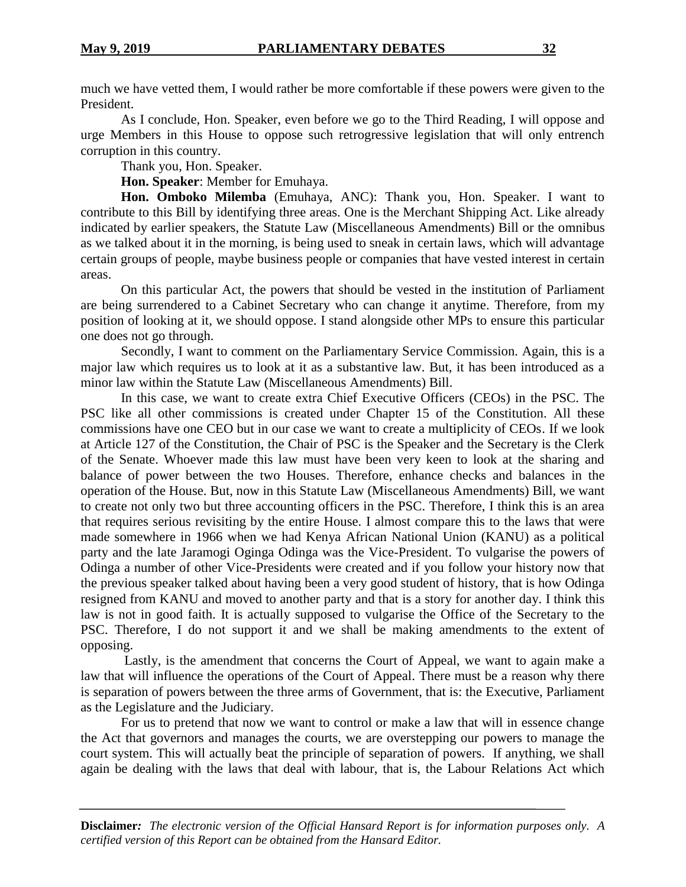much we have vetted them, I would rather be more comfortable if these powers were given to the President.

As I conclude, Hon. Speaker, even before we go to the Third Reading, I will oppose and urge Members in this House to oppose such retrogressive legislation that will only entrench corruption in this country.

Thank you, Hon. Speaker.

**Hon. Speaker**: Member for Emuhaya.

**Hon. Omboko Milemba** (Emuhaya, ANC): Thank you, Hon. Speaker. I want to contribute to this Bill by identifying three areas. One is the Merchant Shipping Act. Like already indicated by earlier speakers, the Statute Law (Miscellaneous Amendments) Bill or the omnibus as we talked about it in the morning, is being used to sneak in certain laws, which will advantage certain groups of people, maybe business people or companies that have vested interest in certain areas.

On this particular Act, the powers that should be vested in the institution of Parliament are being surrendered to a Cabinet Secretary who can change it anytime. Therefore, from my position of looking at it, we should oppose. I stand alongside other MPs to ensure this particular one does not go through.

Secondly, I want to comment on the Parliamentary Service Commission. Again, this is a major law which requires us to look at it as a substantive law. But, it has been introduced as a minor law within the Statute Law (Miscellaneous Amendments) Bill.

In this case, we want to create extra Chief Executive Officers (CEOs) in the PSC. The PSC like all other commissions is created under Chapter 15 of the Constitution. All these commissions have one CEO but in our case we want to create a multiplicity of CEOs. If we look at Article 127 of the Constitution, the Chair of PSC is the Speaker and the Secretary is the Clerk of the Senate. Whoever made this law must have been very keen to look at the sharing and balance of power between the two Houses. Therefore, enhance checks and balances in the operation of the House. But, now in this Statute Law (Miscellaneous Amendments) Bill, we want to create not only two but three accounting officers in the PSC. Therefore, I think this is an area that requires serious revisiting by the entire House. I almost compare this to the laws that were made somewhere in 1966 when we had Kenya African National Union (KANU) as a political party and the late Jaramogi Oginga Odinga was the Vice-President. To vulgarise the powers of Odinga a number of other Vice-Presidents were created and if you follow your history now that the previous speaker talked about having been a very good student of history, that is how Odinga resigned from KANU and moved to another party and that is a story for another day. I think this law is not in good faith. It is actually supposed to vulgarise the Office of the Secretary to the PSC. Therefore, I do not support it and we shall be making amendments to the extent of opposing.

Lastly, is the amendment that concerns the Court of Appeal, we want to again make a law that will influence the operations of the Court of Appeal. There must be a reason why there is separation of powers between the three arms of Government, that is: the Executive, Parliament as the Legislature and the Judiciary.

For us to pretend that now we want to control or make a law that will in essence change the Act that governors and manages the courts, we are overstepping our powers to manage the court system. This will actually beat the principle of separation of powers. If anything, we shall again be dealing with the laws that deal with labour, that is, the Labour Relations Act which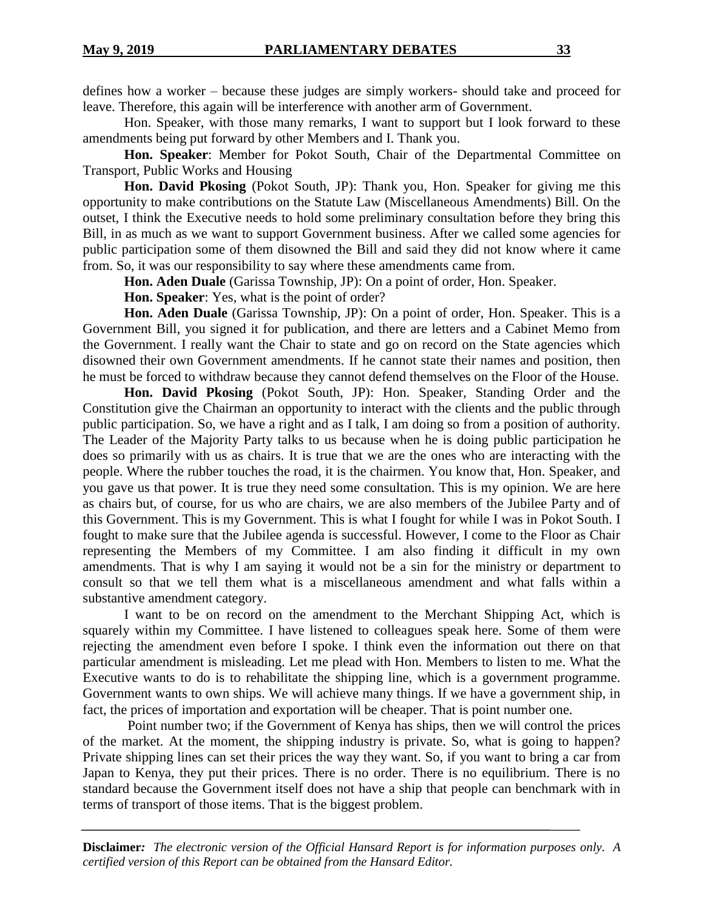defines how a worker – because these judges are simply workers- should take and proceed for leave. Therefore, this again will be interference with another arm of Government.

Hon. Speaker, with those many remarks, I want to support but I look forward to these amendments being put forward by other Members and I. Thank you.

**Hon. Speaker**: Member for Pokot South, Chair of the Departmental Committee on Transport, Public Works and Housing

**Hon. David Pkosing** (Pokot South, JP): Thank you, Hon. Speaker for giving me this opportunity to make contributions on the Statute Law (Miscellaneous Amendments) Bill. On the outset, I think the Executive needs to hold some preliminary consultation before they bring this Bill, in as much as we want to support Government business. After we called some agencies for public participation some of them disowned the Bill and said they did not know where it came from. So, it was our responsibility to say where these amendments came from.

**Hon. Aden Duale** (Garissa Township, JP): On a point of order, Hon. Speaker.

**Hon. Speaker**: Yes, what is the point of order?

**Hon. Aden Duale** (Garissa Township, JP): On a point of order, Hon. Speaker. This is a Government Bill, you signed it for publication, and there are letters and a Cabinet Memo from the Government. I really want the Chair to state and go on record on the State agencies which disowned their own Government amendments. If he cannot state their names and position, then he must be forced to withdraw because they cannot defend themselves on the Floor of the House.

**Hon. David Pkosing** (Pokot South, JP): Hon. Speaker, Standing Order and the Constitution give the Chairman an opportunity to interact with the clients and the public through public participation. So, we have a right and as I talk, I am doing so from a position of authority. The Leader of the Majority Party talks to us because when he is doing public participation he does so primarily with us as chairs. It is true that we are the ones who are interacting with the people. Where the rubber touches the road, it is the chairmen. You know that, Hon. Speaker, and you gave us that power. It is true they need some consultation. This is my opinion. We are here as chairs but, of course, for us who are chairs, we are also members of the Jubilee Party and of this Government. This is my Government. This is what I fought for while I was in Pokot South. I fought to make sure that the Jubilee agenda is successful. However, I come to the Floor as Chair representing the Members of my Committee. I am also finding it difficult in my own amendments. That is why I am saying it would not be a sin for the ministry or department to consult so that we tell them what is a miscellaneous amendment and what falls within a substantive amendment category.

I want to be on record on the amendment to the Merchant Shipping Act, which is squarely within my Committee. I have listened to colleagues speak here. Some of them were rejecting the amendment even before I spoke. I think even the information out there on that particular amendment is misleading. Let me plead with Hon. Members to listen to me. What the Executive wants to do is to rehabilitate the shipping line, which is a government programme. Government wants to own ships. We will achieve many things. If we have a government ship, in fact, the prices of importation and exportation will be cheaper. That is point number one.

Point number two; if the Government of Kenya has ships, then we will control the prices of the market. At the moment, the shipping industry is private. So, what is going to happen? Private shipping lines can set their prices the way they want. So, if you want to bring a car from Japan to Kenya, they put their prices. There is no order. There is no equilibrium. There is no standard because the Government itself does not have a ship that people can benchmark with in terms of transport of those items. That is the biggest problem.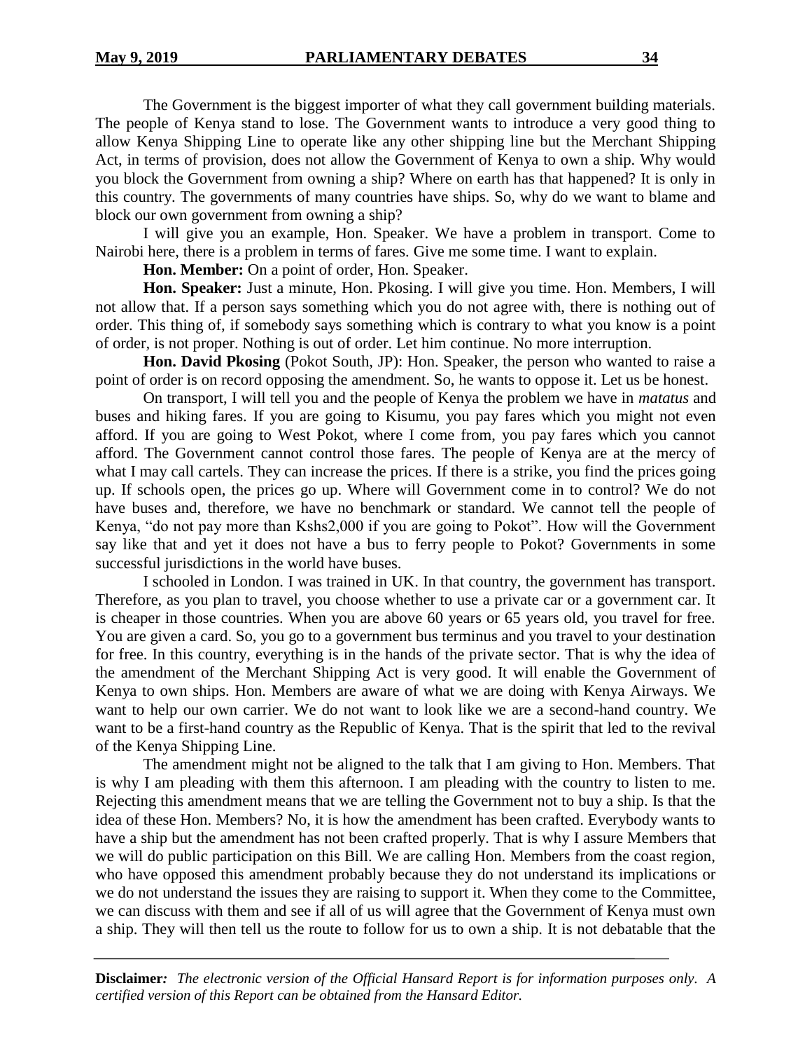The Government is the biggest importer of what they call government building materials. The people of Kenya stand to lose. The Government wants to introduce a very good thing to allow Kenya Shipping Line to operate like any other shipping line but the Merchant Shipping Act, in terms of provision, does not allow the Government of Kenya to own a ship. Why would you block the Government from owning a ship? Where on earth has that happened? It is only in this country. The governments of many countries have ships. So, why do we want to blame and block our own government from owning a ship?

I will give you an example, Hon. Speaker. We have a problem in transport. Come to Nairobi here, there is a problem in terms of fares. Give me some time. I want to explain.

**Hon. Member:** On a point of order, Hon. Speaker.

**Hon. Speaker:** Just a minute, Hon. Pkosing. I will give you time. Hon. Members, I will not allow that. If a person says something which you do not agree with, there is nothing out of order. This thing of, if somebody says something which is contrary to what you know is a point of order, is not proper. Nothing is out of order. Let him continue. No more interruption.

**Hon. David Pkosing** (Pokot South, JP): Hon. Speaker, the person who wanted to raise a point of order is on record opposing the amendment. So, he wants to oppose it. Let us be honest.

On transport, I will tell you and the people of Kenya the problem we have in *matatus* and buses and hiking fares. If you are going to Kisumu, you pay fares which you might not even afford. If you are going to West Pokot, where I come from, you pay fares which you cannot afford. The Government cannot control those fares. The people of Kenya are at the mercy of what I may call cartels. They can increase the prices. If there is a strike, you find the prices going up. If schools open, the prices go up. Where will Government come in to control? We do not have buses and, therefore, we have no benchmark or standard. We cannot tell the people of Kenya, "do not pay more than Kshs2,000 if you are going to Pokot". How will the Government say like that and yet it does not have a bus to ferry people to Pokot? Governments in some successful jurisdictions in the world have buses.

I schooled in London. I was trained in UK. In that country, the government has transport. Therefore, as you plan to travel, you choose whether to use a private car or a government car. It is cheaper in those countries. When you are above 60 years or 65 years old, you travel for free. You are given a card. So, you go to a government bus terminus and you travel to your destination for free. In this country, everything is in the hands of the private sector. That is why the idea of the amendment of the Merchant Shipping Act is very good. It will enable the Government of Kenya to own ships. Hon. Members are aware of what we are doing with Kenya Airways. We want to help our own carrier. We do not want to look like we are a second-hand country. We want to be a first-hand country as the Republic of Kenya. That is the spirit that led to the revival of the Kenya Shipping Line.

The amendment might not be aligned to the talk that I am giving to Hon. Members. That is why I am pleading with them this afternoon. I am pleading with the country to listen to me. Rejecting this amendment means that we are telling the Government not to buy a ship. Is that the idea of these Hon. Members? No, it is how the amendment has been crafted. Everybody wants to have a ship but the amendment has not been crafted properly. That is why I assure Members that we will do public participation on this Bill. We are calling Hon. Members from the coast region, who have opposed this amendment probably because they do not understand its implications or we do not understand the issues they are raising to support it. When they come to the Committee, we can discuss with them and see if all of us will agree that the Government of Kenya must own a ship. They will then tell us the route to follow for us to own a ship. It is not debatable that the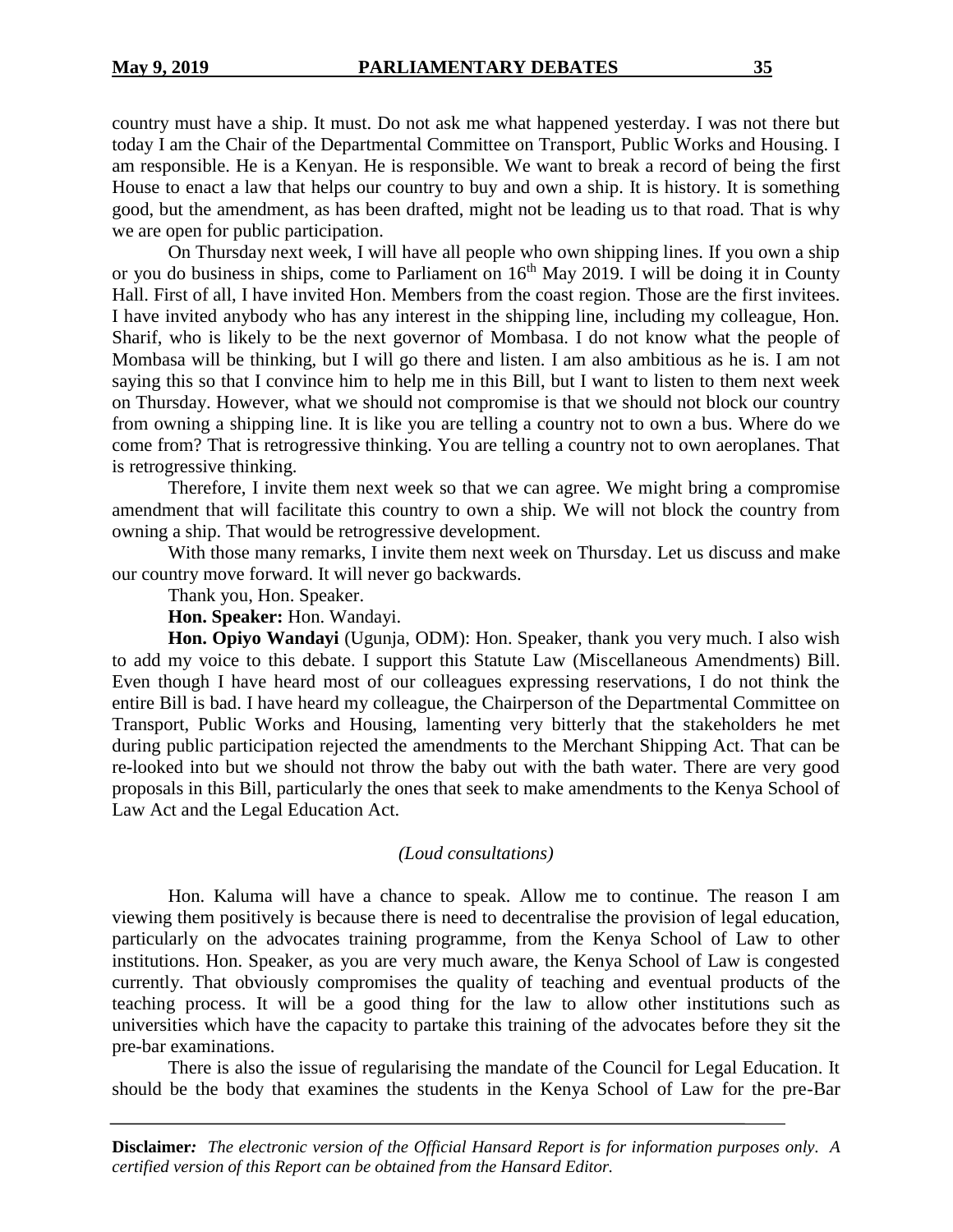country must have a ship. It must. Do not ask me what happened yesterday. I was not there but today I am the Chair of the Departmental Committee on Transport, Public Works and Housing. I am responsible. He is a Kenyan. He is responsible. We want to break a record of being the first House to enact a law that helps our country to buy and own a ship. It is history. It is something good, but the amendment, as has been drafted, might not be leading us to that road. That is why we are open for public participation.

On Thursday next week, I will have all people who own shipping lines. If you own a ship or you do business in ships, come to Parliament on 16th May 2019. I will be doing it in County Hall. First of all, I have invited Hon. Members from the coast region. Those are the first invitees. I have invited anybody who has any interest in the shipping line, including my colleague, Hon. Sharif, who is likely to be the next governor of Mombasa. I do not know what the people of Mombasa will be thinking, but I will go there and listen. I am also ambitious as he is. I am not saying this so that I convince him to help me in this Bill, but I want to listen to them next week on Thursday. However, what we should not compromise is that we should not block our country from owning a shipping line. It is like you are telling a country not to own a bus. Where do we come from? That is retrogressive thinking. You are telling a country not to own aeroplanes. That is retrogressive thinking.

Therefore, I invite them next week so that we can agree. We might bring a compromise amendment that will facilitate this country to own a ship. We will not block the country from owning a ship. That would be retrogressive development.

With those many remarks, I invite them next week on Thursday. Let us discuss and make our country move forward. It will never go backwards.

Thank you, Hon. Speaker.

**Hon. Speaker:** Hon. Wandayi.

**Hon. Opiyo Wandayi** (Ugunja, ODM): Hon. Speaker, thank you very much. I also wish to add my voice to this debate. I support this Statute Law (Miscellaneous Amendments) Bill. Even though I have heard most of our colleagues expressing reservations, I do not think the entire Bill is bad. I have heard my colleague, the Chairperson of the Departmental Committee on Transport, Public Works and Housing, lamenting very bitterly that the stakeholders he met during public participation rejected the amendments to the Merchant Shipping Act. That can be re-looked into but we should not throw the baby out with the bath water. There are very good proposals in this Bill, particularly the ones that seek to make amendments to the Kenya School of Law Act and the Legal Education Act.

*(Loud consultations)*

Hon. Kaluma will have a chance to speak. Allow me to continue. The reason I am viewing them positively is because there is need to decentralise the provision of legal education, particularly on the advocates training programme, from the Kenya School of Law to other institutions. Hon. Speaker, as you are very much aware, the Kenya School of Law is congested currently. That obviously compromises the quality of teaching and eventual products of the teaching process. It will be a good thing for the law to allow other institutions such as universities which have the capacity to partake this training of the advocates before they sit the pre-bar examinations.

There is also the issue of regularising the mandate of the Council for Legal Education. It should be the body that examines the students in the Kenya School of Law for the pre-Bar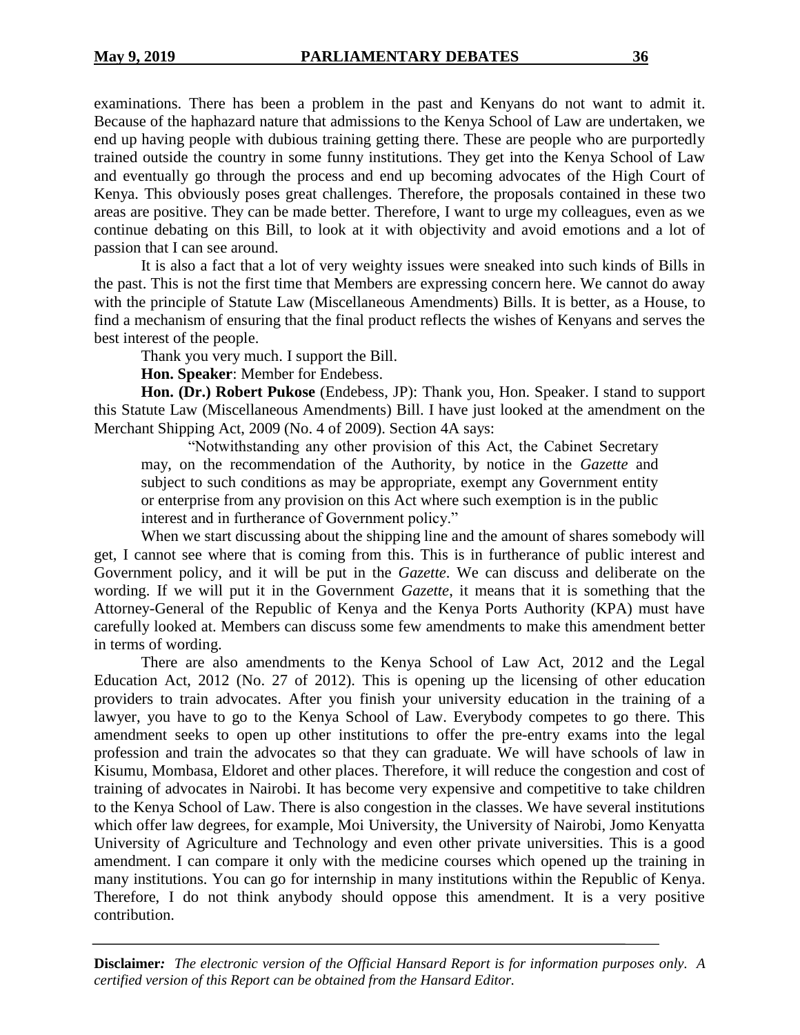examinations. There has been a problem in the past and Kenyans do not want to admit it. Because of the haphazard nature that admissions to the Kenya School of Law are undertaken, we end up having people with dubious training getting there. These are people who are purportedly trained outside the country in some funny institutions. They get into the Kenya School of Law and eventually go through the process and end up becoming advocates of the High Court of Kenya. This obviously poses great challenges. Therefore, the proposals contained in these two areas are positive. They can be made better. Therefore, I want to urge my colleagues, even as we continue debating on this Bill, to look at it with objectivity and avoid emotions and a lot of passion that I can see around.

It is also a fact that a lot of very weighty issues were sneaked into such kinds of Bills in the past. This is not the first time that Members are expressing concern here. We cannot do away with the principle of Statute Law (Miscellaneous Amendments) Bills. It is better, as a House, to find a mechanism of ensuring that the final product reflects the wishes of Kenyans and serves the best interest of the people.

Thank you very much. I support the Bill.

**Hon. Speaker**: Member for Endebess.

**Hon. (Dr.) Robert Pukose** (Endebess, JP): Thank you, Hon. Speaker. I stand to support this Statute Law (Miscellaneous Amendments) Bill. I have just looked at the amendment on the Merchant Shipping Act, 2009 (No. 4 of 2009). Section 4A says:

> "Notwithstanding any other provision of this Act, the Cabinet Secretary may, on the recommendation of the Authority, by notice in the *Gazette* and subject to such conditions as may be appropriate, exempt any Government entity or enterprise from any provision on this Act where such exemption is in the public interest and in furtherance of Government policy."

When we start discussing about the shipping line and the amount of shares somebody will get, I cannot see where that is coming from this. This is in furtherance of public interest and Government policy, and it will be put in the *Gazette*. We can discuss and deliberate on the wording. If we will put it in the Government *Gazette*, it means that it is something that the Attorney-General of the Republic of Kenya and the Kenya Ports Authority (KPA) must have carefully looked at. Members can discuss some few amendments to make this amendment better in terms of wording.

There are also amendments to the Kenya School of Law Act, 2012 and the Legal Education Act, 2012 (No. 27 of 2012). This is opening up the licensing of other education providers to train advocates. After you finish your university education in the training of a lawyer, you have to go to the Kenya School of Law. Everybody competes to go there. This amendment seeks to open up other institutions to offer the pre-entry exams into the legal profession and train the advocates so that they can graduate. We will have schools of law in Kisumu, Mombasa, Eldoret and other places. Therefore, it will reduce the congestion and cost of training of advocates in Nairobi. It has become very expensive and competitive to take children to the Kenya School of Law. There is also congestion in the classes. We have several institutions which offer law degrees, for example, Moi University, the University of Nairobi, Jomo Kenyatta University of Agriculture and Technology and even other private universities. This is a good amendment. I can compare it only with the medicine courses which opened up the training in many institutions. You can go for internship in many institutions within the Republic of Kenya. Therefore, I do not think anybody should oppose this amendment. It is a very positive contribution.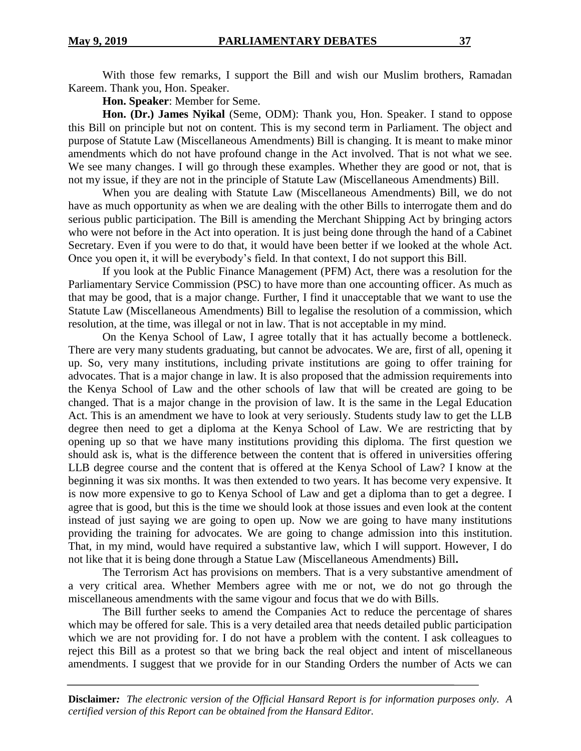With those few remarks, I support the Bill and wish our Muslim brothers, Ramadan Kareem. Thank you, Hon. Speaker.

**Hon. Speaker**: Member for Seme.

**Hon. (Dr.) James Nyikal** (Seme, ODM): Thank you, Hon. Speaker. I stand to oppose this Bill on principle but not on content. This is my second term in Parliament. The object and purpose of Statute Law (Miscellaneous Amendments) Bill is changing. It is meant to make minor amendments which do not have profound change in the Act involved. That is not what we see. We see many changes. I will go through these examples. Whether they are good or not, that is not my issue, if they are not in the principle of Statute Law (Miscellaneous Amendments) Bill.

When you are dealing with Statute Law (Miscellaneous Amendments) Bill, we do not have as much opportunity as when we are dealing with the other Bills to interrogate them and do serious public participation. The Bill is amending the Merchant Shipping Act by bringing actors who were not before in the Act into operation. It is just being done through the hand of a Cabinet Secretary. Even if you were to do that, it would have been better if we looked at the whole Act. Once you open it, it will be everybody's field. In that context, I do not support this Bill.

If you look at the Public Finance Management (PFM) Act, there was a resolution for the Parliamentary Service Commission (PSC) to have more than one accounting officer. As much as that may be good, that is a major change. Further, I find it unacceptable that we want to use the Statute Law (Miscellaneous Amendments) Bill to legalise the resolution of a commission, which resolution, at the time, was illegal or not in law. That is not acceptable in my mind.

On the Kenya School of Law, I agree totally that it has actually become a bottleneck. There are very many students graduating, but cannot be advocates. We are, first of all, opening it up. So, very many institutions, including private institutions are going to offer training for advocates. That is a major change in law. It is also proposed that the admission requirements into the Kenya School of Law and the other schools of law that will be created are going to be changed. That is a major change in the provision of law. It is the same in the Legal Education Act. This is an amendment we have to look at very seriously. Students study law to get the LLB degree then need to get a diploma at the Kenya School of Law. We are restricting that by opening up so that we have many institutions providing this diploma. The first question we should ask is, what is the difference between the content that is offered in universities offering LLB degree course and the content that is offered at the Kenya School of Law? I know at the beginning it was six months. It was then extended to two years. It has become very expensive. It is now more expensive to go to Kenya School of Law and get a diploma than to get a degree. I agree that is good, but this is the time we should look at those issues and even look at the content instead of just saying we are going to open up. Now we are going to have many institutions providing the training for advocates. We are going to change admission into this institution. That, in my mind, would have required a substantive law, which I will support. However, I do not like that it is being done through a Statue Law (Miscellaneous Amendments) Bill**.**

The Terrorism Act has provisions on members. That is a very substantive amendment of a very critical area. Whether Members agree with me or not, we do not go through the miscellaneous amendments with the same vigour and focus that we do with Bills.

The Bill further seeks to amend the Companies Act to reduce the percentage of shares which may be offered for sale. This is a very detailed area that needs detailed public participation which we are not providing for. I do not have a problem with the content. I ask colleagues to reject this Bill as a protest so that we bring back the real object and intent of miscellaneous amendments. I suggest that we provide for in our Standing Orders the number of Acts we can

**Disclaimer***: The electronic version of the Official Hansard Report is for information purposes only. A certified version of this Report can be obtained from the Hansard Editor.*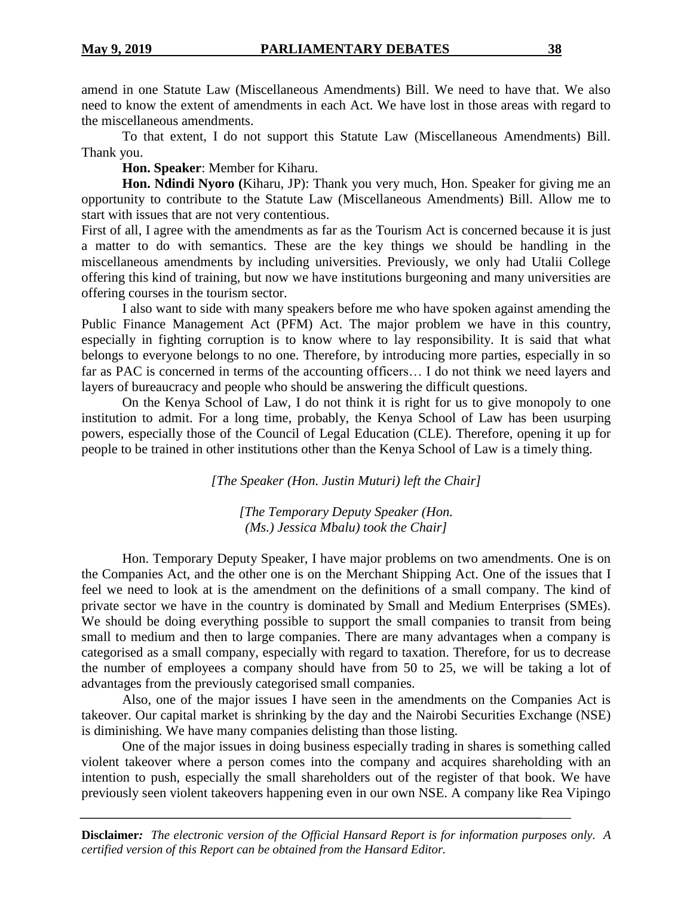amend in one Statute Law (Miscellaneous Amendments) Bill. We need to have that. We also need to know the extent of amendments in each Act. We have lost in those areas with regard to the miscellaneous amendments.

To that extent, I do not support this Statute Law (Miscellaneous Amendments) Bill. Thank you.

**Hon. Speaker**: Member for Kiharu.

**Hon. Ndindi Nyoro (**Kiharu, JP): Thank you very much, Hon. Speaker for giving me an opportunity to contribute to the Statute Law (Miscellaneous Amendments) Bill. Allow me to start with issues that are not very contentious.

First of all, I agree with the amendments as far as the Tourism Act is concerned because it is just a matter to do with semantics. These are the key things we should be handling in the miscellaneous amendments by including universities. Previously, we only had Utalii College offering this kind of training, but now we have institutions burgeoning and many universities are offering courses in the tourism sector.

I also want to side with many speakers before me who have spoken against amending the Public Finance Management Act (PFM) Act. The major problem we have in this country, especially in fighting corruption is to know where to lay responsibility. It is said that what belongs to everyone belongs to no one. Therefore, by introducing more parties, especially in so far as PAC is concerned in terms of the accounting officers… I do not think we need layers and layers of bureaucracy and people who should be answering the difficult questions.

On the Kenya School of Law, I do not think it is right for us to give monopoly to one institution to admit. For a long time, probably, the Kenya School of Law has been usurping powers, especially those of the Council of Legal Education (CLE). Therefore, opening it up for people to be trained in other institutions other than the Kenya School of Law is a timely thing.

*[The Speaker (Hon. Justin Muturi) left the Chair]*

*[The Temporary Deputy Speaker (Hon. (Ms.) Jessica Mbalu) took the Chair]*

Hon. Temporary Deputy Speaker, I have major problems on two amendments. One is on the Companies Act, and the other one is on the Merchant Shipping Act. One of the issues that I feel we need to look at is the amendment on the definitions of a small company. The kind of private sector we have in the country is dominated by Small and Medium Enterprises (SMEs). We should be doing everything possible to support the small companies to transit from being small to medium and then to large companies. There are many advantages when a company is categorised as a small company, especially with regard to taxation. Therefore, for us to decrease the number of employees a company should have from 50 to 25, we will be taking a lot of advantages from the previously categorised small companies.

Also, one of the major issues I have seen in the amendments on the Companies Act is takeover. Our capital market is shrinking by the day and the Nairobi Securities Exchange (NSE) is diminishing. We have many companies delisting than those listing.

One of the major issues in doing business especially trading in shares is something called violent takeover where a person comes into the company and acquires shareholding with an intention to push, especially the small shareholders out of the register of that book. We have previously seen violent takeovers happening even in our own NSE. A company like Rea Vipingo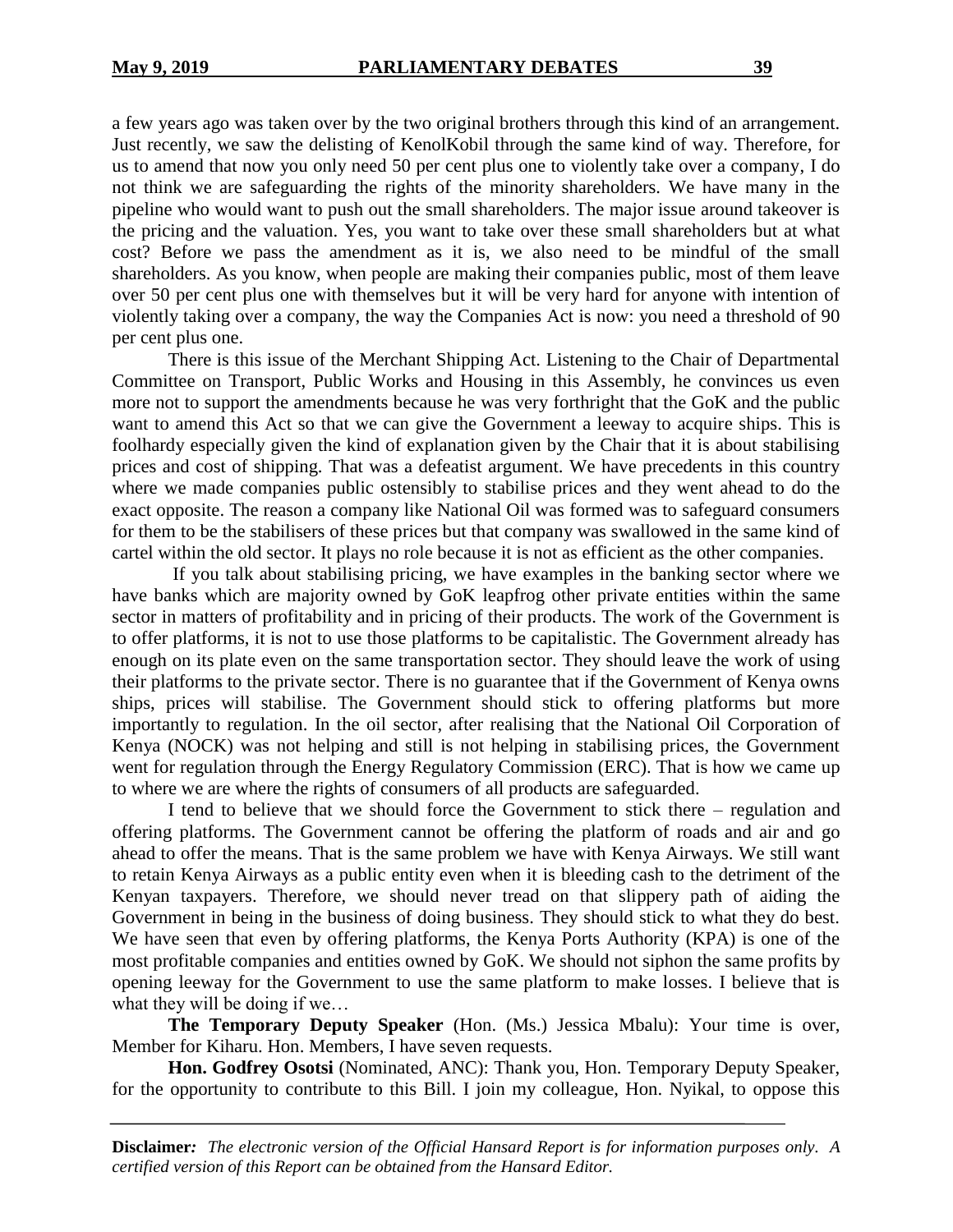a few years ago was taken over by the two original brothers through this kind of an arrangement. Just recently, we saw the delisting of KenolKobil through the same kind of way. Therefore, for us to amend that now you only need 50 per cent plus one to violently take over a company, I do not think we are safeguarding the rights of the minority shareholders. We have many in the pipeline who would want to push out the small shareholders. The major issue around takeover is the pricing and the valuation. Yes, you want to take over these small shareholders but at what cost? Before we pass the amendment as it is, we also need to be mindful of the small shareholders. As you know, when people are making their companies public, most of them leave over 50 per cent plus one with themselves but it will be very hard for anyone with intention of violently taking over a company, the way the Companies Act is now: you need a threshold of 90 per cent plus one.

There is this issue of the Merchant Shipping Act. Listening to the Chair of Departmental Committee on Transport, Public Works and Housing in this Assembly, he convinces us even more not to support the amendments because he was very forthright that the GoK and the public want to amend this Act so that we can give the Government a leeway to acquire ships. This is foolhardy especially given the kind of explanation given by the Chair that it is about stabilising prices and cost of shipping. That was a defeatist argument. We have precedents in this country where we made companies public ostensibly to stabilise prices and they went ahead to do the exact opposite. The reason a company like National Oil was formed was to safeguard consumers for them to be the stabilisers of these prices but that company was swallowed in the same kind of cartel within the old sector. It plays no role because it is not as efficient as the other companies.

If you talk about stabilising pricing, we have examples in the banking sector where we have banks which are majority owned by GoK leapfrog other private entities within the same sector in matters of profitability and in pricing of their products. The work of the Government is to offer platforms, it is not to use those platforms to be capitalistic. The Government already has enough on its plate even on the same transportation sector. They should leave the work of using their platforms to the private sector. There is no guarantee that if the Government of Kenya owns ships, prices will stabilise. The Government should stick to offering platforms but more importantly to regulation. In the oil sector, after realising that the National Oil Corporation of Kenya (NOCK) was not helping and still is not helping in stabilising prices, the Government went for regulation through the Energy Regulatory Commission (ERC). That is how we came up to where we are where the rights of consumers of all products are safeguarded.

I tend to believe that we should force the Government to stick there – regulation and offering platforms. The Government cannot be offering the platform of roads and air and go ahead to offer the means. That is the same problem we have with Kenya Airways. We still want to retain Kenya Airways as a public entity even when it is bleeding cash to the detriment of the Kenyan taxpayers. Therefore, we should never tread on that slippery path of aiding the Government in being in the business of doing business. They should stick to what they do best. We have seen that even by offering platforms, the Kenya Ports Authority (KPA) is one of the most profitable companies and entities owned by GoK. We should not siphon the same profits by opening leeway for the Government to use the same platform to make losses. I believe that is what they will be doing if we…

**The Temporary Deputy Speaker** (Hon. (Ms.) Jessica Mbalu): Your time is over, Member for Kiharu. Hon. Members, I have seven requests.

**Hon. Godfrey Osotsi** (Nominated, ANC): Thank you, Hon. Temporary Deputy Speaker, for the opportunity to contribute to this Bill. I join my colleague, Hon. Nyikal, to oppose this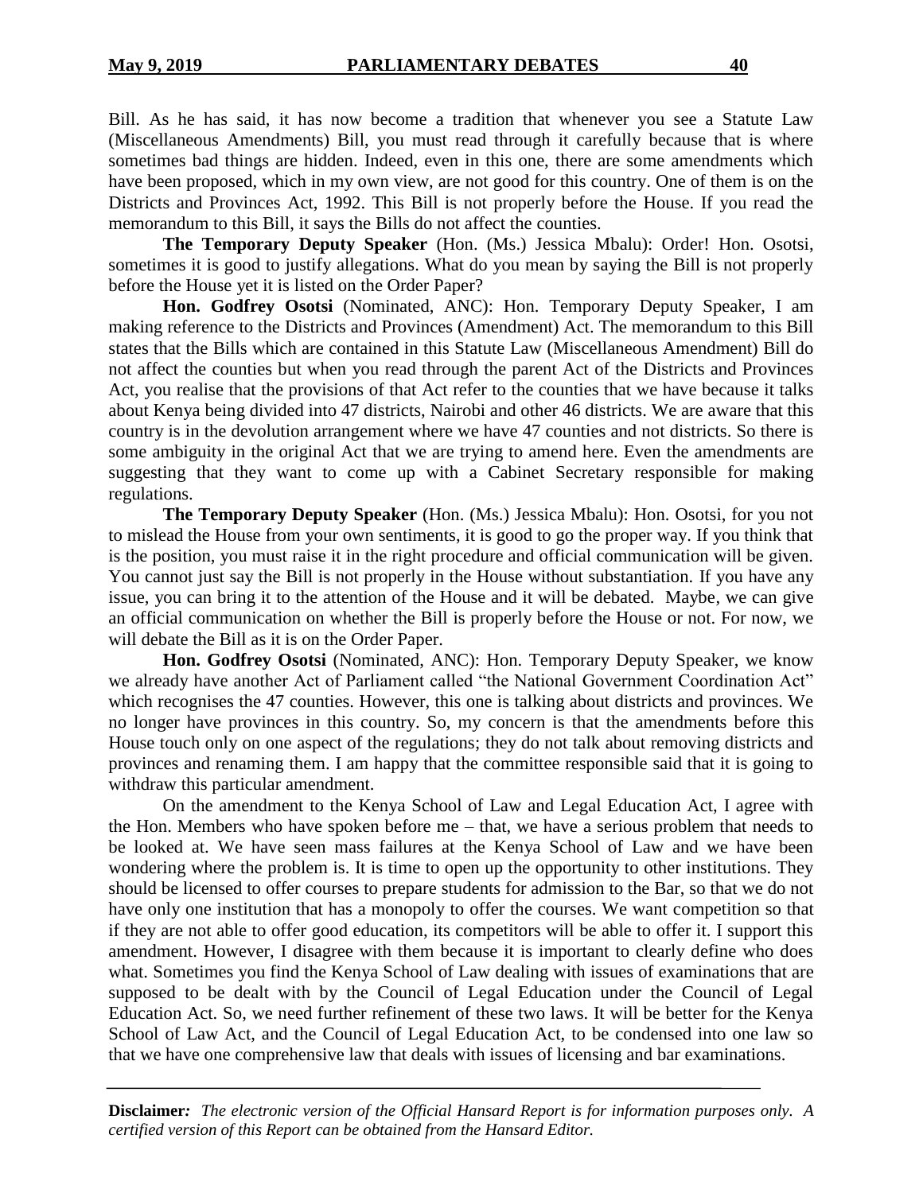Bill. As he has said, it has now become a tradition that whenever you see a Statute Law (Miscellaneous Amendments) Bill, you must read through it carefully because that is where sometimes bad things are hidden. Indeed, even in this one, there are some amendments which have been proposed, which in my own view, are not good for this country. One of them is on the Districts and Provinces Act, 1992. This Bill is not properly before the House. If you read the memorandum to this Bill, it says the Bills do not affect the counties.

**The Temporary Deputy Speaker** (Hon. (Ms.) Jessica Mbalu): Order! Hon. Osotsi, sometimes it is good to justify allegations. What do you mean by saying the Bill is not properly before the House yet it is listed on the Order Paper?

**Hon. Godfrey Osotsi** (Nominated, ANC): Hon. Temporary Deputy Speaker, I am making reference to the Districts and Provinces (Amendment) Act. The memorandum to this Bill states that the Bills which are contained in this Statute Law (Miscellaneous Amendment) Bill do not affect the counties but when you read through the parent Act of the Districts and Provinces Act, you realise that the provisions of that Act refer to the counties that we have because it talks about Kenya being divided into 47 districts, Nairobi and other 46 districts. We are aware that this country is in the devolution arrangement where we have 47 counties and not districts. So there is some ambiguity in the original Act that we are trying to amend here. Even the amendments are suggesting that they want to come up with a Cabinet Secretary responsible for making regulations.

**The Temporary Deputy Speaker** (Hon. (Ms.) Jessica Mbalu): Hon. Osotsi, for you not to mislead the House from your own sentiments, it is good to go the proper way. If you think that is the position, you must raise it in the right procedure and official communication will be given. You cannot just say the Bill is not properly in the House without substantiation. If you have any issue, you can bring it to the attention of the House and it will be debated. Maybe, we can give an official communication on whether the Bill is properly before the House or not. For now, we will debate the Bill as it is on the Order Paper.

**Hon. Godfrey Osotsi** (Nominated, ANC): Hon. Temporary Deputy Speaker, we know we already have another Act of Parliament called "the National Government Coordination Act" which recognises the 47 counties. However, this one is talking about districts and provinces. We no longer have provinces in this country. So, my concern is that the amendments before this House touch only on one aspect of the regulations; they do not talk about removing districts and provinces and renaming them. I am happy that the committee responsible said that it is going to withdraw this particular amendment.

On the amendment to the Kenya School of Law and Legal Education Act, I agree with the Hon. Members who have spoken before me – that, we have a serious problem that needs to be looked at. We have seen mass failures at the Kenya School of Law and we have been wondering where the problem is. It is time to open up the opportunity to other institutions. They should be licensed to offer courses to prepare students for admission to the Bar, so that we do not have only one institution that has a monopoly to offer the courses. We want competition so that if they are not able to offer good education, its competitors will be able to offer it. I support this amendment. However, I disagree with them because it is important to clearly define who does what. Sometimes you find the Kenya School of Law dealing with issues of examinations that are supposed to be dealt with by the Council of Legal Education under the Council of Legal Education Act. So, we need further refinement of these two laws. It will be better for the Kenya School of Law Act, and the Council of Legal Education Act, to be condensed into one law so that we have one comprehensive law that deals with issues of licensing and bar examinations.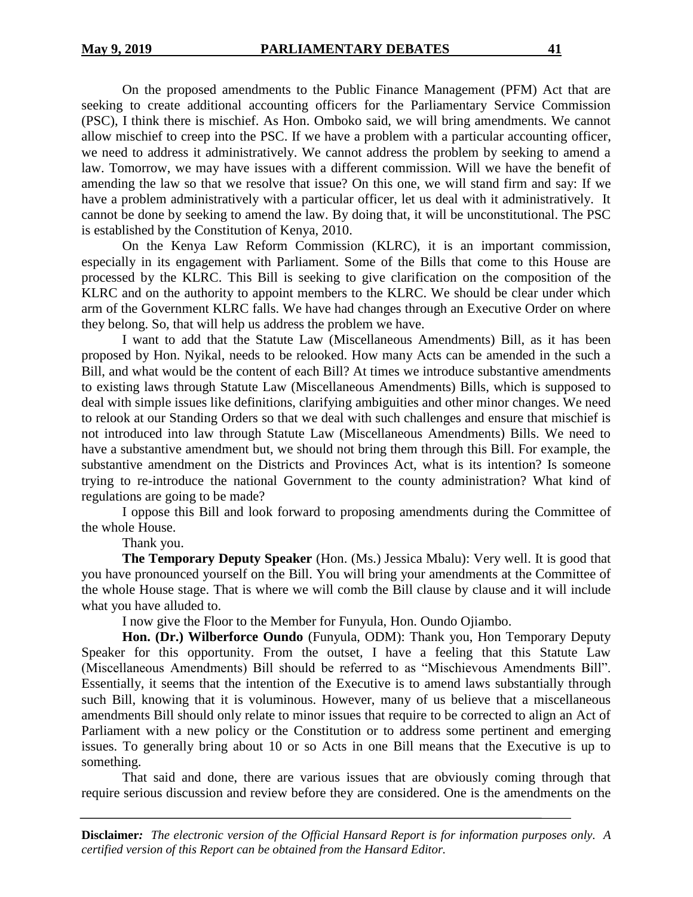On the proposed amendments to the Public Finance Management (PFM) Act that are seeking to create additional accounting officers for the Parliamentary Service Commission (PSC), I think there is mischief. As Hon. Omboko said, we will bring amendments. We cannot allow mischief to creep into the PSC. If we have a problem with a particular accounting officer, we need to address it administratively. We cannot address the problem by seeking to amend a law. Tomorrow, we may have issues with a different commission. Will we have the benefit of amending the law so that we resolve that issue? On this one, we will stand firm and say: If we have a problem administratively with a particular officer, let us deal with it administratively. It cannot be done by seeking to amend the law. By doing that, it will be unconstitutional. The PSC is established by the Constitution of Kenya, 2010.

On the Kenya Law Reform Commission (KLRC), it is an important commission, especially in its engagement with Parliament. Some of the Bills that come to this House are processed by the KLRC. This Bill is seeking to give clarification on the composition of the KLRC and on the authority to appoint members to the KLRC. We should be clear under which arm of the Government KLRC falls. We have had changes through an Executive Order on where they belong. So, that will help us address the problem we have.

I want to add that the Statute Law (Miscellaneous Amendments) Bill, as it has been proposed by Hon. Nyikal, needs to be relooked. How many Acts can be amended in the such a Bill, and what would be the content of each Bill? At times we introduce substantive amendments to existing laws through Statute Law (Miscellaneous Amendments) Bills, which is supposed to deal with simple issues like definitions, clarifying ambiguities and other minor changes. We need to relook at our Standing Orders so that we deal with such challenges and ensure that mischief is not introduced into law through Statute Law (Miscellaneous Amendments) Bills. We need to have a substantive amendment but, we should not bring them through this Bill. For example, the substantive amendment on the Districts and Provinces Act, what is its intention? Is someone trying to re-introduce the national Government to the county administration? What kind of regulations are going to be made?

I oppose this Bill and look forward to proposing amendments during the Committee of the whole House.

Thank you.

**The Temporary Deputy Speaker** (Hon. (Ms.) Jessica Mbalu): Very well. It is good that you have pronounced yourself on the Bill. You will bring your amendments at the Committee of the whole House stage. That is where we will comb the Bill clause by clause and it will include what you have alluded to.

I now give the Floor to the Member for Funyula, Hon. Oundo Ojiambo.

**Hon. (Dr.) Wilberforce Oundo** (Funyula, ODM): Thank you, Hon Temporary Deputy Speaker for this opportunity. From the outset, I have a feeling that this Statute Law (Miscellaneous Amendments) Bill should be referred to as "Mischievous Amendments Bill". Essentially, it seems that the intention of the Executive is to amend laws substantially through such Bill, knowing that it is voluminous. However, many of us believe that a miscellaneous amendments Bill should only relate to minor issues that require to be corrected to align an Act of Parliament with a new policy or the Constitution or to address some pertinent and emerging issues. To generally bring about 10 or so Acts in one Bill means that the Executive is up to something.

That said and done, there are various issues that are obviously coming through that require serious discussion and review before they are considered. One is the amendments on the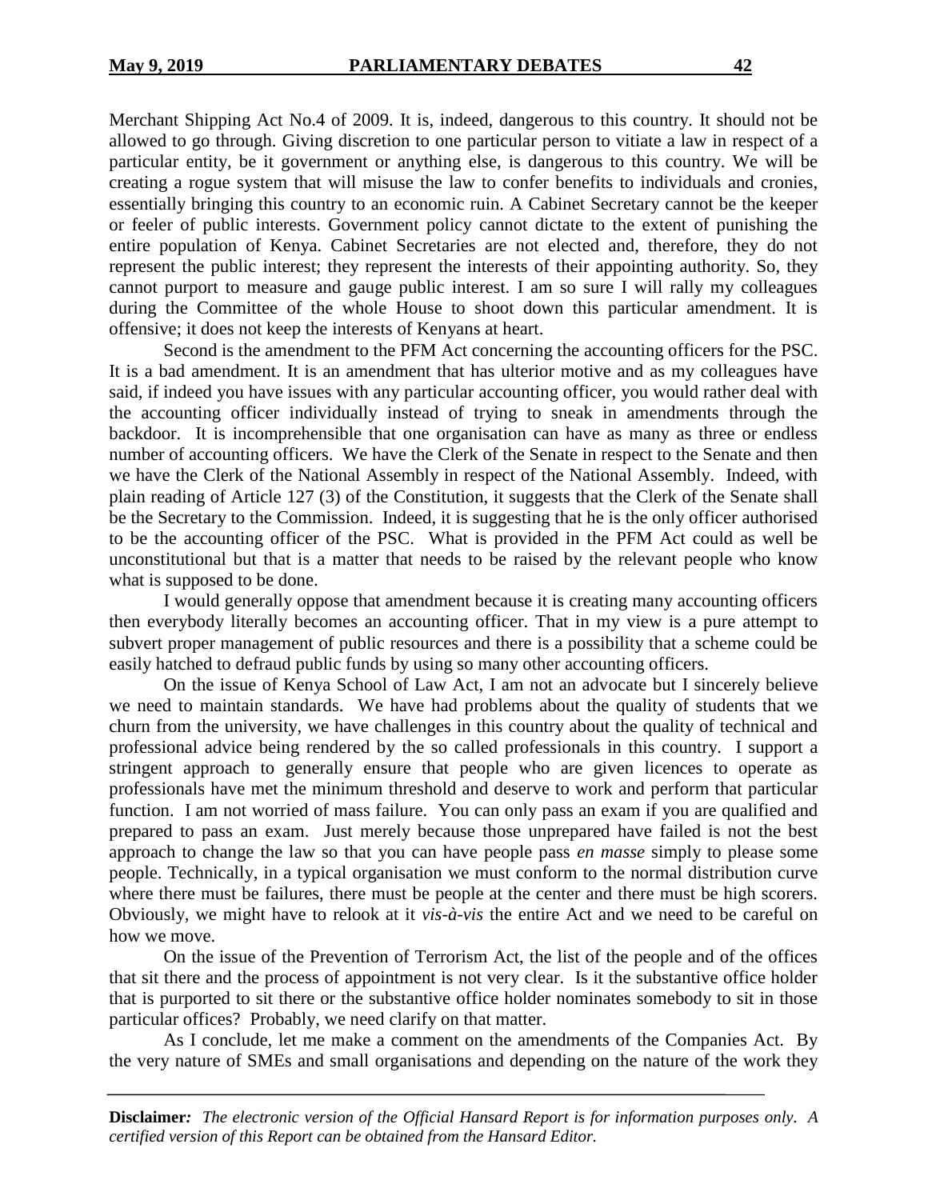Merchant Shipping Act No.4 of 2009. It is, indeed, dangerous to this country. It should not be allowed to go through. Giving discretion to one particular person to vitiate a law in respect of a particular entity, be it government or anything else, is dangerous to this country. We will be creating a rogue system that will misuse the law to confer benefits to individuals and cronies, essentially bringing this country to an economic ruin. A Cabinet Secretary cannot be the keeper or feeler of public interests. Government policy cannot dictate to the extent of punishing the entire population of Kenya. Cabinet Secretaries are not elected and, therefore, they do not represent the public interest; they represent the interests of their appointing authority. So, they cannot purport to measure and gauge public interest. I am so sure I will rally my colleagues during the Committee of the whole House to shoot down this particular amendment. It is offensive; it does not keep the interests of Kenyans at heart.

Second is the amendment to the PFM Act concerning the accounting officers for the PSC. It is a bad amendment. It is an amendment that has ulterior motive and as my colleagues have said, if indeed you have issues with any particular accounting officer, you would rather deal with the accounting officer individually instead of trying to sneak in amendments through the backdoor. It is incomprehensible that one organisation can have as many as three or endless number of accounting officers. We have the Clerk of the Senate in respect to the Senate and then we have the Clerk of the National Assembly in respect of the National Assembly. Indeed, with plain reading of Article 127 (3) of the Constitution, it suggests that the Clerk of the Senate shall be the Secretary to the Commission. Indeed, it is suggesting that he is the only officer authorised to be the accounting officer of the PSC. What is provided in the PFM Act could as well be unconstitutional but that is a matter that needs to be raised by the relevant people who know what is supposed to be done.

I would generally oppose that amendment because it is creating many accounting officers then everybody literally becomes an accounting officer. That in my view is a pure attempt to subvert proper management of public resources and there is a possibility that a scheme could be easily hatched to defraud public funds by using so many other accounting officers.

On the issue of Kenya School of Law Act, I am not an advocate but I sincerely believe we need to maintain standards. We have had problems about the quality of students that we churn from the university, we have challenges in this country about the quality of technical and professional advice being rendered by the so called professionals in this country. I support a stringent approach to generally ensure that people who are given licences to operate as professionals have met the minimum threshold and deserve to work and perform that particular function. I am not worried of mass failure. You can only pass an exam if you are qualified and prepared to pass an exam. Just merely because those unprepared have failed is not the best approach to change the law so that you can have people pass *en masse* simply to please some people. Technically, in a typical organisation we must conform to the normal distribution curve where there must be failures, there must be people at the center and there must be high scorers. Obviously, we might have to relook at it *vis-à-vis* the entire Act and we need to be careful on how we move.

On the issue of the Prevention of Terrorism Act, the list of the people and of the offices that sit there and the process of appointment is not very clear. Is it the substantive office holder that is purported to sit there or the substantive office holder nominates somebody to sit in those particular offices? Probably, we need clarify on that matter.

As I conclude, let me make a comment on the amendments of the Companies Act. By the very nature of SMEs and small organisations and depending on the nature of the work they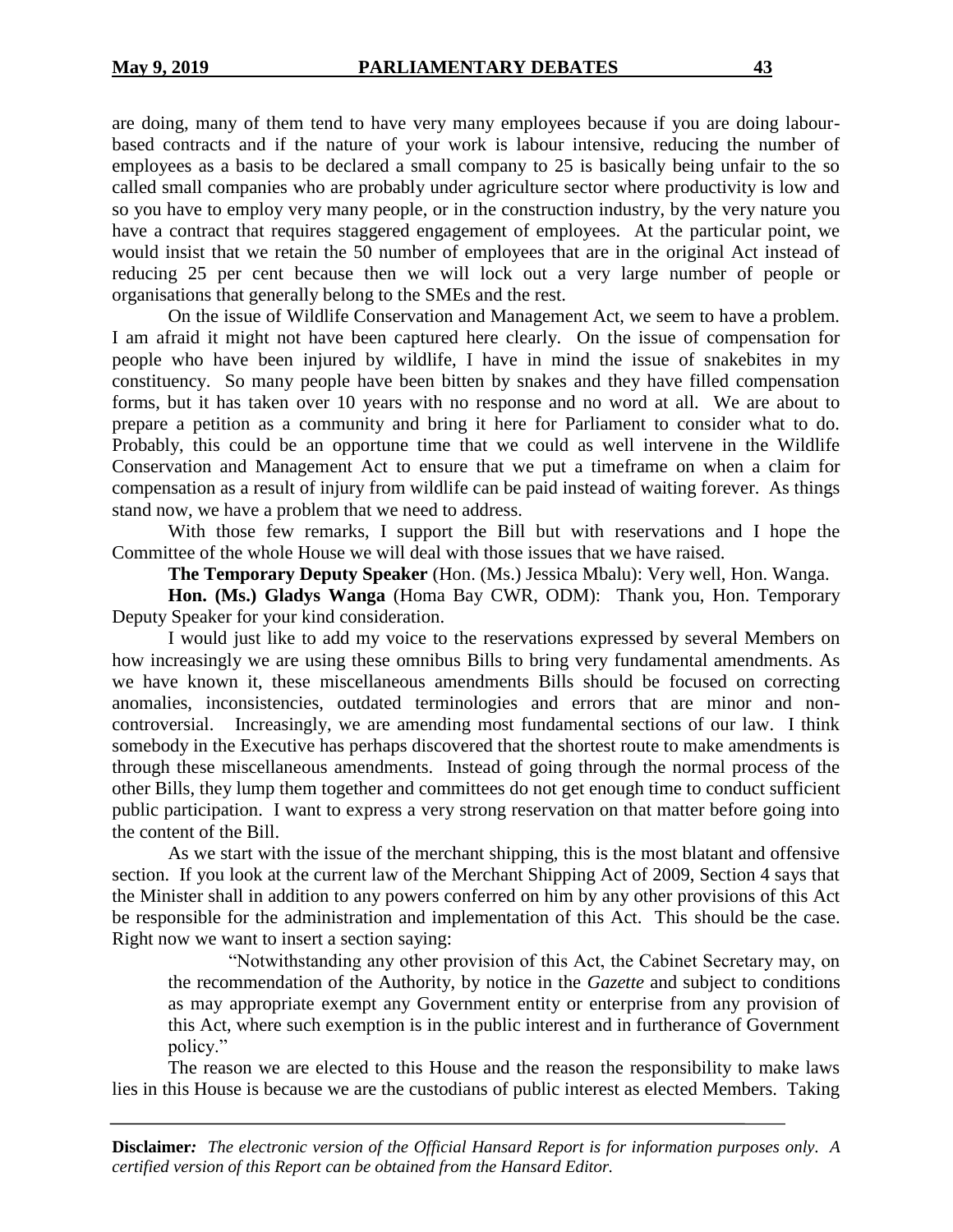are doing, many of them tend to have very many employees because if you are doing labour-based contracts and if the nature of your work is labour intensive, reducing the number of employees as a basis to be declared a small company to 25 is basically being unfair to the so called small companies who are probably under agriculture sector where productivity is low and so you have to employ very many people, or in the construction industry, by the very nature you have a contract that requires staggered engagement of employees. At the particular point, we would insist that we retain the 50 number of employees that are in the original Act instead of reducing 25 per cent because then we will lock out a very large number of people or organisations that generally belong to the SMEs and the rest.

On the issue of Wildlife Conservation and Management Act, we seem to have a problem. I am afraid it might not have been captured here clearly. On the issue of compensation for people who have been injured by wildlife, I have in mind the issue of snakebites in my constituency. So many people have been bitten by snakes and they have filled compensation forms, but it has taken over 10 years with no response and no word at all. We are about to prepare a petition as a community and bring it here for Parliament to consider what to do. Probably, this could be an opportune time that we could as well intervene in the Wildlife Conservation and Management Act to ensure that we put a timeframe on when a claim for compensation as a result of injury from wildlife can be paid instead of waiting forever. As things stand now, we have a problem that we need to address.

With those few remarks, I support the Bill but with reservations and I hope the Committee of the whole House we will deal with those issues that we have raised.

**The Temporary Deputy Speaker** (Hon. (Ms.) Jessica Mbalu): Very well, Hon. Wanga.

**Hon. (Ms.) Gladys Wanga** (Homa Bay CWR, ODM): Thank you, Hon. Temporary Deputy Speaker for your kind consideration.

I would just like to add my voice to the reservations expressed by several Members on how increasingly we are using these omnibus Bills to bring very fundamental amendments. As we have known it, these miscellaneous amendments Bills should be focused on correcting anomalies, inconsistencies, outdated terminologies and errors that are minor and non-controversial. Increasingly, we are amending most fundamental sections of our law. I think somebody in the Executive has perhaps discovered that the shortest route to make amendments is through these miscellaneous amendments. Instead of going through the normal process of the other Bills, they lump them together and committees do not get enough time to conduct sufficient public participation. I want to express a very strong reservation on that matter before going into the content of the Bill.

As we start with the issue of the merchant shipping, this is the most blatant and offensive section. If you look at the current law of the Merchant Shipping Act of 2009, Section 4 says that the Minister shall in addition to any powers conferred on him by any other provisions of this Act be responsible for the administration and implementation of this Act. This should be the case. Right now we want to insert a section saying:

> "Notwithstanding any other provision of this Act, the Cabinet Secretary may, on the recommendation of the Authority, by notice in the *Gazette* and subject to conditions as may appropriate exempt any Government entity or enterprise from any provision of this Act, where such exemption is in the public interest and in furtherance of Government policy."

The reason we are elected to this House and the reason the responsibility to make laws lies in this House is because we are the custodians of public interest as elected Members. Taking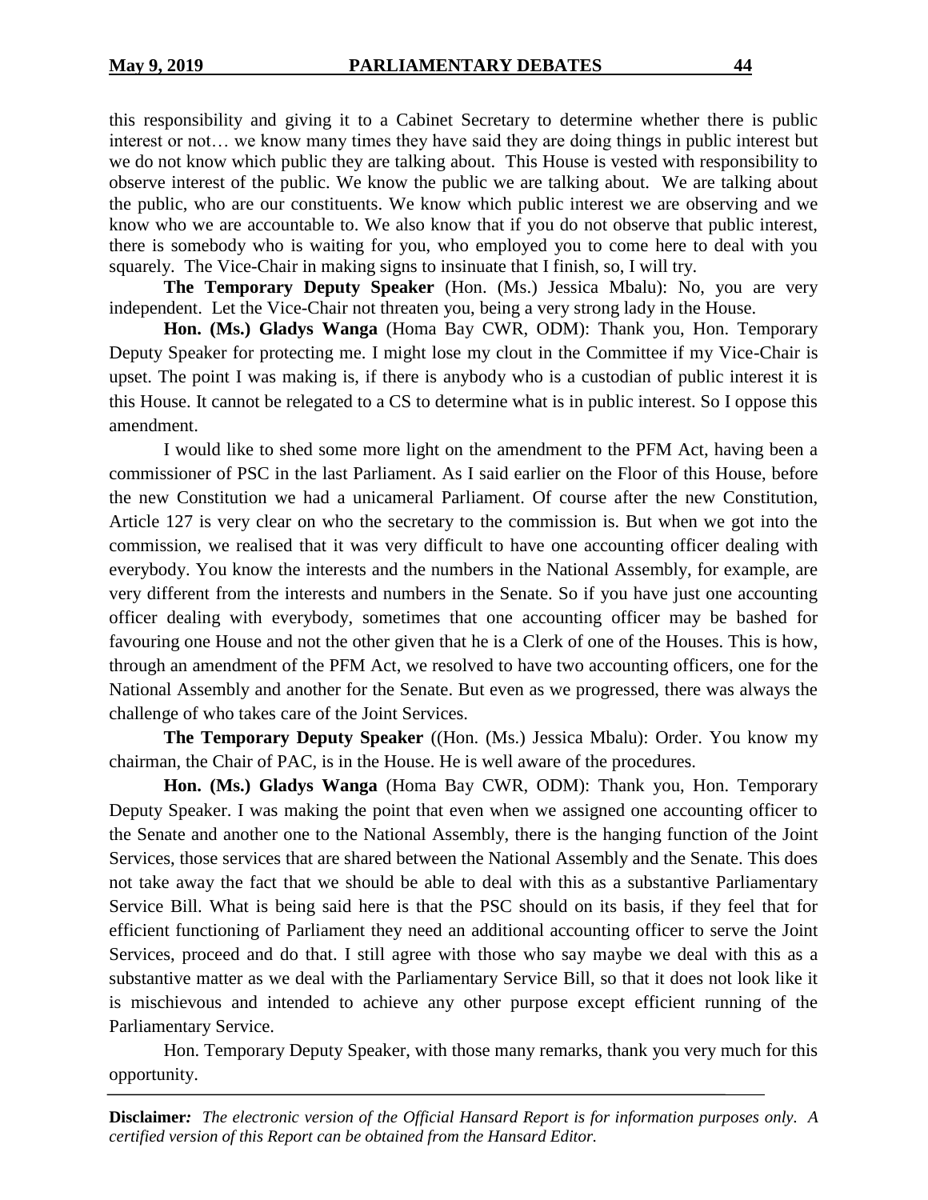this responsibility and giving it to a Cabinet Secretary to determine whether there is public interest or not… we know many times they have said they are doing things in public interest but we do not know which public they are talking about. This House is vested with responsibility to observe interest of the public. We know the public we are talking about. We are talking about the public, who are our constituents. We know which public interest we are observing and we know who we are accountable to. We also know that if you do not observe that public interest, there is somebody who is waiting for you, who employed you to come here to deal with you squarely. The Vice-Chair in making signs to insinuate that I finish, so, I will try.

**The Temporary Deputy Speaker** (Hon. (Ms.) Jessica Mbalu): No, you are very independent. Let the Vice-Chair not threaten you, being a very strong lady in the House.

**Hon. (Ms.) Gladys Wanga** (Homa Bay CWR, ODM): Thank you, Hon. Temporary Deputy Speaker for protecting me. I might lose my clout in the Committee if my Vice-Chair is upset. The point I was making is, if there is anybody who is a custodian of public interest it is this House. It cannot be relegated to a CS to determine what is in public interest. So I oppose this amendment.

I would like to shed some more light on the amendment to the PFM Act, having been a commissioner of PSC in the last Parliament. As I said earlier on the Floor of this House, before the new Constitution we had a unicameral Parliament. Of course after the new Constitution, Article 127 is very clear on who the secretary to the commission is. But when we got into the commission, we realised that it was very difficult to have one accounting officer dealing with everybody. You know the interests and the numbers in the National Assembly, for example, are very different from the interests and numbers in the Senate. So if you have just one accounting officer dealing with everybody, sometimes that one accounting officer may be bashed for favouring one House and not the other given that he is a Clerk of one of the Houses. This is how, through an amendment of the PFM Act, we resolved to have two accounting officers, one for the National Assembly and another for the Senate. But even as we progressed, there was always the challenge of who takes care of the Joint Services.

**The Temporary Deputy Speaker** ((Hon. (Ms.) Jessica Mbalu): Order. You know my chairman, the Chair of PAC, is in the House. He is well aware of the procedures.

**Hon. (Ms.) Gladys Wanga** (Homa Bay CWR, ODM): Thank you, Hon. Temporary Deputy Speaker. I was making the point that even when we assigned one accounting officer to the Senate and another one to the National Assembly, there is the hanging function of the Joint Services, those services that are shared between the National Assembly and the Senate. This does not take away the fact that we should be able to deal with this as a substantive Parliamentary Service Bill. What is being said here is that the PSC should on its basis, if they feel that for efficient functioning of Parliament they need an additional accounting officer to serve the Joint Services, proceed and do that. I still agree with those who say maybe we deal with this as a substantive matter as we deal with the Parliamentary Service Bill, so that it does not look like it is mischievous and intended to achieve any other purpose except efficient running of the Parliamentary Service.

Hon. Temporary Deputy Speaker, with those many remarks, thank you very much for this opportunity.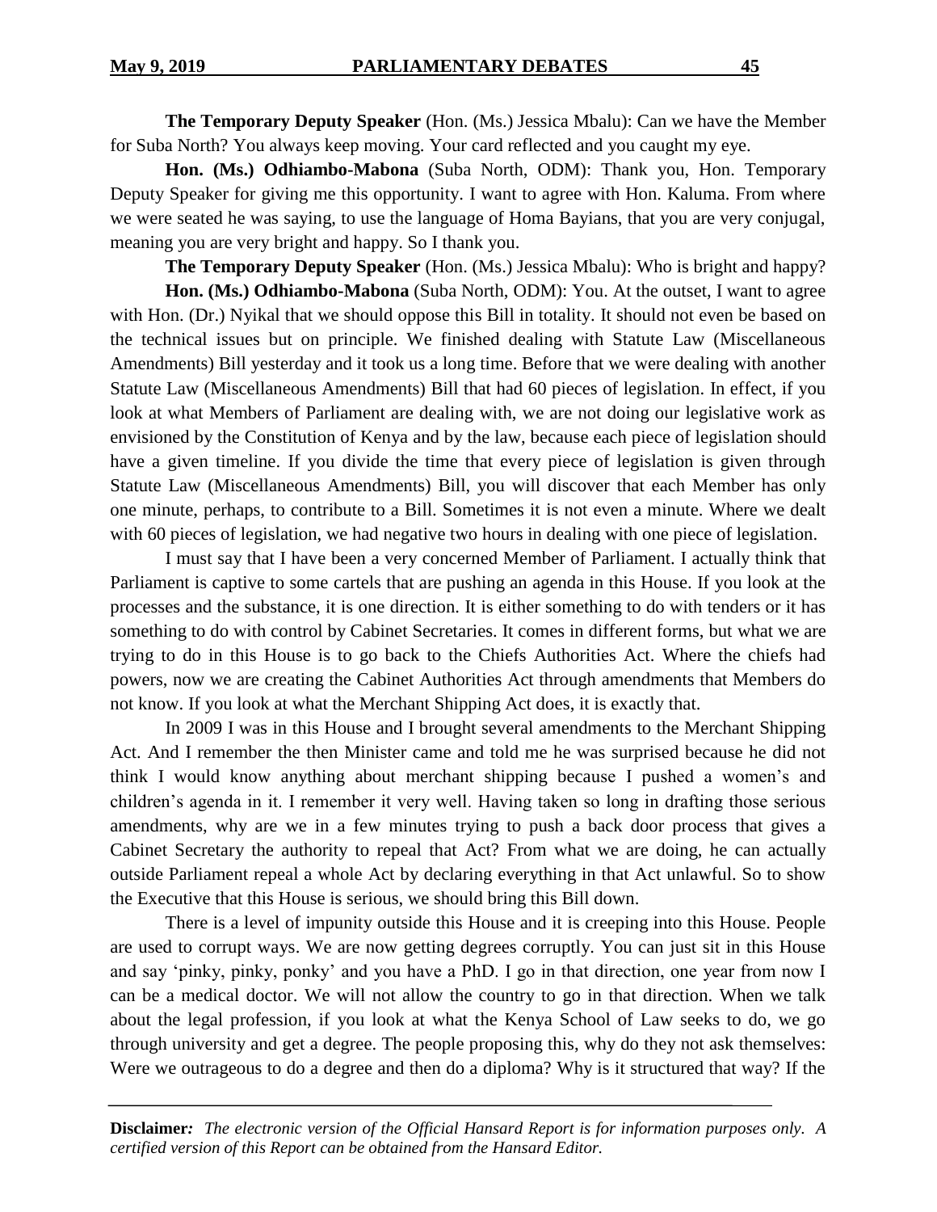**The Temporary Deputy Speaker** (Hon. (Ms.) Jessica Mbalu): Can we have the Member for Suba North? You always keep moving. Your card reflected and you caught my eye.

**Hon. (Ms.) Odhiambo-Mabona** (Suba North, ODM): Thank you, Hon. Temporary Deputy Speaker for giving me this opportunity. I want to agree with Hon. Kaluma. From where we were seated he was saying, to use the language of Homa Bayians, that you are very conjugal, meaning you are very bright and happy. So I thank you.

**The Temporary Deputy Speaker** (Hon. (Ms.) Jessica Mbalu): Who is bright and happy?

**Hon. (Ms.) Odhiambo-Mabona** (Suba North, ODM): You. At the outset, I want to agree with Hon. (Dr.) Nyikal that we should oppose this Bill in totality. It should not even be based on the technical issues but on principle. We finished dealing with Statute Law (Miscellaneous Amendments) Bill yesterday and it took us a long time. Before that we were dealing with another Statute Law (Miscellaneous Amendments) Bill that had 60 pieces of legislation. In effect, if you look at what Members of Parliament are dealing with, we are not doing our legislative work as envisioned by the Constitution of Kenya and by the law, because each piece of legislation should have a given timeline. If you divide the time that every piece of legislation is given through Statute Law (Miscellaneous Amendments) Bill, you will discover that each Member has only one minute, perhaps, to contribute to a Bill. Sometimes it is not even a minute. Where we dealt with 60 pieces of legislation, we had negative two hours in dealing with one piece of legislation.

I must say that I have been a very concerned Member of Parliament. I actually think that Parliament is captive to some cartels that are pushing an agenda in this House. If you look at the processes and the substance, it is one direction. It is either something to do with tenders or it has something to do with control by Cabinet Secretaries. It comes in different forms, but what we are trying to do in this House is to go back to the Chiefs Authorities Act. Where the chiefs had powers, now we are creating the Cabinet Authorities Act through amendments that Members do not know. If you look at what the Merchant Shipping Act does, it is exactly that.

In 2009 I was in this House and I brought several amendments to the Merchant Shipping Act. And I remember the then Minister came and told me he was surprised because he did not think I would know anything about merchant shipping because I pushed a women's and children's agenda in it. I remember it very well. Having taken so long in drafting those serious amendments, why are we in a few minutes trying to push a back door process that gives a Cabinet Secretary the authority to repeal that Act? From what we are doing, he can actually outside Parliament repeal a whole Act by declaring everything in that Act unlawful. So to show the Executive that this House is serious, we should bring this Bill down.

There is a level of impunity outside this House and it is creeping into this House. People are used to corrupt ways. We are now getting degrees corruptly. You can just sit in this House and say 'pinky, pinky, ponky' and you have a PhD. I go in that direction, one year from now I can be a medical doctor. We will not allow the country to go in that direction. When we talk about the legal profession, if you look at what the Kenya School of Law seeks to do, we go through university and get a degree. The people proposing this, why do they not ask themselves: Were we outrageous to do a degree and then do a diploma? Why is it structured that way? If the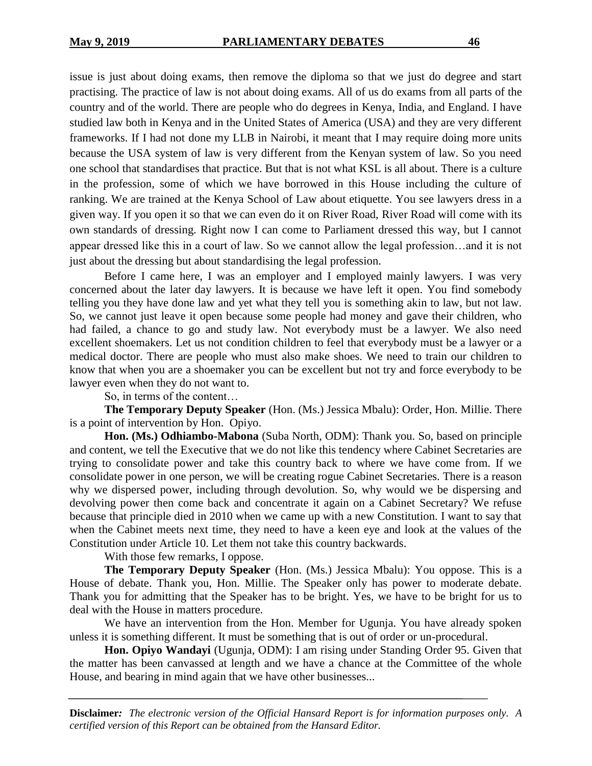issue is just about doing exams, then remove the diploma so that we just do degree and start practising. The practice of law is not about doing exams. All of us do exams from all parts of the country and of the world. There are people who do degrees in Kenya, India, and England. I have studied law both in Kenya and in the United States of America (USA) and they are very different frameworks. If I had not done my LLB in Nairobi, it meant that I may require doing more units because the USA system of law is very different from the Kenyan system of law. So you need one school that standardises that practice. But that is not what KSL is all about. There is a culture in the profession, some of which we have borrowed in this House including the culture of ranking. We are trained at the Kenya School of Law about etiquette. You see lawyers dress in a given way. If you open it so that we can even do it on River Road, River Road will come with its own standards of dressing. Right now I can come to Parliament dressed this way, but I cannot appear dressed like this in a court of law. So we cannot allow the legal profession…and it is not just about the dressing but about standardising the legal profession.

Before I came here, I was an employer and I employed mainly lawyers. I was very concerned about the later day lawyers. It is because we have left it open. You find somebody telling you they have done law and yet what they tell you is something akin to law, but not law. So, we cannot just leave it open because some people had money and gave their children, who had failed, a chance to go and study law. Not everybody must be a lawyer. We also need excellent shoemakers. Let us not condition children to feel that everybody must be a lawyer or a medical doctor. There are people who must also make shoes. We need to train our children to know that when you are a shoemaker you can be excellent but not try and force everybody to be lawyer even when they do not want to.

So, in terms of the content…

**The Temporary Deputy Speaker** (Hon. (Ms.) Jessica Mbalu): Order, Hon. Millie. There is a point of intervention by Hon. Opiyo.

**Hon. (Ms.) Odhiambo-Mabona** (Suba North, ODM): Thank you. So, based on principle and content, we tell the Executive that we do not like this tendency where Cabinet Secretaries are trying to consolidate power and take this country back to where we have come from. If we consolidate power in one person, we will be creating rogue Cabinet Secretaries. There is a reason why we dispersed power, including through devolution. So, why would we be dispersing and devolving power then come back and concentrate it again on a Cabinet Secretary? We refuse because that principle died in 2010 when we came up with a new Constitution. I want to say that when the Cabinet meets next time, they need to have a keen eye and look at the values of the Constitution under Article 10. Let them not take this country backwards.

With those few remarks, I oppose.

**The Temporary Deputy Speaker** (Hon. (Ms.) Jessica Mbalu): You oppose. This is a House of debate. Thank you, Hon. Millie. The Speaker only has power to moderate debate. Thank you for admitting that the Speaker has to be bright. Yes, we have to be bright for us to deal with the House in matters procedure.

We have an intervention from the Hon. Member for Ugunja. You have already spoken unless it is something different. It must be something that is out of order or un-procedural.

**Hon. Opiyo Wandayi** (Ugunja, ODM): I am rising under Standing Order 95. Given that the matter has been canvassed at length and we have a chance at the Committee of the whole House, and bearing in mind again that we have other businesses...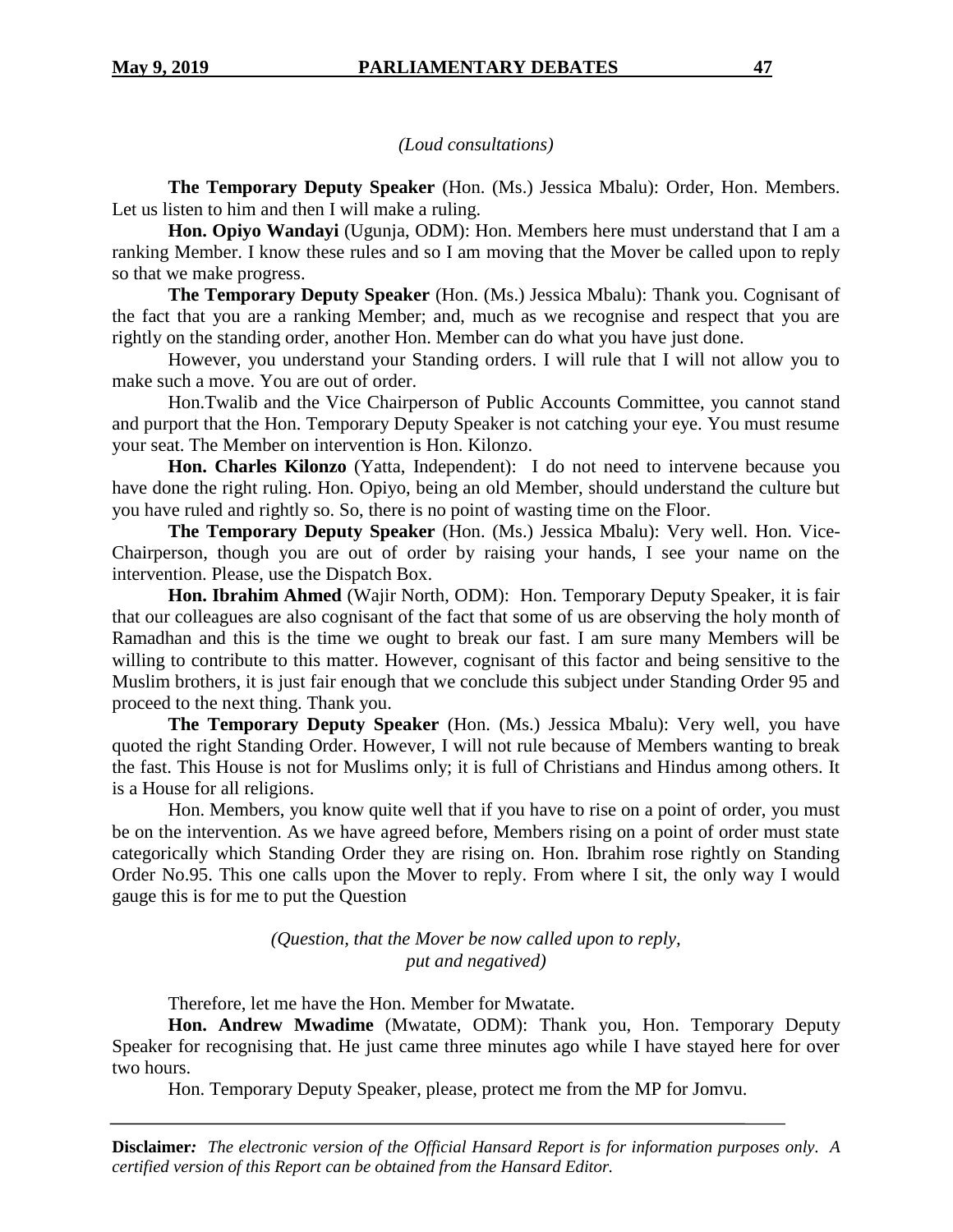*(Loud consultations)*

**The Temporary Deputy Speaker** (Hon. (Ms.) Jessica Mbalu): Order, Hon. Members. Let us listen to him and then I will make a ruling.

**Hon. Opiyo Wandayi** (Ugunja, ODM): Hon. Members here must understand that I am a ranking Member. I know these rules and so I am moving that the Mover be called upon to reply so that we make progress.

**The Temporary Deputy Speaker** (Hon. (Ms.) Jessica Mbalu): Thank you. Cognisant of the fact that you are a ranking Member; and, much as we recognise and respect that you are rightly on the standing order, another Hon. Member can do what you have just done.

However, you understand your Standing orders. I will rule that I will not allow you to make such a move. You are out of order.

Hon.Twalib and the Vice Chairperson of Public Accounts Committee, you cannot stand and purport that the Hon. Temporary Deputy Speaker is not catching your eye. You must resume your seat. The Member on intervention is Hon. Kilonzo.

**Hon. Charles Kilonzo** (Yatta, Independent): I do not need to intervene because you have done the right ruling. Hon. Opiyo, being an old Member, should understand the culture but you have ruled and rightly so. So, there is no point of wasting time on the Floor.

**The Temporary Deputy Speaker** (Hon. (Ms.) Jessica Mbalu): Very well. Hon. Vice-Chairperson, though you are out of order by raising your hands, I see your name on the intervention. Please, use the Dispatch Box.

**Hon. Ibrahim Ahmed** (Wajir North, ODM): Hon. Temporary Deputy Speaker, it is fair that our colleagues are also cognisant of the fact that some of us are observing the holy month of Ramadhan and this is the time we ought to break our fast. I am sure many Members will be willing to contribute to this matter. However, cognisant of this factor and being sensitive to the Muslim brothers, it is just fair enough that we conclude this subject under Standing Order 95 and proceed to the next thing. Thank you.

**The Temporary Deputy Speaker** (Hon. (Ms.) Jessica Mbalu): Very well, you have quoted the right Standing Order. However, I will not rule because of Members wanting to break the fast. This House is not for Muslims only; it is full of Christians and Hindus among others. It is a House for all religions.

Hon. Members, you know quite well that if you have to rise on a point of order, you must be on the intervention. As we have agreed before, Members rising on a point of order must state categorically which Standing Order they are rising on. Hon. Ibrahim rose rightly on Standing Order No.95. This one calls upon the Mover to reply. From where I sit, the only way I would gauge this is for me to put the Question

*(Question, that the Mover be now called upon to reply, put and negatived)*

Therefore, let me have the Hon. Member for Mwatate.

**Hon. Andrew Mwadime** (Mwatate, ODM): Thank you, Hon. Temporary Deputy Speaker for recognising that. He just came three minutes ago while I have stayed here for over two hours.

Hon. Temporary Deputy Speaker, please, protect me from the MP for Jomvu.

**Disclaimer:** *The electronic version of the Official Hansard Report is for information purposes only. A certified version of this Report can be obtained from the Hansard Editor.*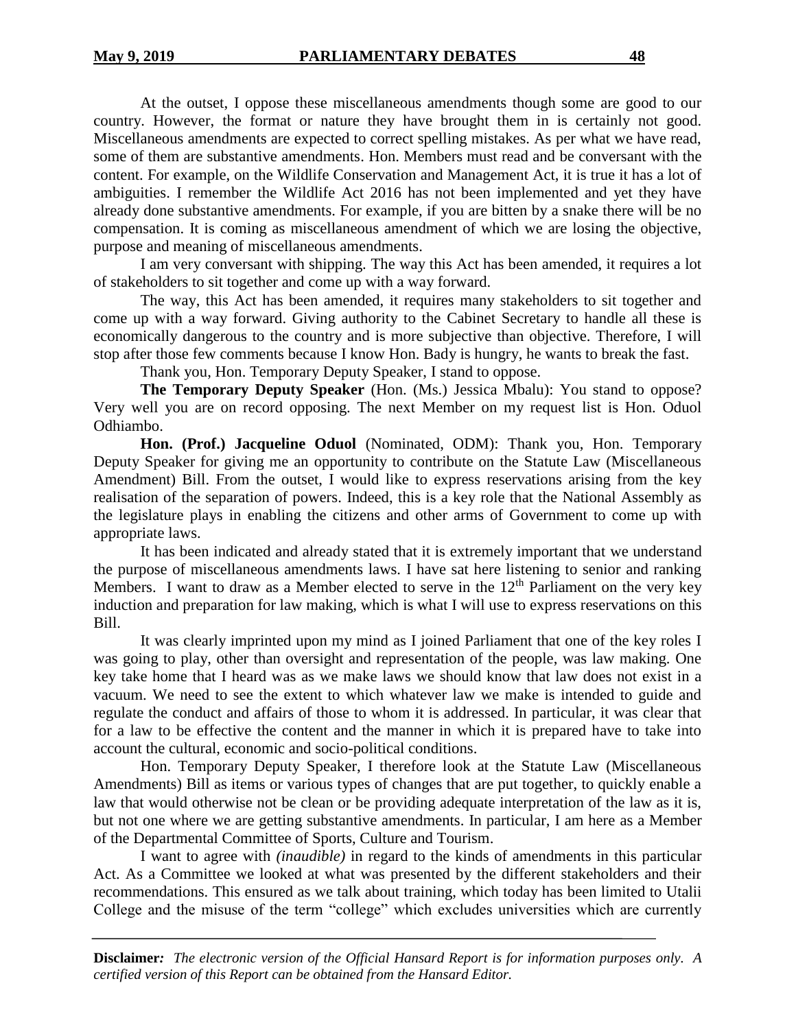At the outset, I oppose these miscellaneous amendments though some are good to our country. However, the format or nature they have brought them in is certainly not good. Miscellaneous amendments are expected to correct spelling mistakes. As per what we have read, some of them are substantive amendments. Hon. Members must read and be conversant with the content. For example, on the Wildlife Conservation and Management Act, it is true it has a lot of ambiguities. I remember the Wildlife Act 2016 has not been implemented and yet they have already done substantive amendments. For example, if you are bitten by a snake there will be no compensation. It is coming as miscellaneous amendment of which we are losing the objective, purpose and meaning of miscellaneous amendments.

I am very conversant with shipping. The way this Act has been amended, it requires a lot of stakeholders to sit together and come up with a way forward.

The way, this Act has been amended, it requires many stakeholders to sit together and come up with a way forward. Giving authority to the Cabinet Secretary to handle all these is economically dangerous to the country and is more subjective than objective. Therefore, I will stop after those few comments because I know Hon. Bady is hungry, he wants to break the fast.

Thank you, Hon. Temporary Deputy Speaker, I stand to oppose.

**The Temporary Deputy Speaker** (Hon. (Ms.) Jessica Mbalu): You stand to oppose? Very well you are on record opposing. The next Member on my request list is Hon. Oduol Odhiambo.

**Hon. (Prof.) Jacqueline Oduol** (Nominated, ODM): Thank you, Hon. Temporary Deputy Speaker for giving me an opportunity to contribute on the Statute Law (Miscellaneous Amendment) Bill. From the outset, I would like to express reservations arising from the key realisation of the separation of powers. Indeed, this is a key role that the National Assembly as the legislature plays in enabling the citizens and other arms of Government to come up with appropriate laws.

It has been indicated and already stated that it is extremely important that we understand the purpose of miscellaneous amendments laws. I have sat here listening to senior and ranking Members. I want to draw as a Member elected to serve in the 12th Parliament on the very key induction and preparation for law making, which is what I will use to express reservations on this Bill.

It was clearly imprinted upon my mind as I joined Parliament that one of the key roles I was going to play, other than oversight and representation of the people, was law making. One key take home that I heard was as we make laws we should know that law does not exist in a vacuum. We need to see the extent to which whatever law we make is intended to guide and regulate the conduct and affairs of those to whom it is addressed. In particular, it was clear that for a law to be effective the content and the manner in which it is prepared have to take into account the cultural, economic and socio-political conditions.

Hon. Temporary Deputy Speaker, I therefore look at the Statute Law (Miscellaneous Amendments) Bill as items or various types of changes that are put together, to quickly enable a law that would otherwise not be clean or be providing adequate interpretation of the law as it is, but not one where we are getting substantive amendments. In particular, I am here as a Member of the Departmental Committee of Sports, Culture and Tourism.

I want to agree with *(inaudible)* in regard to the kinds of amendments in this particular Act. As a Committee we looked at what was presented by the different stakeholders and their recommendations. This ensured as we talk about training, which today has been limited to Utalii College and the misuse of the term "college" which excludes universities which are currently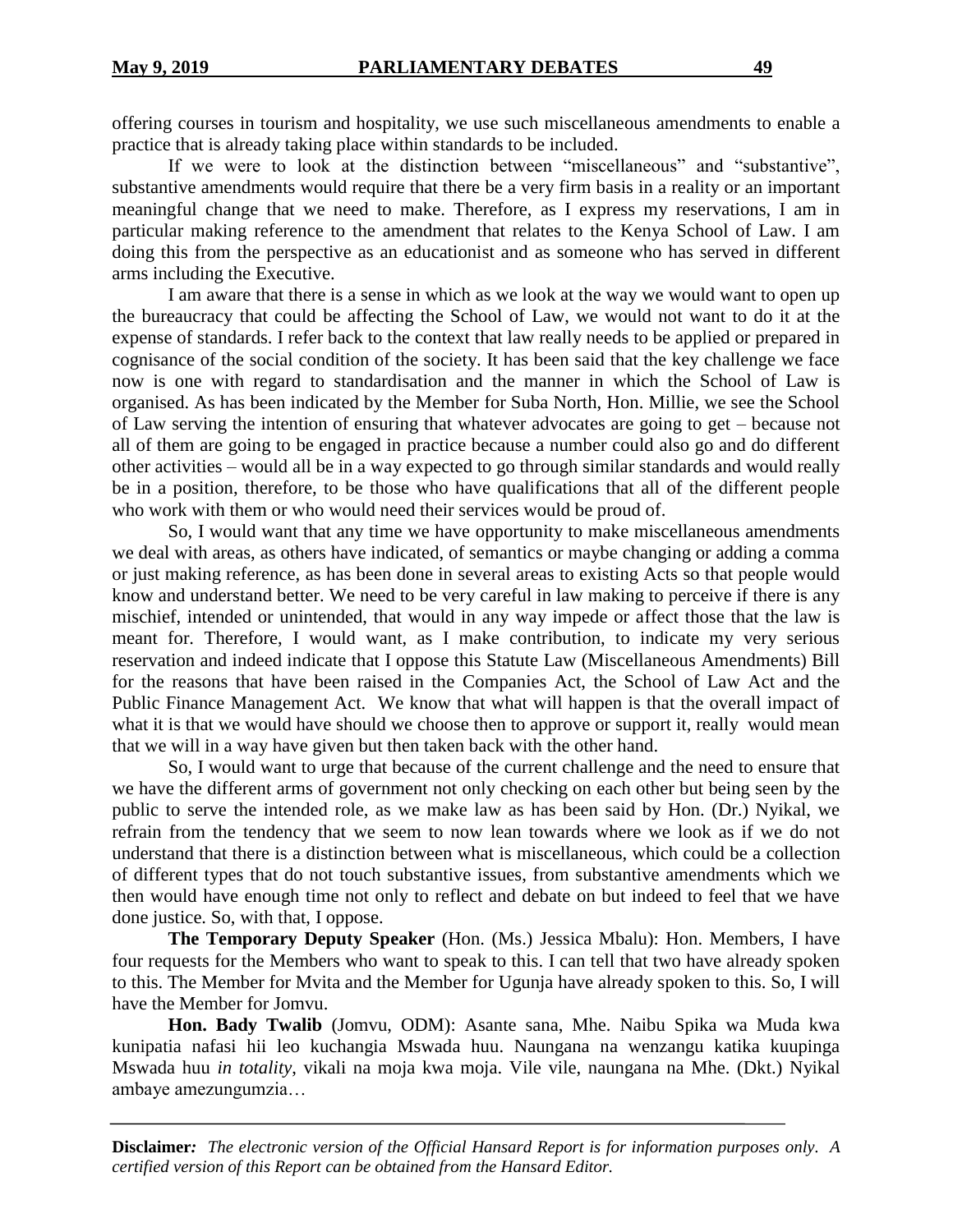offering courses in tourism and hospitality, we use such miscellaneous amendments to enable a practice that is already taking place within standards to be included.

If we were to look at the distinction between "miscellaneous" and "substantive", substantive amendments would require that there be a very firm basis in a reality or an important meaningful change that we need to make. Therefore, as I express my reservations, I am in particular making reference to the amendment that relates to the Kenya School of Law. I am doing this from the perspective as an educationist and as someone who has served in different arms including the Executive.

I am aware that there is a sense in which as we look at the way we would want to open up the bureaucracy that could be affecting the School of Law, we would not want to do it at the expense of standards. I refer back to the context that law really needs to be applied or prepared in cognisance of the social condition of the society. It has been said that the key challenge we face now is one with regard to standardisation and the manner in which the School of Law is organised. As has been indicated by the Member for Suba North, Hon. Millie, we see the School of Law serving the intention of ensuring that whatever advocates are going to get – because not all of them are going to be engaged in practice because a number could also go and do different other activities – would all be in a way expected to go through similar standards and would really be in a position, therefore, to be those who have qualifications that all of the different people who work with them or who would need their services would be proud of.

So, I would want that any time we have opportunity to make miscellaneous amendments we deal with areas, as others have indicated, of semantics or maybe changing or adding a comma or just making reference, as has been done in several areas to existing Acts so that people would know and understand better. We need to be very careful in law making to perceive if there is any mischief, intended or unintended, that would in any way impede or affect those that the law is meant for. Therefore, I would want, as I make contribution, to indicate my very serious reservation and indeed indicate that I oppose this Statute Law (Miscellaneous Amendments) Bill for the reasons that have been raised in the Companies Act, the School of Law Act and the Public Finance Management Act. We know that what will happen is that the overall impact of what it is that we would have should we choose then to approve or support it, really would mean that we will in a way have given but then taken back with the other hand.

So, I would want to urge that because of the current challenge and the need to ensure that we have the different arms of government not only checking on each other but being seen by the public to serve the intended role, as we make law as has been said by Hon. (Dr.) Nyikal, we refrain from the tendency that we seem to now lean towards where we look as if we do not understand that there is a distinction between what is miscellaneous, which could be a collection of different types that do not touch substantive issues, from substantive amendments which we then would have enough time not only to reflect and debate on but indeed to feel that we have done justice. So, with that, I oppose.

**The Temporary Deputy Speaker** (Hon. (Ms.) Jessica Mbalu): Hon. Members, I have four requests for the Members who want to speak to this. I can tell that two have already spoken to this. The Member for Mvita and the Member for Ugunja have already spoken to this. So, I will have the Member for Jomvu.

**Hon. Bady Twalib** (Jomvu, ODM): Asante sana, Mhe. Naibu Spika wa Muda kwa kunipatia nafasi hii leo kuchangia Mswada huu. Naungana na wenzangu katika kuupinga Mswada huu *in totality*, vikali na moja kwa moja. Vile vile, naungana na Mhe. (Dkt.) Nyikal ambaye amezungumzia…

**Disclaimer***:* *The electronic version of the Official Hansard Report is for information purposes only. A certified version of this Report can be obtained from the Hansard Editor.*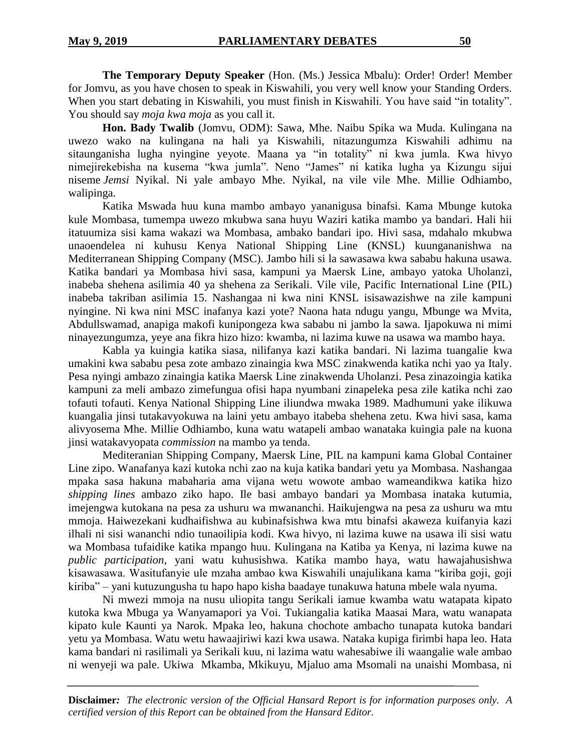**The Temporary Deputy Speaker** (Hon. (Ms.) Jessica Mbalu): Order! Order! Member for Jomvu, as you have chosen to speak in Kiswahili, you very well know your Standing Orders. When you start debating in Kiswahili, you must finish in Kiswahili. You have said "in totality". You should say *moja kwa moja* as you call it.

**Hon. Bady Twalib** (Jomvu, ODM): Sawa, Mhe. Naibu Spika wa Muda. Kulingana na uwezo wako na kulingana na hali ya Kiswahili, nitazungumza Kiswahili adhimu na sitaunganisha lugha nyingine yeyote. Maana ya "in totality" ni kwa jumla. Kwa hivyo nimejirekebisha na kusema "kwa jumla". Neno "James" ni katika lugha ya Kizungu sijui niseme *Jemsi* Nyikal. Ni yale ambayo Mhe. Nyikal, na vile vile Mhe. Millie Odhiambo, walipinga.

Katika Mswada huu kuna mambo ambayo yananigusa binafsi. Kama Mbunge kutoka kule Mombasa, tumempa uwezo mkubwa sana huyu Waziri katika mambo ya bandari. Hali hii itatuumiza sisi kama wakazi wa Mombasa, ambako bandari ipo. Hivi sasa, mdahalo mkubwa unaoendelea ni kuhusu Kenya National Shipping Line (KNSL) kuungananishwa na Mediterranean Shipping Company (MSC). Jambo hili si la sawasawa kwa sababu hakuna usawa. Katika bandari ya Mombasa hivi sasa, kampuni ya Maersk Line, ambayo yatoka Uholanzi, inabeba shehena asilimia 40 ya shehena za Serikali. Vile vile, Pacific International Line (PIL) inabeba takriban asilimia 15. Nashangaa ni kwa nini KNSL isisawazishwe na zile kampuni nyingine. Ni kwa nini MSC inafanya kazi yote? Naona hata ndugu yangu, Mbunge wa Mvita, Abdullswamad, anapiga makofi kunipongeza kwa sababu ni jambo la sawa. Ijapokuwa ni mimi ninayezungumza, yeye ana fikra hizo hizo: kwamba, ni lazima kuwe na usawa wa mambo haya.

Kabla ya kuingia katika siasa, nilifanya kazi katika bandari. Ni lazima tuangalie kwa umakini kwa sababu pesa zote ambazo zinaingia kwa MSC zinakwenda katika nchi yao ya Italy. Pesa nyingi ambazo zinaingia katika Maersk Line zinakwenda Uholanzi. Pesa zinazoingia katika kampuni za meli ambazo zimefungua ofisi hapa nyumbani zinapeleka pesa zile katika nchi zao tofauti tofauti. Kenya National Shipping Line iliundwa mwaka 1989. Madhumuni yake ilikuwa kuangalia jinsi tutakavyokuwa na laini yetu ambayo itabeba shehena zetu. Kwa hivi sasa, kama alivyosema Mhe. Millie Odhiambo, kuna watu watapeli ambao wanataka kuingia pale na kuona jinsi watakavyopata *commission* na mambo ya tenda.

Mediteranian Shipping Company, Maersk Line, PIL na kampuni kama Global Container Line zipo. Wanafanya kazi kutoka nchi zao na kuja katika bandari yetu ya Mombasa. Nashangaa mpaka sasa hakuna mabaharia ama vijana wetu wowote ambao wameandikwa katika hizo *shipping lines* ambazo ziko hapo. Ile basi ambayo bandari ya Mombasa inataka kutumia, imejengwa kutokana na pesa za ushuru wa mwananchi. Haikujengwa na pesa za ushuru wa mtu mmoja. Haiwezekani kudhaifishwa au kubinafsishwa kwa mtu binafsi akaweza kuifanyia kazi ilhali ni sisi wananchi ndio tunaoilipia kodi. Kwa hivyo, ni lazima kuwe na usawa ili sisi watu wa Mombasa tufaidike katika mpango huu. Kulingana na Katiba ya Kenya, ni lazima kuwe na *public participation*, yani watu kuhusishwa. Katika mambo haya, watu hawajahusishwa kisawasawa. Wasitufanyie ule mzaha ambao kwa Kiswahili unajulikana kama "kiriba goji, goji kiriba" – yani kutuzungusha tu hapo hapo kisha baadaye tunakuwa hatuna mbele wala nyuma.

Ni mwezi mmoja na nusu uliopita tangu Serikali iamue kwamba watu watapata kipato kutoka kwa Mbuga ya Wanyamapori ya Voi. Tukiangalia katika Maasai Mara, watu wanapata kipato kule Kaunti ya Narok. Mpaka leo, hakuna chochote ambacho tunapata kutoka bandari yetu ya Mombasa. Watu wetu hawaajiriwi kazi kwa usawa. Nataka kupiga firimbi hapa leo. Hata kama bandari ni rasilimali ya Serikali kuu, ni lazima watu wahesabiwe ili waangalie wale ambao ni wenyeji wa pale. Ukiwa Mkamba, Mkikuyu, Mjaluo ama Msomali na unaishi Mombasa, ni

**Disclaimer:** *The electronic version of the Official Hansard Report is for information purposes only. A certified version of this Report can be obtained from the Hansard Editor.*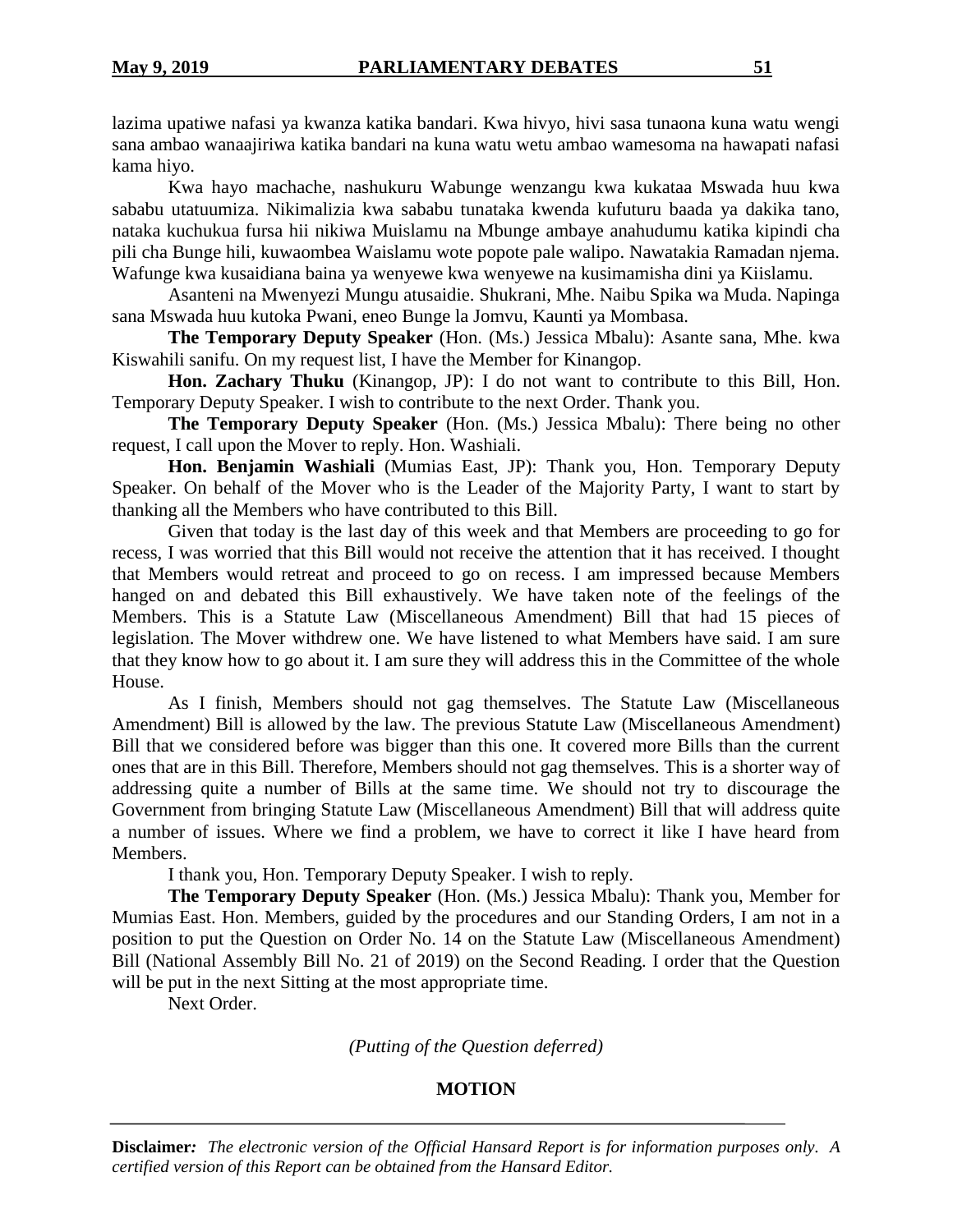lazima upatiwe nafasi ya kwanza katika bandari. Kwa hivyo, hivi sasa tunaona kuna watu wengi sana ambao wanaajiriwa katika bandari na kuna watu wetu ambao wamesoma na hawapati nafasi kama hiyo.

Kwa hayo machache, nashukuru Wabunge wenzangu kwa kukataa Mswada huu kwa sababu utatuumiza. Nikimalizia kwa sababu tunataka kwenda kufuturu baada ya dakika tano, nataka kuchukua fursa hii nikiwa Muislamu na Mbunge ambaye anahudumu katika kipindi cha pili cha Bunge hili, kuwaombea Waislamu wote popote pale walipo. Nawatakia Ramadan njema. Wafunge kwa kusaidiana baina ya wenyewe kwa wenyewe na kusimamisha dini ya Kiislamu.

Asanteni na Mwenyezi Mungu atusaidie. Shukrani, Mhe. Naibu Spika wa Muda. Napinga sana Mswada huu kutoka Pwani, eneo Bunge la Jomvu, Kaunti ya Mombasa.

**The Temporary Deputy Speaker** (Hon. (Ms.) Jessica Mbalu): Asante sana, Mhe. kwa Kiswahili sanifu. On my request list, I have the Member for Kinangop.

**Hon. Zachary Thuku** (Kinangop, JP): I do not want to contribute to this Bill, Hon. Temporary Deputy Speaker. I wish to contribute to the next Order. Thank you.

**The Temporary Deputy Speaker** (Hon. (Ms.) Jessica Mbalu): There being no other request, I call upon the Mover to reply. Hon. Washiali.

**Hon. Benjamin Washiali** (Mumias East, JP): Thank you, Hon. Temporary Deputy Speaker. On behalf of the Mover who is the Leader of the Majority Party, I want to start by thanking all the Members who have contributed to this Bill.

Given that today is the last day of this week and that Members are proceeding to go for recess, I was worried that this Bill would not receive the attention that it has received. I thought that Members would retreat and proceed to go on recess. I am impressed because Members hanged on and debated this Bill exhaustively. We have taken note of the feelings of the Members. This is a Statute Law (Miscellaneous Amendment) Bill that had 15 pieces of legislation. The Mover withdrew one. We have listened to what Members have said. I am sure that they know how to go about it. I am sure they will address this in the Committee of the whole House.

As I finish, Members should not gag themselves. The Statute Law (Miscellaneous Amendment) Bill is allowed by the law. The previous Statute Law (Miscellaneous Amendment) Bill that we considered before was bigger than this one. It covered more Bills than the current ones that are in this Bill. Therefore, Members should not gag themselves. This is a shorter way of addressing quite a number of Bills at the same time. We should not try to discourage the Government from bringing Statute Law (Miscellaneous Amendment) Bill that will address quite a number of issues. Where we find a problem, we have to correct it like I have heard from Members.

I thank you, Hon. Temporary Deputy Speaker. I wish to reply.

**The Temporary Deputy Speaker** (Hon. (Ms.) Jessica Mbalu): Thank you, Member for Mumias East. Hon. Members, guided by the procedures and our Standing Orders, I am not in a position to put the Question on Order No. 14 on the Statute Law (Miscellaneous Amendment) Bill (National Assembly Bill No. 21 of 2019) on the Second Reading. I order that the Question will be put in the next Sitting at the most appropriate time.

Next Order.

*(Putting of the Question deferred)*

## MOTION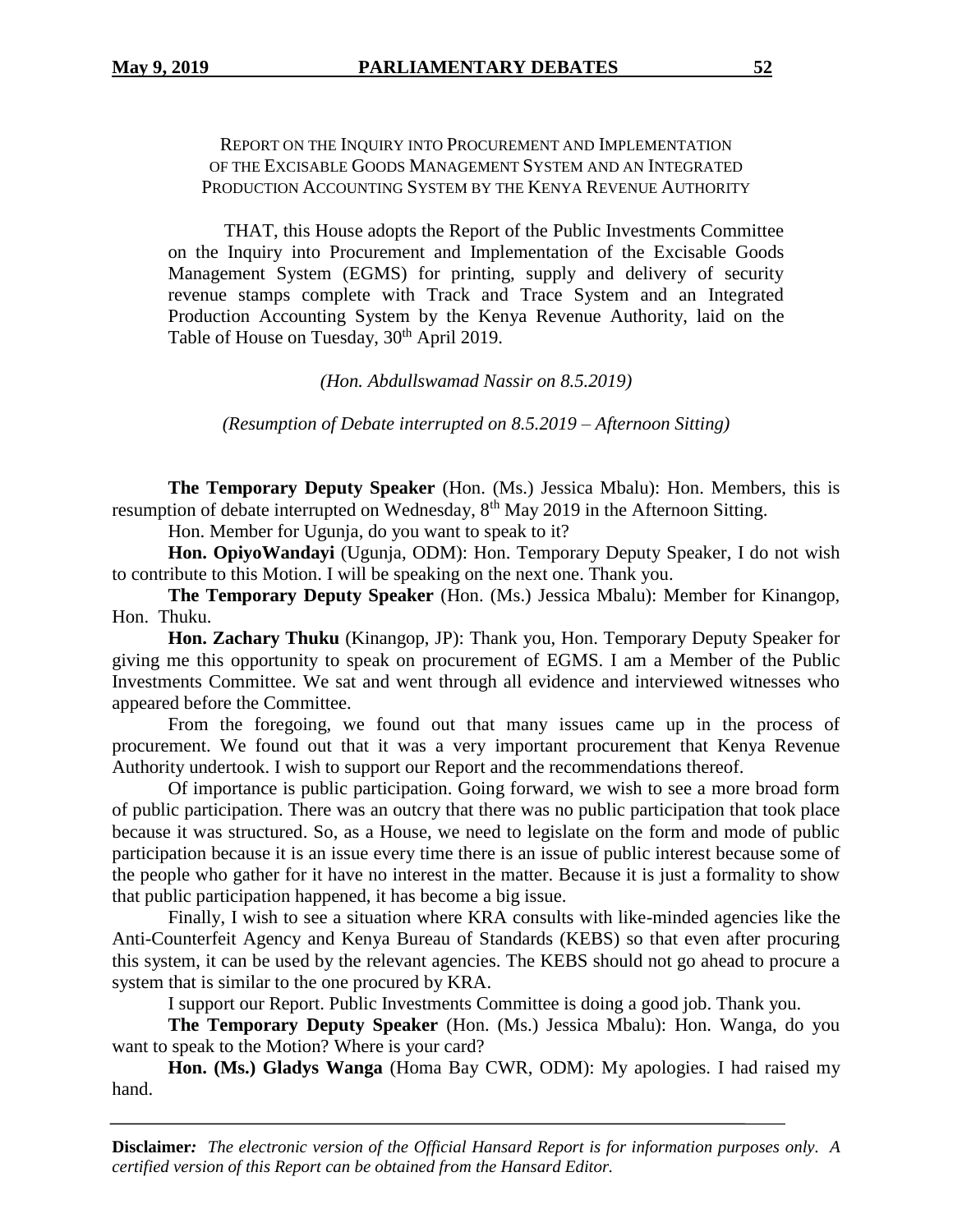REPORT ON THE INQUIRY INTO PROCUREMENT AND IMPLEMENTATION OF THE EXCISABLE GOODS MANAGEMENT SYSTEM AND AN INTEGRATED PRODUCTION ACCOUNTING SYSTEM BY THE KENYA REVENUE AUTHORITY

THAT, this House adopts the Report of the Public Investments Committee on the Inquiry into Procurement and Implementation of the Excisable Goods Management System (EGMS) for printing, supply and delivery of security revenue stamps complete with Track and Trace System and an Integrated Production Accounting System by the Kenya Revenue Authority, laid on the Table of House on Tuesday, 30th April 2019.

*(Hon. Abdullswamad Nassir on 8.5.2019)*

*(Resumption of Debate interrupted on 8.5.2019 – Afternoon Sitting)*

**The Temporary Deputy Speaker** (Hon. (Ms.) Jessica Mbalu): Hon. Members, this is resumption of debate interrupted on Wednesday, 8th May 2019 in the Afternoon Sitting.

Hon. Member for Ugunja, do you want to speak to it?

**Hon. OpiyoWandayi** (Ugunja, ODM): Hon. Temporary Deputy Speaker, I do not wish to contribute to this Motion. I will be speaking on the next one. Thank you.

**The Temporary Deputy Speaker** (Hon. (Ms.) Jessica Mbalu): Member for Kinangop, Hon. Thuku.

**Hon. Zachary Thuku** (Kinangop, JP): Thank you, Hon. Temporary Deputy Speaker for giving me this opportunity to speak on procurement of EGMS. I am a Member of the Public Investments Committee. We sat and went through all evidence and interviewed witnesses who appeared before the Committee.

From the foregoing, we found out that many issues came up in the process of procurement. We found out that it was a very important procurement that Kenya Revenue Authority undertook. I wish to support our Report and the recommendations thereof.

Of importance is public participation. Going forward, we wish to see a more broad form of public participation. There was an outcry that there was no public participation that took place because it was structured. So, as a House, we need to legislate on the form and mode of public participation because it is an issue every time there is an issue of public interest because some of the people who gather for it have no interest in the matter. Because it is just a formality to show that public participation happened, it has become a big issue.

Finally, I wish to see a situation where KRA consults with like-minded agencies like the Anti-Counterfeit Agency and Kenya Bureau of Standards (KEBS) so that even after procuring this system, it can be used by the relevant agencies. The KEBS should not go ahead to procure a system that is similar to the one procured by KRA.

I support our Report. Public Investments Committee is doing a good job. Thank you.

**The Temporary Deputy Speaker** (Hon. (Ms.) Jessica Mbalu): Hon. Wanga, do you want to speak to the Motion? Where is your card?

**Hon. (Ms.) Gladys Wanga** (Homa Bay CWR, ODM): My apologies. I had raised my hand.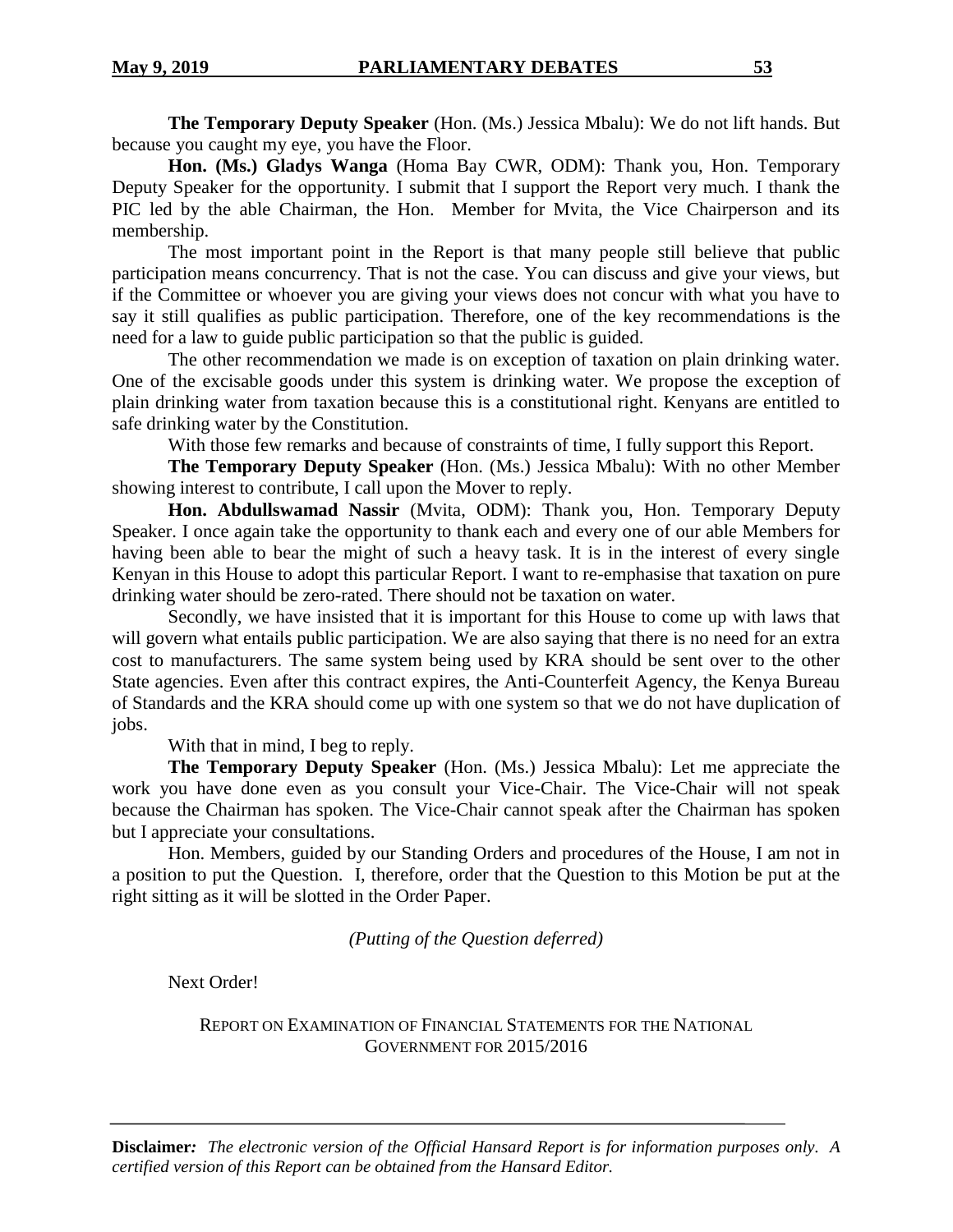**The Temporary Deputy Speaker** (Hon. (Ms.) Jessica Mbalu): We do not lift hands. But because you caught my eye, you have the Floor.

**Hon. (Ms.) Gladys Wanga** (Homa Bay CWR, ODM): Thank you, Hon. Temporary Deputy Speaker for the opportunity. I submit that I support the Report very much. I thank the PIC led by the able Chairman, the Hon. Member for Mvita, the Vice Chairperson and its membership.

The most important point in the Report is that many people still believe that public participation means concurrency. That is not the case. You can discuss and give your views, but if the Committee or whoever you are giving your views does not concur with what you have to say it still qualifies as public participation. Therefore, one of the key recommendations is the need for a law to guide public participation so that the public is guided.

The other recommendation we made is on exception of taxation on plain drinking water. One of the excisable goods under this system is drinking water. We propose the exception of plain drinking water from taxation because this is a constitutional right. Kenyans are entitled to safe drinking water by the Constitution.

With those few remarks and because of constraints of time, I fully support this Report.

**The Temporary Deputy Speaker** (Hon. (Ms.) Jessica Mbalu): With no other Member showing interest to contribute, I call upon the Mover to reply.

**Hon. Abdullswamad Nassir** (Mvita, ODM): Thank you, Hon. Temporary Deputy Speaker. I once again take the opportunity to thank each and every one of our able Members for having been able to bear the might of such a heavy task. It is in the interest of every single Kenyan in this House to adopt this particular Report. I want to re-emphasise that taxation on pure drinking water should be zero-rated. There should not be taxation on water.

Secondly, we have insisted that it is important for this House to come up with laws that will govern what entails public participation. We are also saying that there is no need for an extra cost to manufacturers. The same system being used by KRA should be sent over to the other State agencies. Even after this contract expires, the Anti-Counterfeit Agency, the Kenya Bureau of Standards and the KRA should come up with one system so that we do not have duplication of jobs.

With that in mind, I beg to reply.

**The Temporary Deputy Speaker** (Hon. (Ms.) Jessica Mbalu): Let me appreciate the work you have done even as you consult your Vice-Chair. The Vice-Chair will not speak because the Chairman has spoken. The Vice-Chair cannot speak after the Chairman has spoken but I appreciate your consultations.

Hon. Members, guided by our Standing Orders and procedures of the House, I am not in a position to put the Question. I, therefore, order that the Question to this Motion be put at the right sitting as it will be slotted in the Order Paper.

*(Putting of the Question deferred)*

Next Order!

REPORT ON EXAMINATION OF FINANCIAL STATEMENTS FOR THE NATIONAL GOVERNMENT FOR 2015/2016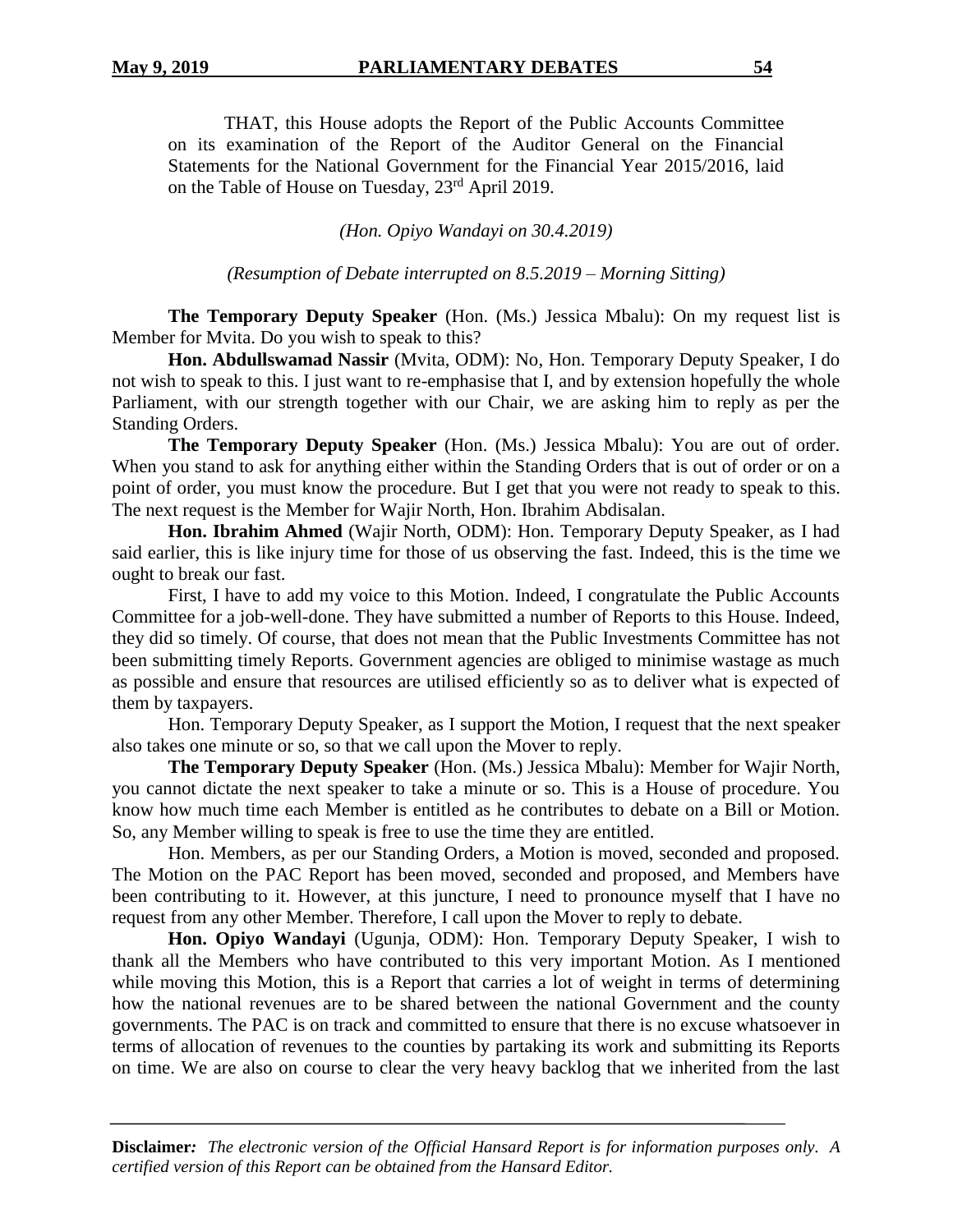THAT, this House adopts the Report of the Public Accounts Committee on its examination of the Report of the Auditor General on the Financial Statements for the National Government for the Financial Year 2015/2016, laid on the Table of House on Tuesday, 23rd April 2019.

*(Hon. Opiyo Wandayi on 30.4.2019)*

*(Resumption of Debate interrupted on 8.5.2019 – Morning Sitting)*

**The Temporary Deputy Speaker** (Hon. (Ms.) Jessica Mbalu): On my request list is Member for Mvita. Do you wish to speak to this?

**Hon. Abdullswamad Nassir** (Mvita, ODM): No, Hon. Temporary Deputy Speaker, I do not wish to speak to this. I just want to re-emphasise that I, and by extension hopefully the whole Parliament, with our strength together with our Chair, we are asking him to reply as per the Standing Orders.

**The Temporary Deputy Speaker** (Hon. (Ms.) Jessica Mbalu): You are out of order. When you stand to ask for anything either within the Standing Orders that is out of order or on a point of order, you must know the procedure. But I get that you were not ready to speak to this. The next request is the Member for Wajir North, Hon. Ibrahim Abdisalan.

**Hon. Ibrahim Ahmed** (Wajir North, ODM): Hon. Temporary Deputy Speaker, as I had said earlier, this is like injury time for those of us observing the fast. Indeed, this is the time we ought to break our fast.

First, I have to add my voice to this Motion. Indeed, I congratulate the Public Accounts Committee for a job-well-done. They have submitted a number of Reports to this House. Indeed, they did so timely. Of course, that does not mean that the Public Investments Committee has not been submitting timely Reports. Government agencies are obliged to minimise wastage as much as possible and ensure that resources are utilised efficiently so as to deliver what is expected of them by taxpayers.

Hon. Temporary Deputy Speaker, as I support the Motion, I request that the next speaker also takes one minute or so, so that we call upon the Mover to reply.

**The Temporary Deputy Speaker** (Hon. (Ms.) Jessica Mbalu): Member for Wajir North, you cannot dictate the next speaker to take a minute or so. This is a House of procedure. You know how much time each Member is entitled as he contributes to debate on a Bill or Motion. So, any Member willing to speak is free to use the time they are entitled.

Hon. Members, as per our Standing Orders, a Motion is moved, seconded and proposed. The Motion on the PAC Report has been moved, seconded and proposed, and Members have been contributing to it. However, at this juncture, I need to pronounce myself that I have no request from any other Member. Therefore, I call upon the Mover to reply to debate.

**Hon. Opiyo Wandayi** (Ugunja, ODM): Hon. Temporary Deputy Speaker, I wish to thank all the Members who have contributed to this very important Motion. As I mentioned while moving this Motion, this is a Report that carries a lot of weight in terms of determining how the national revenues are to be shared between the national Government and the county governments. The PAC is on track and committed to ensure that there is no excuse whatsoever in terms of allocation of revenues to the counties by partaking its work and submitting its Reports on time. We are also on course to clear the very heavy backlog that we inherited from the last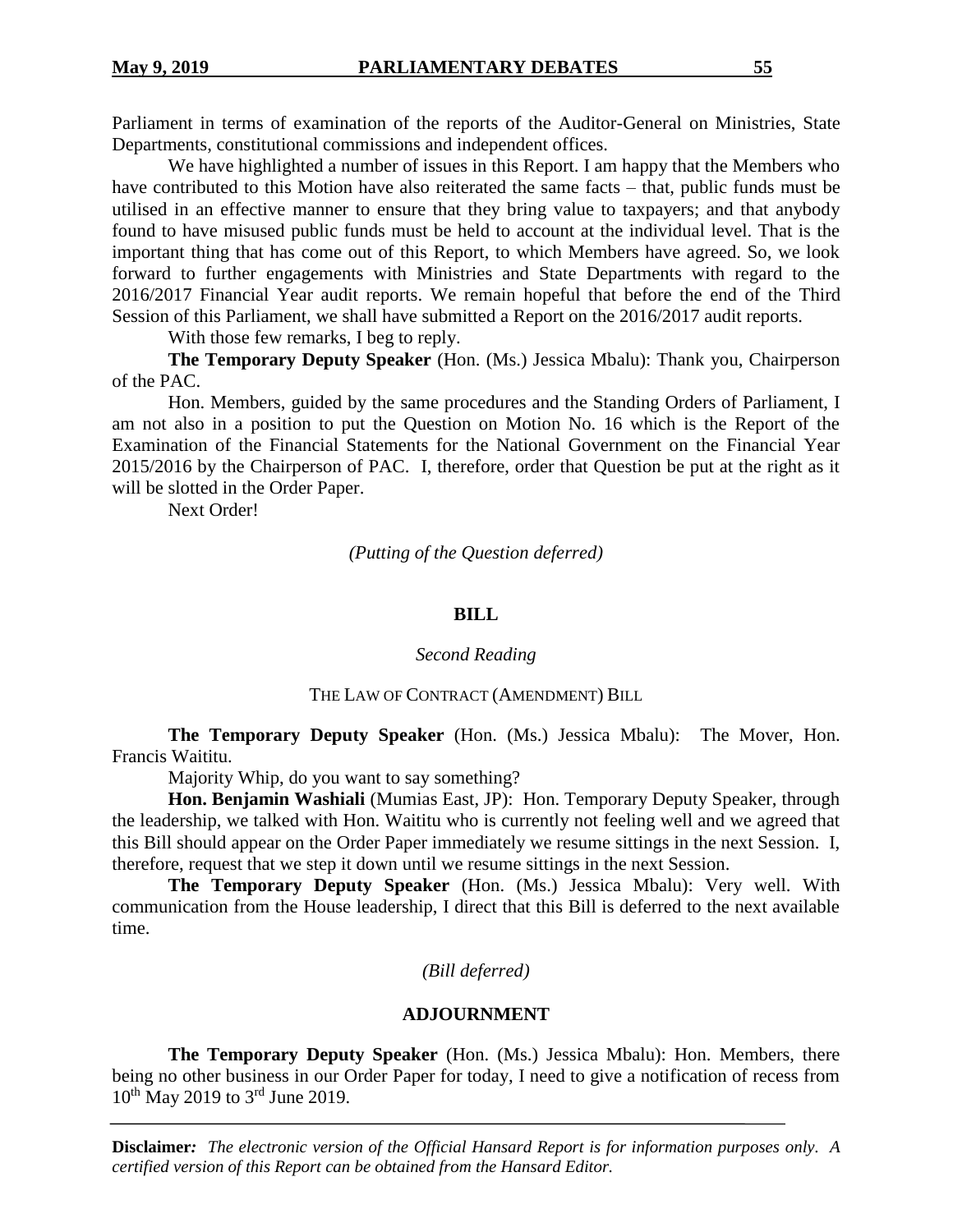Parliament in terms of examination of the reports of the Auditor-General on Ministries, State Departments, constitutional commissions and independent offices.

We have highlighted a number of issues in this Report. I am happy that the Members who have contributed to this Motion have also reiterated the same facts – that, public funds must be utilised in an effective manner to ensure that they bring value to taxpayers; and that anybody found to have misused public funds must be held to account at the individual level. That is the important thing that has come out of this Report, to which Members have agreed. So, we look forward to further engagements with Ministries and State Departments with regard to the 2016/2017 Financial Year audit reports. We remain hopeful that before the end of the Third Session of this Parliament, we shall have submitted a Report on the 2016/2017 audit reports.

With those few remarks, I beg to reply.

**The Temporary Deputy Speaker** (Hon. (Ms.) Jessica Mbalu): Thank you, Chairperson of the PAC.

Hon. Members, guided by the same procedures and the Standing Orders of Parliament, I am not also in a position to put the Question on Motion No. 16 which is the Report of the Examination of the Financial Statements for the National Government on the Financial Year 2015/2016 by the Chairperson of PAC. I, therefore, order that Question be put at the right as it will be slotted in the Order Paper.

Next Order!

*(Putting of the Question deferred)*

## BILL

*Second Reading*

THE LAW OF CONTRACT (AMENDMENT) BILL

**The Temporary Deputy Speaker** (Hon. (Ms.) Jessica Mbalu): The Mover, Hon. Francis Waititu.

Majority Whip, do you want to say something?

**Hon. Benjamin Washiali** (Mumias East, JP): Hon. Temporary Deputy Speaker, through the leadership, we talked with Hon. Waititu who is currently not feeling well and we agreed that this Bill should appear on the Order Paper immediately we resume sittings in the next Session. I, therefore, request that we step it down until we resume sittings in the next Session.

**The Temporary Deputy Speaker** (Hon. (Ms.) Jessica Mbalu): Very well. With communication from the House leadership, I direct that this Bill is deferred to the next available time.

*(Bill deferred)*

## ADJOURNMENT

**The Temporary Deputy Speaker** (Hon. (Ms.) Jessica Mbalu): Hon. Members, there being no other business in our Order Paper for today, I need to give a notification of recess from 10th May 2019 to 3rd June 2019.

**Disclaimer:** *The electronic version of the Official Hansard Report is for information purposes only. A certified version of this Report can be obtained from the Hansard Editor.*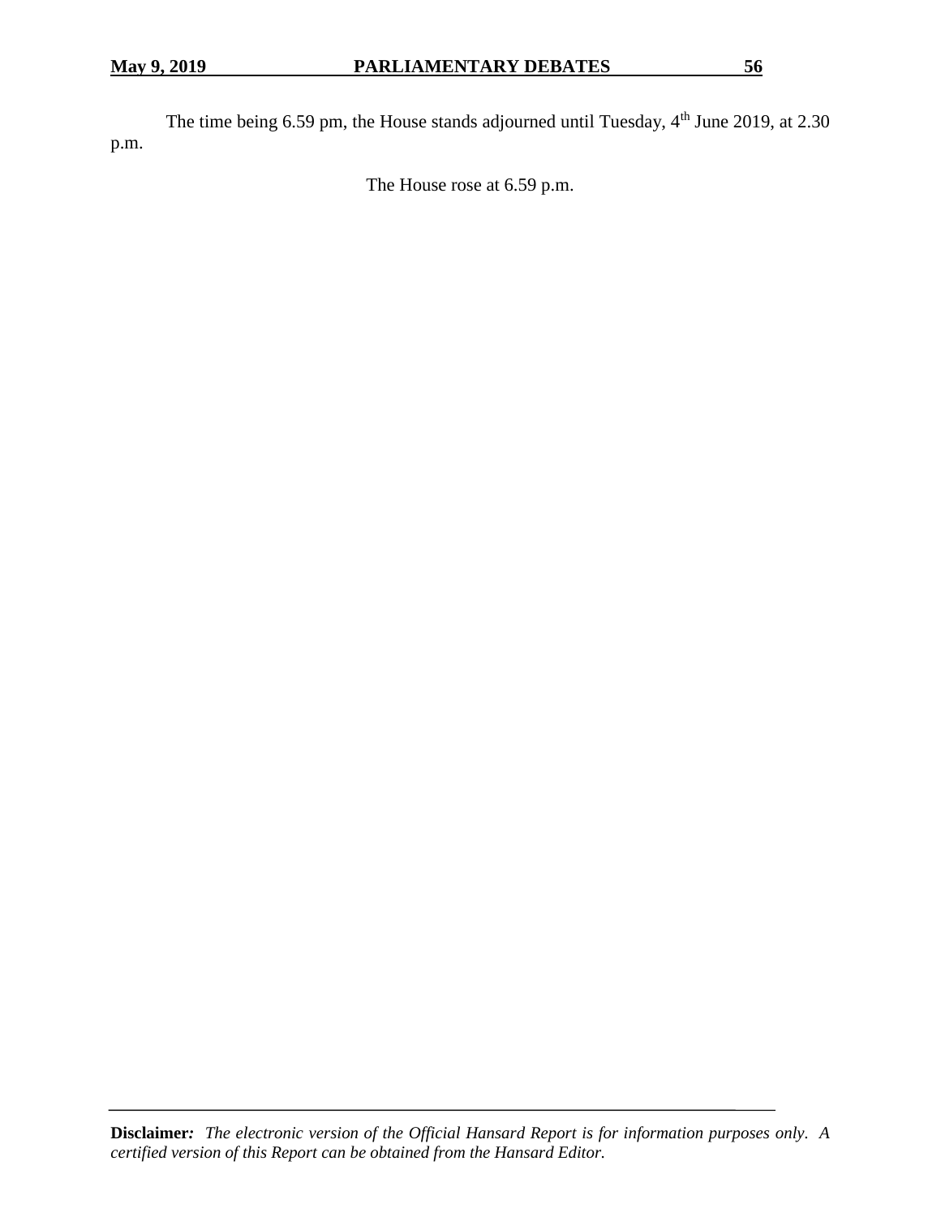The time being 6.59 pm, the House stands adjourned until Tuesday, 4th June 2019, at 2.30 p.m.

The House rose at 6.59 p.m.

**Disclaimer:** *The electronic version of the Official Hansard Report is for information purposes only. A certified version of this Report can be obtained from the Hansard Editor.*